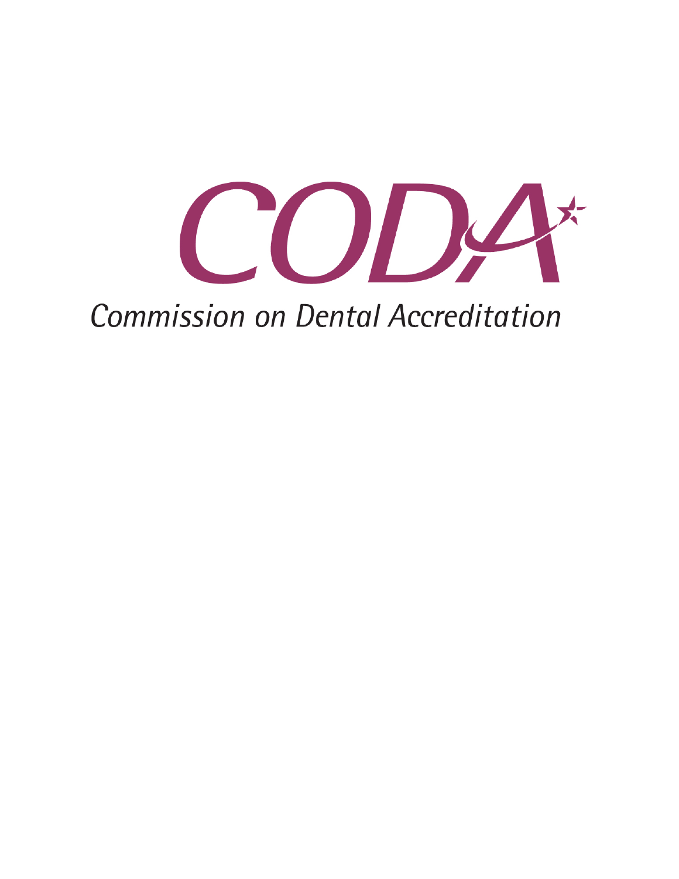# CODA

Commission on Dental Accreditation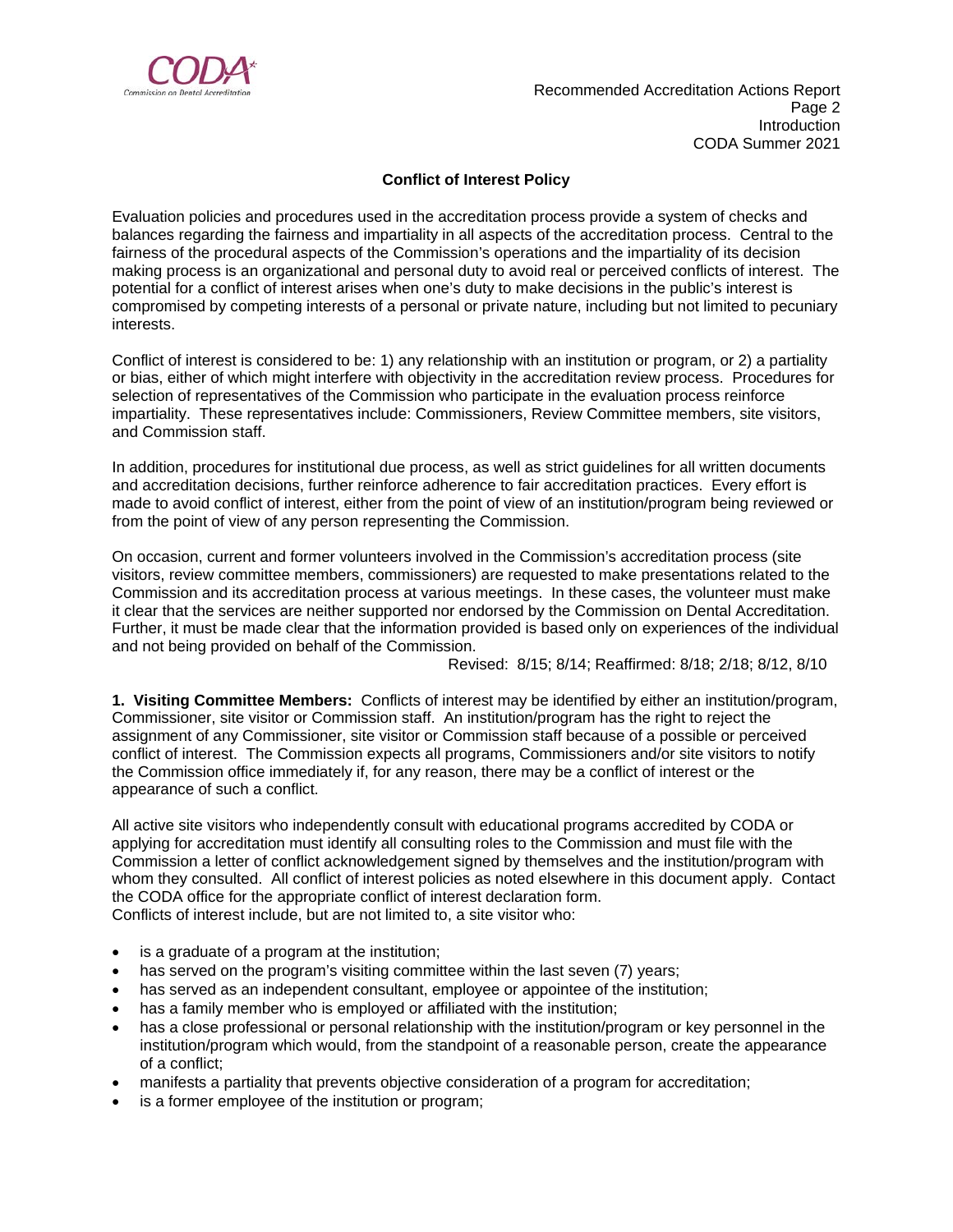## Conflict of Interest Policy

Evaluation policies and procedures used in the accreditation process provide a system of checks and balances regarding the fairness and impartiality in all aspects of the accreditation process. Central to the fairness of the procedural aspects of the Commission's operations and the impartiality of its decision making process is an organizational and personal duty to avoid real or perceived conflicts of interest. The potential for a conflict of interest arises when one's duty to make decisions in the public's interest is compromised by competing interests of a personal or private nature, including but not limited to pecuniary interests.

Conflict of interest is considered to be: 1) any relationship with an institution or program, or 2) a partiality or bias, either of which might interfere with objectivity in the accreditation review process. Procedures for selection of representatives of the Commission who participate in the evaluation process reinforce impartiality. These representatives include: Commissioners, Review Committee members, site visitors, and Commission staff.

In addition, procedures for institutional due process, as well as strict guidelines for all written documents and accreditation decisions, further reinforce adherence to fair accreditation practices. Every effort is made to avoid conflict of interest, either from the point of view of an institution/program being reviewed or from the point of view of any person representing the Commission.

On occasion, current and former volunteers involved in the Commission's accreditation process (site visitors, review committee members, commissioners) are requested to make presentations related to the Commission and its accreditation process at various meetings. In these cases, the volunteer must make it clear that the services are neither supported nor endorsed by the Commission on Dental Accreditation. Further, it must be made clear that the information provided is based only on experiences of the individual and not being provided on behalf of the Commission.

Revised: 8/15; 8/14; Reaffirmed: 8/18; 2/18; 8/12, 8/10

**1. Visiting Committee Members:** Conflicts of interest may be identified by either an institution/program, Commissioner, site visitor or Commission staff. An institution/program has the right to reject the assignment of any Commissioner, site visitor or Commission staff because of a possible or perceived conflict of interest. The Commission expects all programs, Commissioners and/or site visitors to notify the Commission office immediately if, for any reason, there may be a conflict of interest or the appearance of such a conflict.

All active site visitors who independently consult with educational programs accredited by CODA or applying for accreditation must identify all consulting roles to the Commission and must file with the Commission a letter of conflict acknowledgement signed by themselves and the institution/program with whom they consulted. All conflict of interest policies as noted elsewhere in this document apply. Contact the CODA office for the appropriate conflict of interest declaration form.
Conflicts of interest include, but are not limited to, a site visitor who:

- is a graduate of a program at the institution;
- has served on the program's visiting committee within the last seven (7) years;
- has served as an independent consultant, employee or appointee of the institution;
- has a family member who is employed or affiliated with the institution;
- has a close professional or personal relationship with the institution/program or key personnel in the institution/program which would, from the standpoint of a reasonable person, create the appearance of a conflict;
- manifests a partiality that prevents objective consideration of a program for accreditation;
- is a former employee of the institution or program;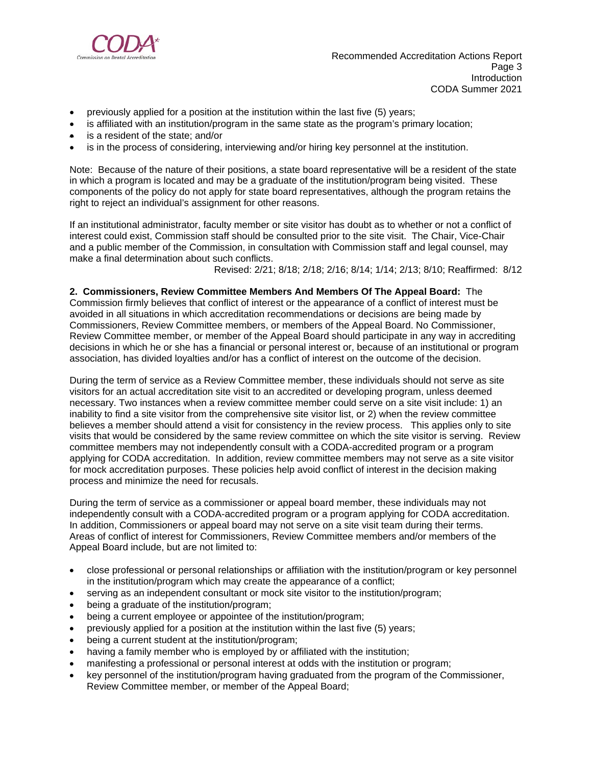- previously applied for a position at the institution within the last five (5) years;
- is affiliated with an institution/program in the same state as the program's primary location;
- is a resident of the state; and/or
- is in the process of considering, interviewing and/or hiring key personnel at the institution.

Note: Because of the nature of their positions, a state board representative will be a resident of the state in which a program is located and may be a graduate of the institution/program being visited. These components of the policy do not apply for state board representatives, although the program retains the right to reject an individual's assignment for other reasons.

If an institutional administrator, faculty member or site visitor has doubt as to whether or not a conflict of interest could exist, Commission staff should be consulted prior to the site visit. The Chair, Vice-Chair and a public member of the Commission, in consultation with Commission staff and legal counsel, may make a final determination about such conflicts.

Revised: 2/21; 8/18; 2/18; 2/16; 8/14; 1/14; 2/13; 8/10; Reaffirmed: 8/12

**2. Commissioners, Review Committee Members And Members Of The Appeal Board:** The Commission firmly believes that conflict of interest or the appearance of a conflict of interest must be avoided in all situations in which accreditation recommendations or decisions are being made by Commissioners, Review Committee members, or members of the Appeal Board. No Commissioner, Review Committee member, or member of the Appeal Board should participate in any way in accrediting decisions in which he or she has a financial or personal interest or, because of an institutional or program association, has divided loyalties and/or has a conflict of interest on the outcome of the decision.

During the term of service as a Review Committee member, these individuals should not serve as site visitors for an actual accreditation site visit to an accredited or developing program, unless deemed necessary. Two instances when a review committee member could serve on a site visit include: 1) an inability to find a site visitor from the comprehensive site visitor list, or 2) when the review committee believes a member should attend a visit for consistency in the review process. This applies only to site visits that would be considered by the same review committee on which the site visitor is serving. Review committee members may not independently consult with a CODA-accredited program or a program applying for CODA accreditation. In addition, review committee members may not serve as a site visitor for mock accreditation purposes. These policies help avoid conflict of interest in the decision making process and minimize the need for recusals.

During the term of service as a commissioner or appeal board member, these individuals may not independently consult with a CODA-accredited program or a program applying for CODA accreditation. In addition, Commissioners or appeal board may not serve on a site visit team during their terms. Areas of conflict of interest for Commissioners, Review Committee members and/or members of the Appeal Board include, but are not limited to:

- close professional or personal relationships or affiliation with the institution/program or key personnel in the institution/program which may create the appearance of a conflict;
- serving as an independent consultant or mock site visitor to the institution/program;
- being a graduate of the institution/program;
- being a current employee or appointee of the institution/program;
- previously applied for a position at the institution within the last five (5) years;
- being a current student at the institution/program;
- having a family member who is employed by or affiliated with the institution;
- manifesting a professional or personal interest at odds with the institution or program;
- key personnel of the institution/program having graduated from the program of the Commissioner, Review Committee member, or member of the Appeal Board;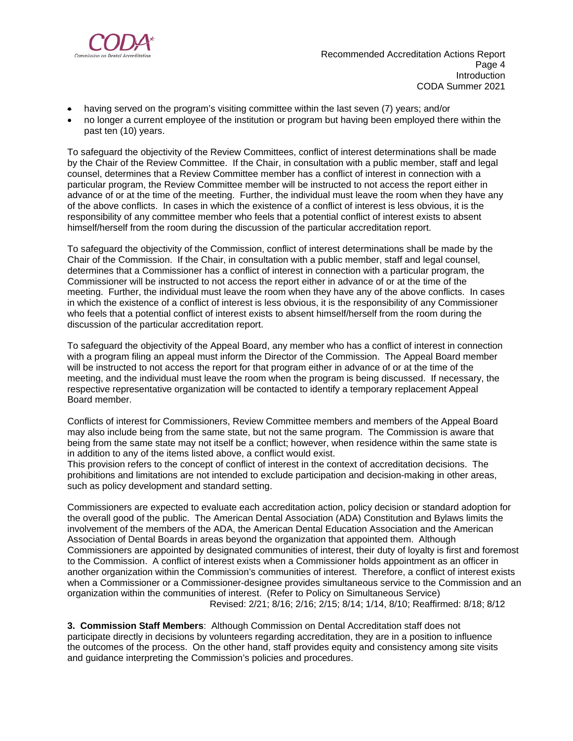- having served on the program's visiting committee within the last seven (7) years; and/or
- no longer a current employee of the institution or program but having been employed there within the past ten (10) years.

To safeguard the objectivity of the Review Committees, conflict of interest determinations shall be made by the Chair of the Review Committee. If the Chair, in consultation with a public member, staff and legal counsel, determines that a Review Committee member has a conflict of interest in connection with a particular program, the Review Committee member will be instructed to not access the report either in advance of or at the time of the meeting. Further, the individual must leave the room when they have any of the above conflicts. In cases in which the existence of a conflict of interest is less obvious, it is the responsibility of any committee member who feels that a potential conflict of interest exists to absent himself/herself from the room during the discussion of the particular accreditation report.

To safeguard the objectivity of the Commission, conflict of interest determinations shall be made by the Chair of the Commission. If the Chair, in consultation with a public member, staff and legal counsel, determines that a Commissioner has a conflict of interest in connection with a particular program, the Commissioner will be instructed to not access the report either in advance of or at the time of the meeting. Further, the individual must leave the room when they have any of the above conflicts. In cases in which the existence of a conflict of interest is less obvious, it is the responsibility of any Commissioner who feels that a potential conflict of interest exists to absent himself/herself from the room during the discussion of the particular accreditation report.

To safeguard the objectivity of the Appeal Board, any member who has a conflict of interest in connection with a program filing an appeal must inform the Director of the Commission. The Appeal Board member will be instructed to not access the report for that program either in advance of or at the time of the meeting, and the individual must leave the room when the program is being discussed. If necessary, the respective representative organization will be contacted to identify a temporary replacement Appeal Board member.

Conflicts of interest for Commissioners, Review Committee members and members of the Appeal Board may also include being from the same state, but not the same program. The Commission is aware that being from the same state may not itself be a conflict; however, when residence within the same state is in addition to any of the items listed above, a conflict would exist.
This provision refers to the concept of conflict of interest in the context of accreditation decisions. The prohibitions and limitations are not intended to exclude participation and decision-making in other areas, such as policy development and standard setting.

Commissioners are expected to evaluate each accreditation action, policy decision or standard adoption for the overall good of the public. The American Dental Association (ADA) Constitution and Bylaws limits the involvement of the members of the ADA, the American Dental Education Association and the American Association of Dental Boards in areas beyond the organization that appointed them. Although Commissioners are appointed by designated communities of interest, their duty of loyalty is first and foremost to the Commission. A conflict of interest exists when a Commissioner holds appointment as an officer in another organization within the Commission's communities of interest. Therefore, a conflict of interest exists when a Commissioner or a Commissioner-designee provides simultaneous service to the Commission and an organization within the communities of interest. (Refer to Policy on Simultaneous Service)

Revised: 2/21; 8/16; 2/16; 2/15; 8/14; 1/14, 8/10; Reaffirmed: 8/18; 8/12

**3. Commission Staff Members**: Although Commission on Dental Accreditation staff does not participate directly in decisions by volunteers regarding accreditation, they are in a position to influence the outcomes of the process. On the other hand, staff provides equity and consistency among site visits and guidance interpreting the Commission's policies and procedures.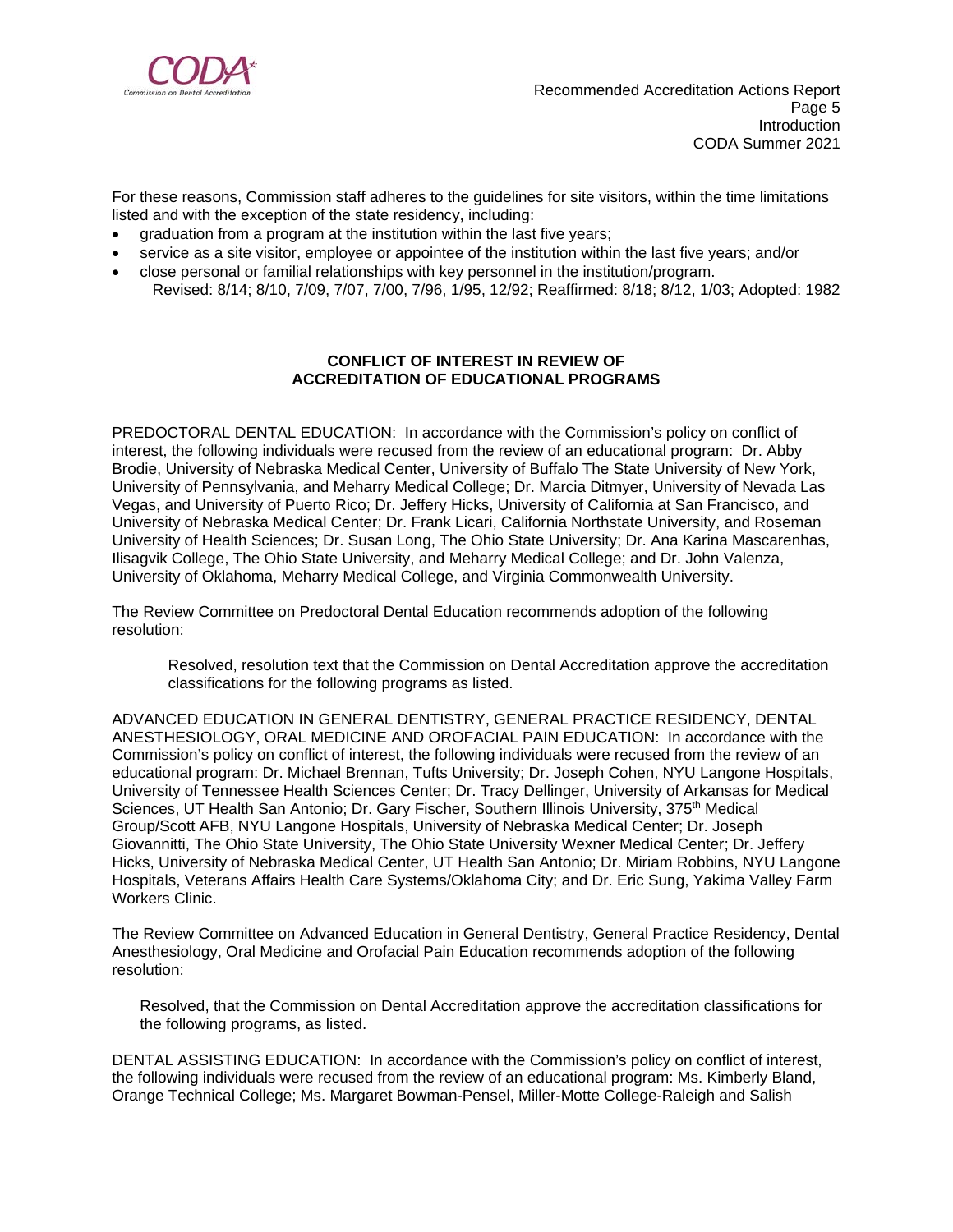For these reasons, Commission staff adheres to the guidelines for site visitors, within the time limitations listed and with the exception of the state residency, including:

- graduation from a program at the institution within the last five years;
- service as a site visitor, employee or appointee of the institution within the last five years; and/or
- close personal or familial relationships with key personnel in the institution/program.

Revised: 8/14; 8/10, 7/09, 7/07, 7/00, 7/96, 1/95, 12/92; Reaffirmed: 8/18; 8/12, 1/03; Adopted: 1982

## CONFLICT OF INTEREST IN REVIEW OF ACCREDITATION OF EDUCATIONAL PROGRAMS

PREDOCTORAL DENTAL EDUCATION: In accordance with the Commission's policy on conflict of interest, the following individuals were recused from the review of an educational program: Dr. Abby Brodie, University of Nebraska Medical Center, University of Buffalo The State University of New York, University of Pennsylvania, and Meharry Medical College; Dr. Marcia Ditmyer, University of Nevada Las Vegas, and University of Puerto Rico; Dr. Jeffery Hicks, University of California at San Francisco, and University of Nebraska Medical Center; Dr. Frank Licari, California Northstate University, and Roseman University of Health Sciences; Dr. Susan Long, The Ohio State University; Dr. Ana Karina Mascarenhas, Ilisagvik College, The Ohio State University, and Meharry Medical College; and Dr. John Valenza, University of Oklahoma, Meharry Medical College, and Virginia Commonwealth University.

The Review Committee on Predoctoral Dental Education recommends adoption of the following resolution:

> Resolved, resolution text that the Commission on Dental Accreditation approve the accreditation classifications for the following programs as listed.

ADVANCED EDUCATION IN GENERAL DENTISTRY, GENERAL PRACTICE RESIDENCY, DENTAL ANESTHESIOLOGY, ORAL MEDICINE AND OROFACIAL PAIN EDUCATION: In accordance with the Commission's policy on conflict of interest, the following individuals were recused from the review of an educational program: Dr. Michael Brennan, Tufts University; Dr. Joseph Cohen, NYU Langone Hospitals, University of Tennessee Health Sciences Center; Dr. Tracy Dellinger, University of Arkansas for Medical Sciences, UT Health San Antonio; Dr. Gary Fischer, Southern Illinois University, 375th Medical Group/Scott AFB, NYU Langone Hospitals, University of Nebraska Medical Center; Dr. Joseph Giovannitti, The Ohio State University, The Ohio State University Wexner Medical Center; Dr. Jeffery Hicks, University of Nebraska Medical Center, UT Health San Antonio; Dr. Miriam Robbins, NYU Langone Hospitals, Veterans Affairs Health Care Systems/Oklahoma City; and Dr. Eric Sung, Yakima Valley Farm Workers Clinic.

The Review Committee on Advanced Education in General Dentistry, General Practice Residency, Dental Anesthesiology, Oral Medicine and Orofacial Pain Education recommends adoption of the following resolution:

> Resolved, that the Commission on Dental Accreditation approve the accreditation classifications for the following programs, as listed.

DENTAL ASSISTING EDUCATION: In accordance with the Commission's policy on conflict of interest, the following individuals were recused from the review of an educational program: Ms. Kimberly Bland, Orange Technical College; Ms. Margaret Bowman-Pensel, Miller-Motte College-Raleigh and Salish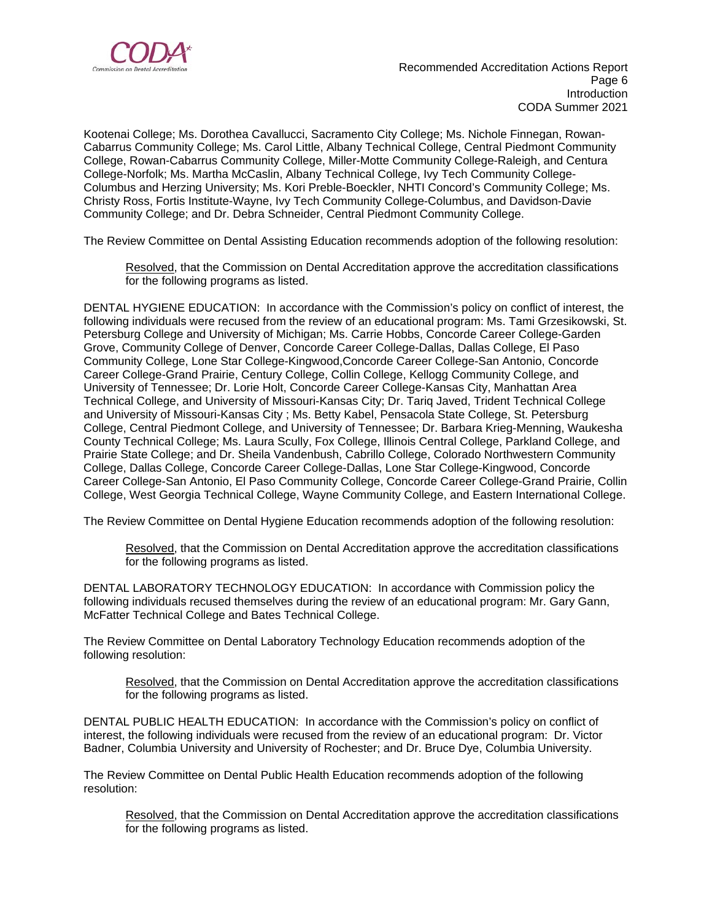Kootenai College; Ms. Dorothea Cavallucci, Sacramento City College; Ms. Nichole Finnegan, Rowan-Cabarrus Community College; Ms. Carol Little, Albany Technical College, Central Piedmont Community College, Rowan-Cabarrus Community College, Miller-Motte Community College-Raleigh, and Centura College-Norfolk; Ms. Martha McCaslin, Albany Technical College, Ivy Tech Community College-Columbus and Herzing University; Ms. Kori Preble-Boeckler, NHTI Concord's Community College; Ms. Christy Ross, Fortis Institute-Wayne, Ivy Tech Community College-Columbus, and Davidson-Davie Community College; and Dr. Debra Schneider, Central Piedmont Community College.

The Review Committee on Dental Assisting Education recommends adoption of the following resolution:

> Resolved, that the Commission on Dental Accreditation approve the accreditation classifications for the following programs as listed.

DENTAL HYGIENE EDUCATION: In accordance with the Commission's policy on conflict of interest, the following individuals were recused from the review of an educational program: Ms. Tami Grzesikowski, St. Petersburg College and University of Michigan; Ms. Carrie Hobbs, Concorde Career College-Garden Grove, Community College of Denver, Concorde Career College-Dallas, Dallas College, El Paso Community College, Lone Star College-Kingwood,Concorde Career College-San Antonio, Concorde Career College-Grand Prairie, Century College, Collin College, Kellogg Community College, and University of Tennessee; Dr. Lorie Holt, Concorde Career College-Kansas City, Manhattan Area Technical College, and University of Missouri-Kansas City; Dr. Tariq Javed, Trident Technical College and University of Missouri-Kansas City ; Ms. Betty Kabel, Pensacola State College, St. Petersburg College, Central Piedmont College, and University of Tennessee; Dr. Barbara Krieg-Menning, Waukesha County Technical College; Ms. Laura Scully, Fox College, Illinois Central College, Parkland College, and Prairie State College; and Dr. Sheila Vandenbush, Cabrillo College, Colorado Northwestern Community College, Dallas College, Concorde Career College-Dallas, Lone Star College-Kingwood, Concorde Career College-San Antonio, El Paso Community College, Concorde Career College-Grand Prairie, Collin College, West Georgia Technical College, Wayne Community College, and Eastern International College.

The Review Committee on Dental Hygiene Education recommends adoption of the following resolution:

> Resolved, that the Commission on Dental Accreditation approve the accreditation classifications for the following programs as listed.

DENTAL LABORATORY TECHNOLOGY EDUCATION: In accordance with Commission policy the following individuals recused themselves during the review of an educational program: Mr. Gary Gann, McFatter Technical College and Bates Technical College.

The Review Committee on Dental Laboratory Technology Education recommends adoption of the following resolution:

> Resolved, that the Commission on Dental Accreditation approve the accreditation classifications for the following programs as listed.

DENTAL PUBLIC HEALTH EDUCATION: In accordance with the Commission's policy on conflict of interest, the following individuals were recused from the review of an educational program: Dr. Victor Badner, Columbia University and University of Rochester; and Dr. Bruce Dye, Columbia University.

The Review Committee on Dental Public Health Education recommends adoption of the following resolution:

> Resolved, that the Commission on Dental Accreditation approve the accreditation classifications for the following programs as listed.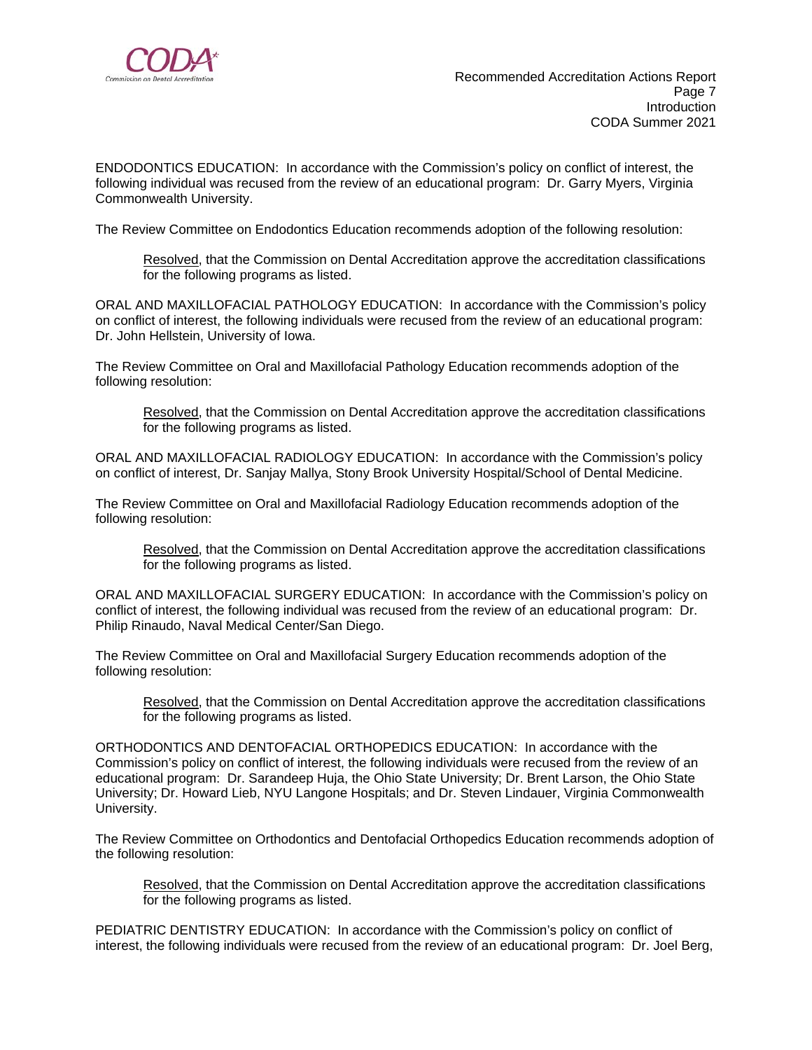ENDODONTICS EDUCATION: In accordance with the Commission's policy on conflict of interest, the following individual was recused from the review of an educational program: Dr. Garry Myers, Virginia Commonwealth University.

The Review Committee on Endodontics Education recommends adoption of the following resolution:

> Resolved, that the Commission on Dental Accreditation approve the accreditation classifications for the following programs as listed.

ORAL AND MAXILLOFACIAL PATHOLOGY EDUCATION: In accordance with the Commission's policy on conflict of interest, the following individuals were recused from the review of an educational program: Dr. John Hellstein, University of Iowa.

The Review Committee on Oral and Maxillofacial Pathology Education recommends adoption of the following resolution:

> Resolved, that the Commission on Dental Accreditation approve the accreditation classifications for the following programs as listed.

ORAL AND MAXILLOFACIAL RADIOLOGY EDUCATION: In accordance with the Commission's policy on conflict of interest, Dr. Sanjay Mallya, Stony Brook University Hospital/School of Dental Medicine.

The Review Committee on Oral and Maxillofacial Radiology Education recommends adoption of the following resolution:

> Resolved, that the Commission on Dental Accreditation approve the accreditation classifications for the following programs as listed.

ORAL AND MAXILLOFACIAL SURGERY EDUCATION: In accordance with the Commission's policy on conflict of interest, the following individual was recused from the review of an educational program: Dr. Philip Rinaudo, Naval Medical Center/San Diego.

The Review Committee on Oral and Maxillofacial Surgery Education recommends adoption of the following resolution:

> Resolved, that the Commission on Dental Accreditation approve the accreditation classifications for the following programs as listed.

ORTHODONTICS AND DENTOFACIAL ORTHOPEDICS EDUCATION: In accordance with the Commission's policy on conflict of interest, the following individuals were recused from the review of an educational program: Dr. Sarandeep Huja, the Ohio State University; Dr. Brent Larson, the Ohio State University; Dr. Howard Lieb, NYU Langone Hospitals; and Dr. Steven Lindauer, Virginia Commonwealth University.

The Review Committee on Orthodontics and Dentofacial Orthopedics Education recommends adoption of the following resolution:

> Resolved, that the Commission on Dental Accreditation approve the accreditation classifications for the following programs as listed.

PEDIATRIC DENTISTRY EDUCATION: In accordance with the Commission's policy on conflict of interest, the following individuals were recused from the review of an educational program: Dr. Joel Berg,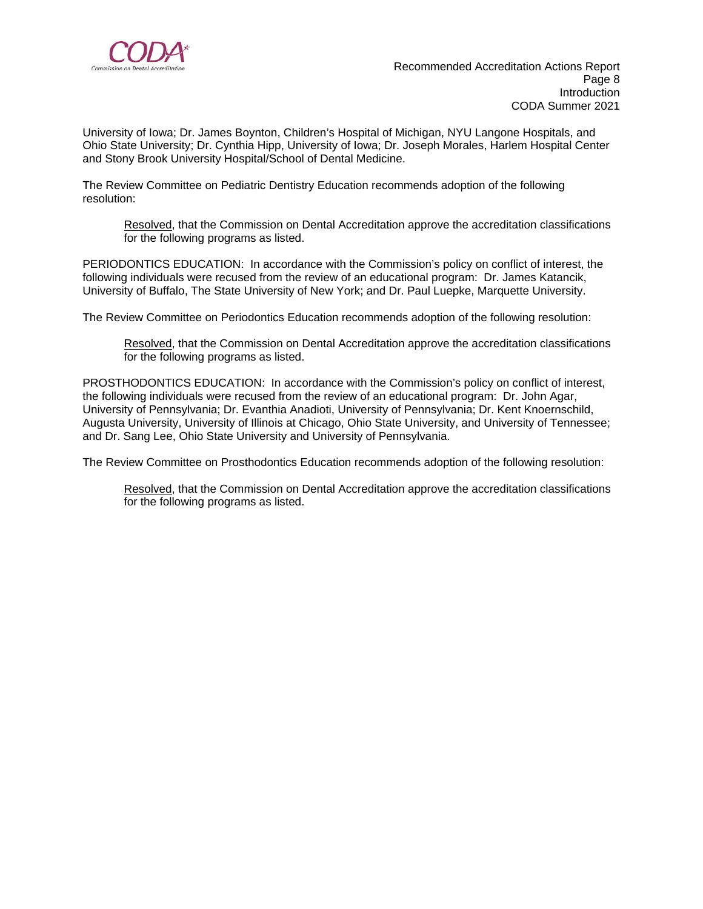University of Iowa; Dr. James Boynton, Children's Hospital of Michigan, NYU Langone Hospitals, and Ohio State University; Dr. Cynthia Hipp, University of Iowa; Dr. Joseph Morales, Harlem Hospital Center and Stony Brook University Hospital/School of Dental Medicine.

The Review Committee on Pediatric Dentistry Education recommends adoption of the following resolution:

> Resolved, that the Commission on Dental Accreditation approve the accreditation classifications for the following programs as listed.

PERIODONTICS EDUCATION: In accordance with the Commission's policy on conflict of interest, the following individuals were recused from the review of an educational program: Dr. James Katancik, University of Buffalo, The State University of New York; and Dr. Paul Luepke, Marquette University.

The Review Committee on Periodontics Education recommends adoption of the following resolution:

> Resolved, that the Commission on Dental Accreditation approve the accreditation classifications for the following programs as listed.

PROSTHODONTICS EDUCATION: In accordance with the Commission's policy on conflict of interest, the following individuals were recused from the review of an educational program: Dr. John Agar, University of Pennsylvania; Dr. Evanthia Anadioti, University of Pennsylvania; Dr. Kent Knoernschild, Augusta University, University of Illinois at Chicago, Ohio State University, and University of Tennessee; and Dr. Sang Lee, Ohio State University and University of Pennsylvania.

The Review Committee on Prosthodontics Education recommends adoption of the following resolution:

> Resolved, that the Commission on Dental Accreditation approve the accreditation classifications for the following programs as listed.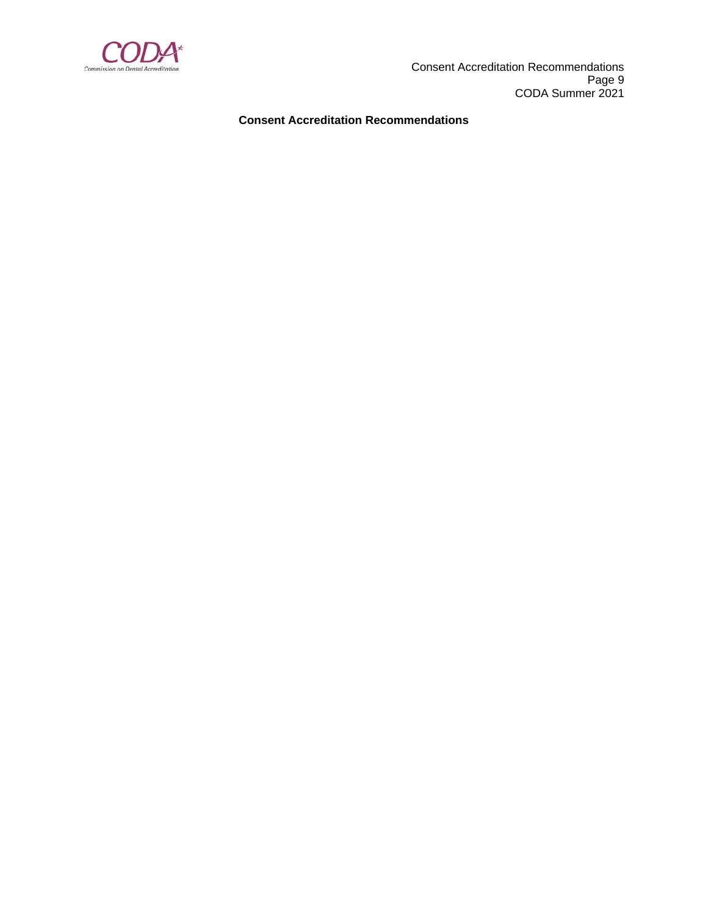**Consent Accreditation Recommendations**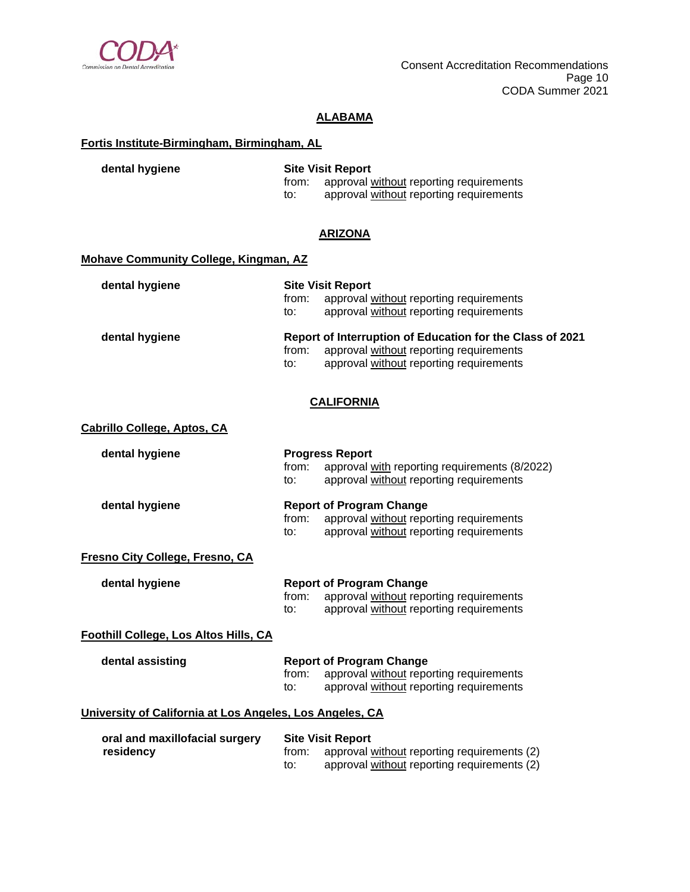## ALABAMA

### Fortis Institute-Birmingham, Birmingham, AL

**dental hygiene**

**Site Visit Report**
from: approval without reporting requirements
to: approval without reporting requirements

## ARIZONA

### Mohave Community College, Kingman, AZ

**dental hygiene**

**Site Visit Report**
from: approval without reporting requirements
to: approval without reporting requirements

**dental hygiene**

**Report of Interruption of Education for the Class of 2021**
from: approval without reporting requirements
to: approval without reporting requirements

## CALIFORNIA

### Cabrillo College, Aptos, CA

**dental hygiene**

**Progress Report**
from: approval with reporting requirements (8/2022)
to: approval without reporting requirements

**dental hygiene**

**Report of Program Change**
from: approval without reporting requirements
to: approval without reporting requirements

### Fresno City College, Fresno, CA

**dental hygiene**

**Report of Program Change**
from: approval without reporting requirements
to: approval without reporting requirements

### Foothill College, Los Altos Hills, CA

**dental assisting**

**Report of Program Change**
from: approval without reporting requirements
to: approval without reporting requirements

### University of California at Los Angeles, Los Angeles, CA

**oral and maxillofacial surgery residency**

**Site Visit Report**
from: approval without reporting requirements (2)
to: approval without reporting requirements (2)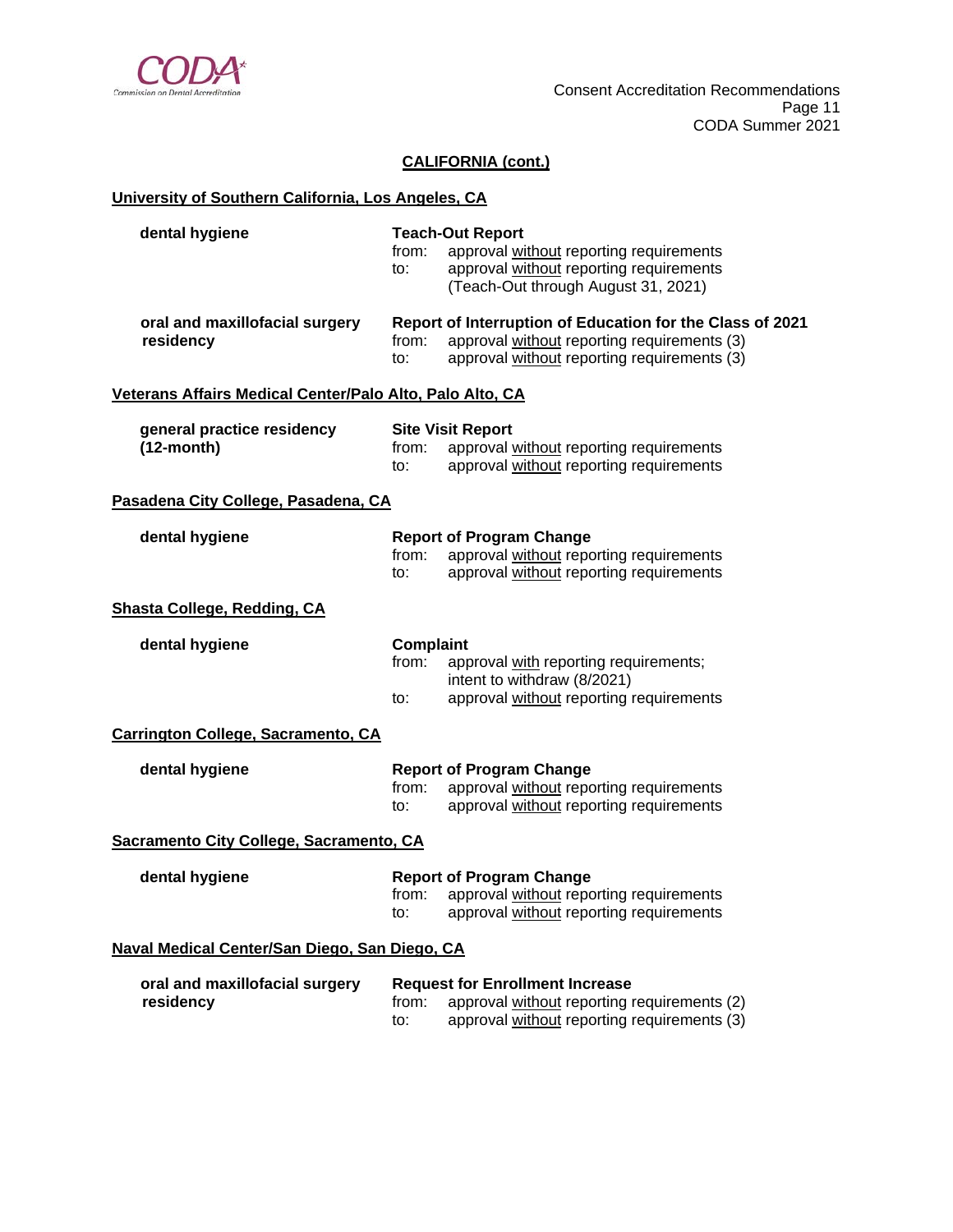## CALIFORNIA (cont.)

### University of Southern California, Los Angeles, CA

**dental hygiene**

**Teach-Out Report**
from: approval without reporting requirements
to: approval without reporting requirements (Teach-Out through August 31, 2021)

**oral and maxillofacial surgery residency**

**Report of Interruption of Education for the Class of 2021**
from: approval without reporting requirements (3)
to: approval without reporting requirements (3)

### Veterans Affairs Medical Center/Palo Alto, Palo Alto, CA

**general practice residency (12-month)**

**Site Visit Report**
from: approval without reporting requirements
to: approval without reporting requirements

### Pasadena City College, Pasadena, CA

**dental hygiene**

**Report of Program Change**
from: approval without reporting requirements
to: approval without reporting requirements

### Shasta College, Redding, CA

**dental hygiene**

**Complaint**
from: approval with reporting requirements; intent to withdraw (8/2021)
to: approval without reporting requirements

### Carrington College, Sacramento, CA

**dental hygiene**

**Report of Program Change**
from: approval without reporting requirements
to: approval without reporting requirements

### Sacramento City College, Sacramento, CA

**dental hygiene**

**Report of Program Change**
from: approval without reporting requirements
to: approval without reporting requirements

### Naval Medical Center/San Diego, San Diego, CA

**oral and maxillofacial surgery residency**

**Request for Enrollment Increase**
from: approval without reporting requirements (2)
to: approval without reporting requirements (3)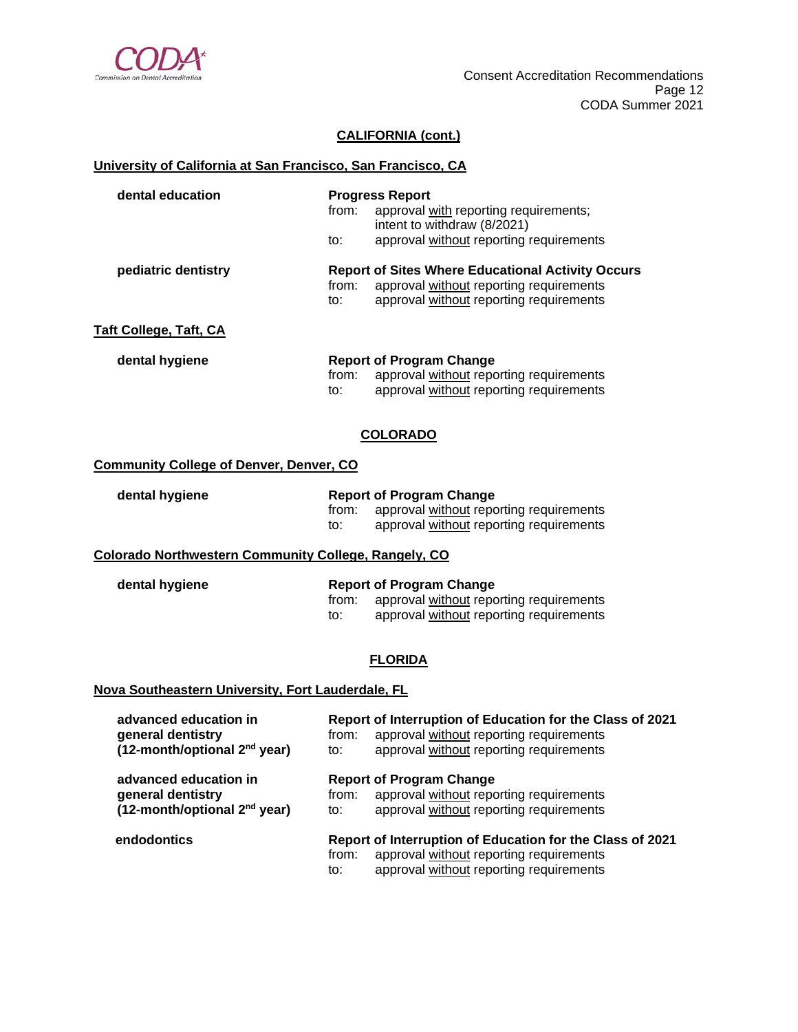## CALIFORNIA (cont.)

### University of California at San Francisco, San Francisco, CA

**dental education**

**Progress Report**
from: approval with reporting requirements; intent to withdraw (8/2021)
to: approval without reporting requirements

**pediatric dentistry**

**Report of Sites Where Educational Activity Occurs**
from: approval without reporting requirements
to: approval without reporting requirements

### Taft College, Taft, CA

**dental hygiene**

**Report of Program Change**
from: approval without reporting requirements
to: approval without reporting requirements

## COLORADO

### Community College of Denver, Denver, CO

**dental hygiene**

**Report of Program Change**
from: approval without reporting requirements
to: approval without reporting requirements

### Colorado Northwestern Community College, Rangely, CO

**dental hygiene**

**Report of Program Change**
from: approval without reporting requirements
to: approval without reporting requirements

## FLORIDA

### Nova Southeastern University, Fort Lauderdale, FL

**advanced education in general dentistry (12-month/optional 2nd year)**

**Report of Interruption of Education for the Class of 2021**
from: approval without reporting requirements
to: approval without reporting requirements

**advanced education in general dentistry (12-month/optional 2nd year)**

**Report of Program Change**
from: approval without reporting requirements
to: approval without reporting requirements

**endodontics**

**Report of Interruption of Education for the Class of 2021**
from: approval without reporting requirements
to: approval without reporting requirements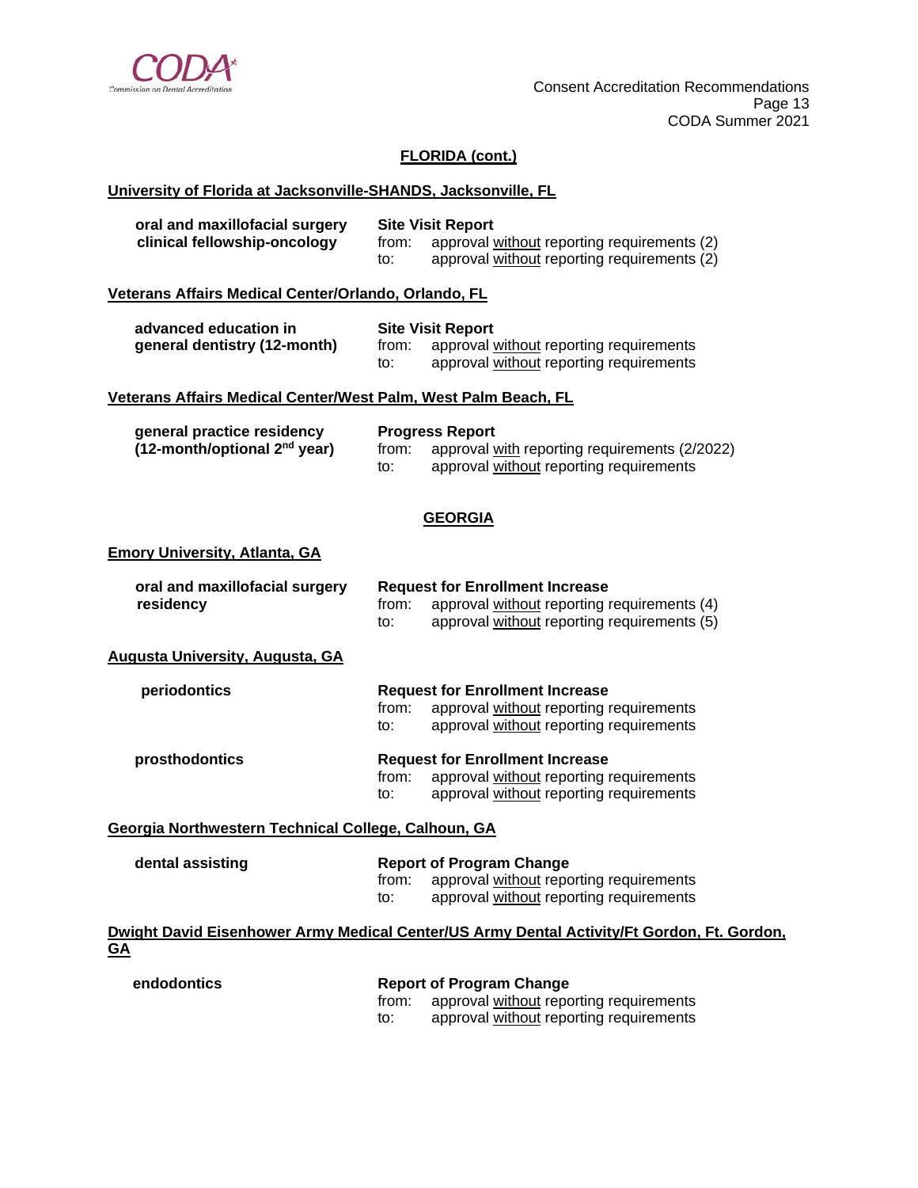**FLORIDA (cont.)**

**University of Florida at Jacksonville-SHANDS, Jacksonville, FL**

| | |
|---|---|
| **oral and maxillofacial surgery clinical fellowship-oncology** | **Site Visit Report**<br>from: approval without reporting requirements (2)<br>to: approval without reporting requirements (2) |

**Veterans Affairs Medical Center/Orlando, Orlando, FL**

| | |
|---|---|
| **advanced education in general dentistry (12-month)** | **Site Visit Report**<br>from: approval without reporting requirements<br>to: approval without reporting requirements |

**Veterans Affairs Medical Center/West Palm, West Palm Beach, FL**

| | |
|---|---|
| **general practice residency (12-month/optional 2nd year)** | **Progress Report**<br>from: approval with reporting requirements (2/2022)<br>to: approval without reporting requirements |

**GEORGIA**

**Emory University, Atlanta, GA**

| | |
|---|---|
| **oral and maxillofacial surgery residency** | **Request for Enrollment Increase**<br>from: approval without reporting requirements (4)<br>to: approval without reporting requirements (5) |

**Augusta University, Augusta, GA**

| | |
|---|---|
| **periodontics** | **Request for Enrollment Increase**<br>from: approval without reporting requirements<br>to: approval without reporting requirements |
| **prosthodontics** | **Request for Enrollment Increase**<br>from: approval without reporting requirements<br>to: approval without reporting requirements |

**Georgia Northwestern Technical College, Calhoun, GA**

| | |
|---|---|
| **dental assisting** | **Report of Program Change**<br>from: approval without reporting requirements<br>to: approval without reporting requirements |

**Dwight David Eisenhower Army Medical Center/US Army Dental Activity/Ft Gordon, Ft. Gordon, GA**

| | |
|---|---|
| **endodontics** | **Report of Program Change**<br>from: approval without reporting requirements<br>to: approval without reporting requirements |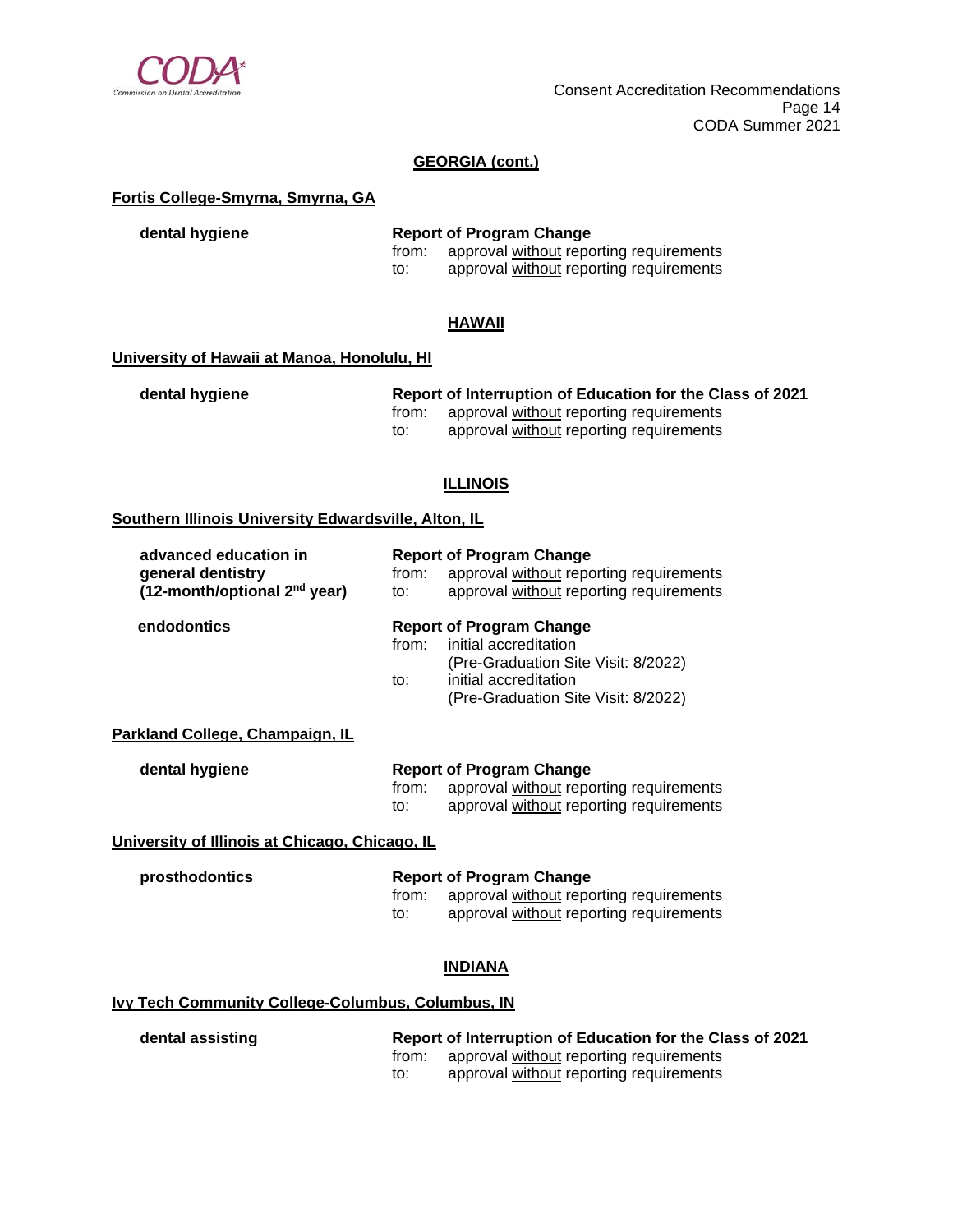## GEORGIA (cont.)

**Fortis College-Smyrna, Smyrna, GA**

**dental hygiene**

**Report of Program Change**
from: approval without reporting requirements
to: approval without reporting requirements

## HAWAII

**University of Hawaii at Manoa, Honolulu, HI**

**dental hygiene**

**Report of Interruption of Education for the Class of 2021**
from: approval without reporting requirements
to: approval without reporting requirements

## ILLINOIS

**Southern Illinois University Edwardsville, Alton, IL**

**advanced education in general dentistry (12-month/optional 2nd year)**

**Report of Program Change**
from: approval without reporting requirements
to: approval without reporting requirements

**endodontics**

**Report of Program Change**
from: initial accreditation
(Pre-Graduation Site Visit: 8/2022)
to: initial accreditation
(Pre-Graduation Site Visit: 8/2022)

**Parkland College, Champaign, IL**

**dental hygiene**

**Report of Program Change**
from: approval without reporting requirements
to: approval without reporting requirements

**University of Illinois at Chicago, Chicago, IL**

**prosthodontics**

**Report of Program Change**
from: approval without reporting requirements
to: approval without reporting requirements

## INDIANA

**Ivy Tech Community College-Columbus, Columbus, IN**

**dental assisting**

**Report of Interruption of Education for the Class of 2021**
from: approval without reporting requirements
to: approval without reporting requirements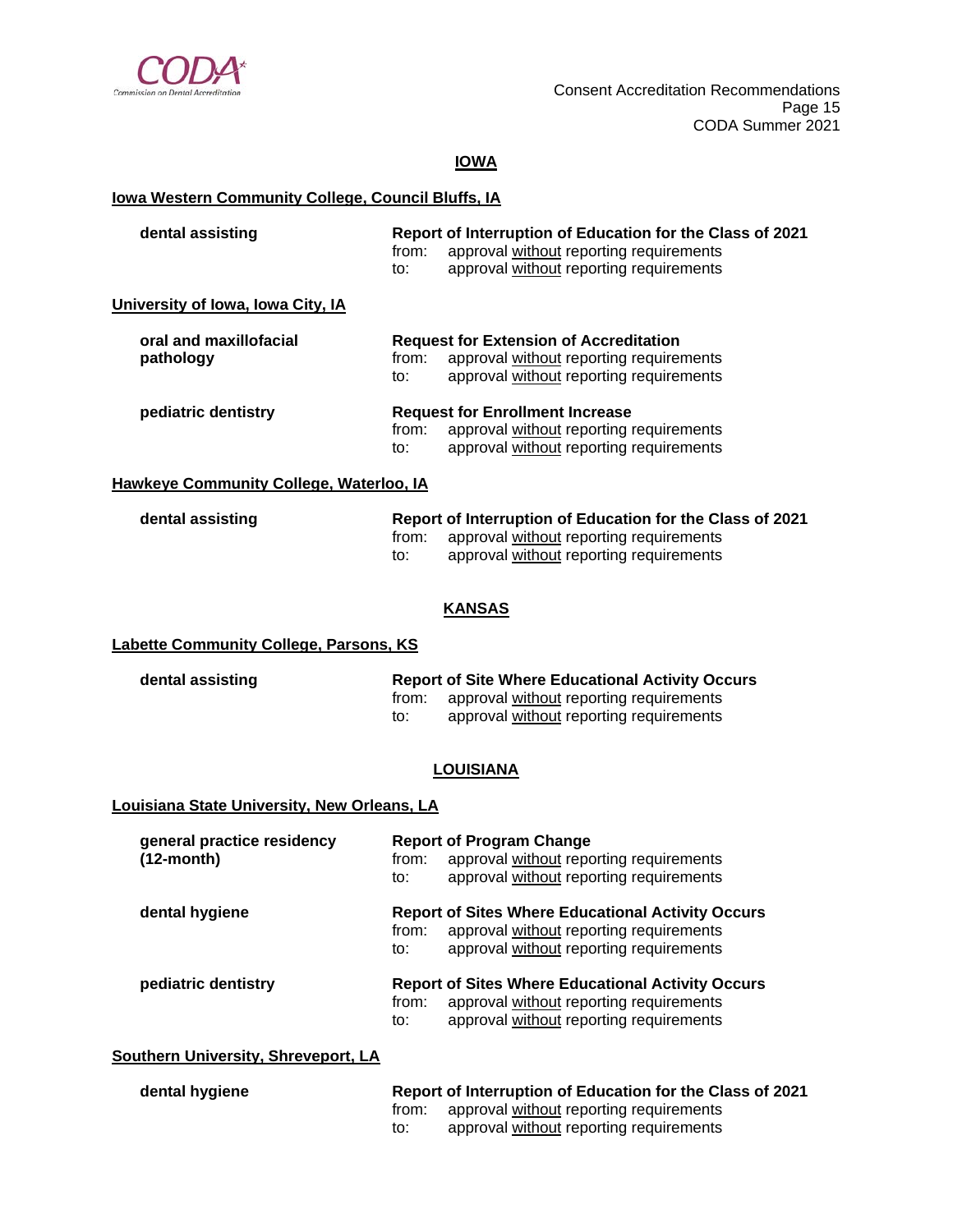## IOWA

**Iowa Western Community College, Council Bluffs, IA**

**dental assisting**

**Report of Interruption of Education for the Class of 2021**
from: approval without reporting requirements
to: approval without reporting requirements

**University of Iowa, Iowa City, IA**

**oral and maxillofacial pathology**

**Request for Extension of Accreditation**
from: approval without reporting requirements
to: approval without reporting requirements

**pediatric dentistry**

**Request for Enrollment Increase**
from: approval without reporting requirements
to: approval without reporting requirements

**Hawkeye Community College, Waterloo, IA**

**dental assisting**

**Report of Interruption of Education for the Class of 2021**
from: approval without reporting requirements
to: approval without reporting requirements

## KANSAS

**Labette Community College, Parsons, KS**

**dental assisting**

**Report of Site Where Educational Activity Occurs**
from: approval without reporting requirements
to: approval without reporting requirements

## LOUISIANA

**Louisiana State University, New Orleans, LA**

**general practice residency (12-month)**

**Report of Program Change**
from: approval without reporting requirements
to: approval without reporting requirements

**dental hygiene**

**Report of Sites Where Educational Activity Occurs**
from: approval without reporting requirements
to: approval without reporting requirements

**pediatric dentistry**

**Report of Sites Where Educational Activity Occurs**
from: approval without reporting requirements
to: approval without reporting requirements

**Southern University, Shreveport, LA**

**dental hygiene**

**Report of Interruption of Education for the Class of 2021**
from: approval without reporting requirements
to: approval without reporting requirements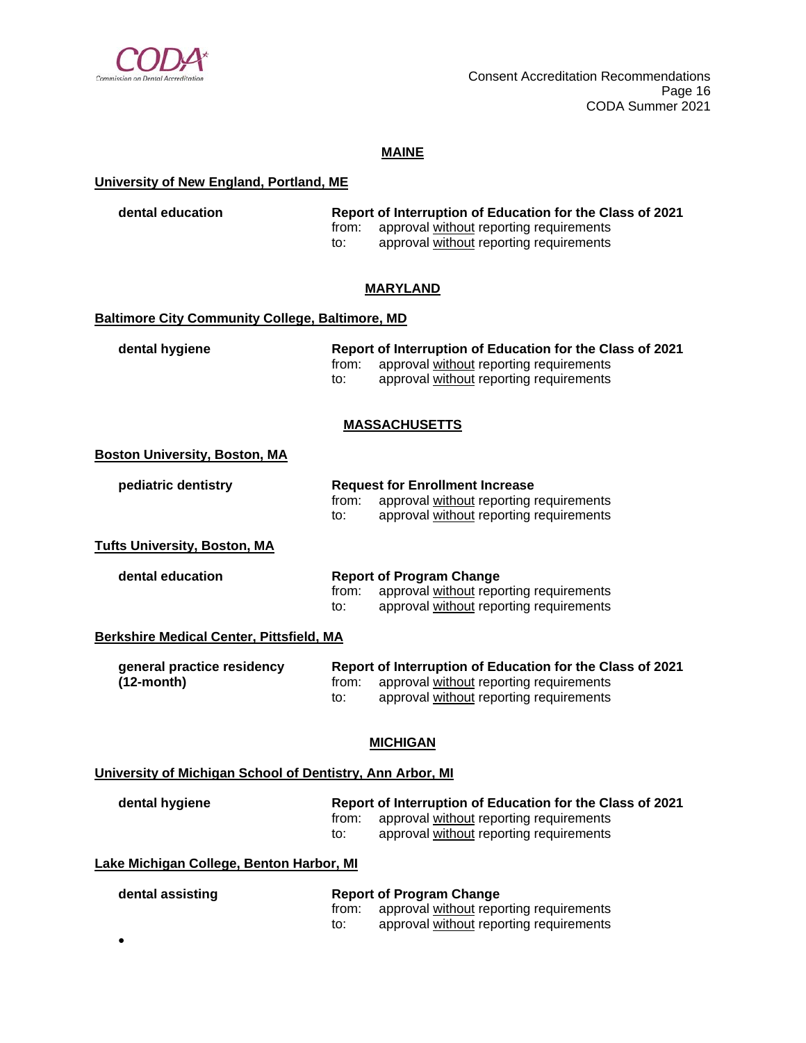## MAINE

**University of New England, Portland, ME**

**dental education** — **Report of Interruption of Education for the Class of 2021**
from: approval without reporting requirements
to: approval without reporting requirements

## MARYLAND

**Baltimore City Community College, Baltimore, MD**

**dental hygiene** — **Report of Interruption of Education for the Class of 2021**
from: approval without reporting requirements
to: approval without reporting requirements

## MASSACHUSETTS

**Boston University, Boston, MA**

**pediatric dentistry** — **Request for Enrollment Increase**
from: approval without reporting requirements
to: approval without reporting requirements

**Tufts University, Boston, MA**

**dental education** — **Report of Program Change**
from: approval without reporting requirements
to: approval without reporting requirements

**Berkshire Medical Center, Pittsfield, MA**

**general practice residency (12-month)** — **Report of Interruption of Education for the Class of 2021**
from: approval without reporting requirements
to: approval without reporting requirements

## MICHIGAN

**University of Michigan School of Dentistry, Ann Arbor, MI**

**dental hygiene** — **Report of Interruption of Education for the Class of 2021**
from: approval without reporting requirements
to: approval without reporting requirements

**Lake Michigan College, Benton Harbor, MI**

**dental assisting** — **Report of Program Change**
from: approval without reporting requirements
to: approval without reporting requirements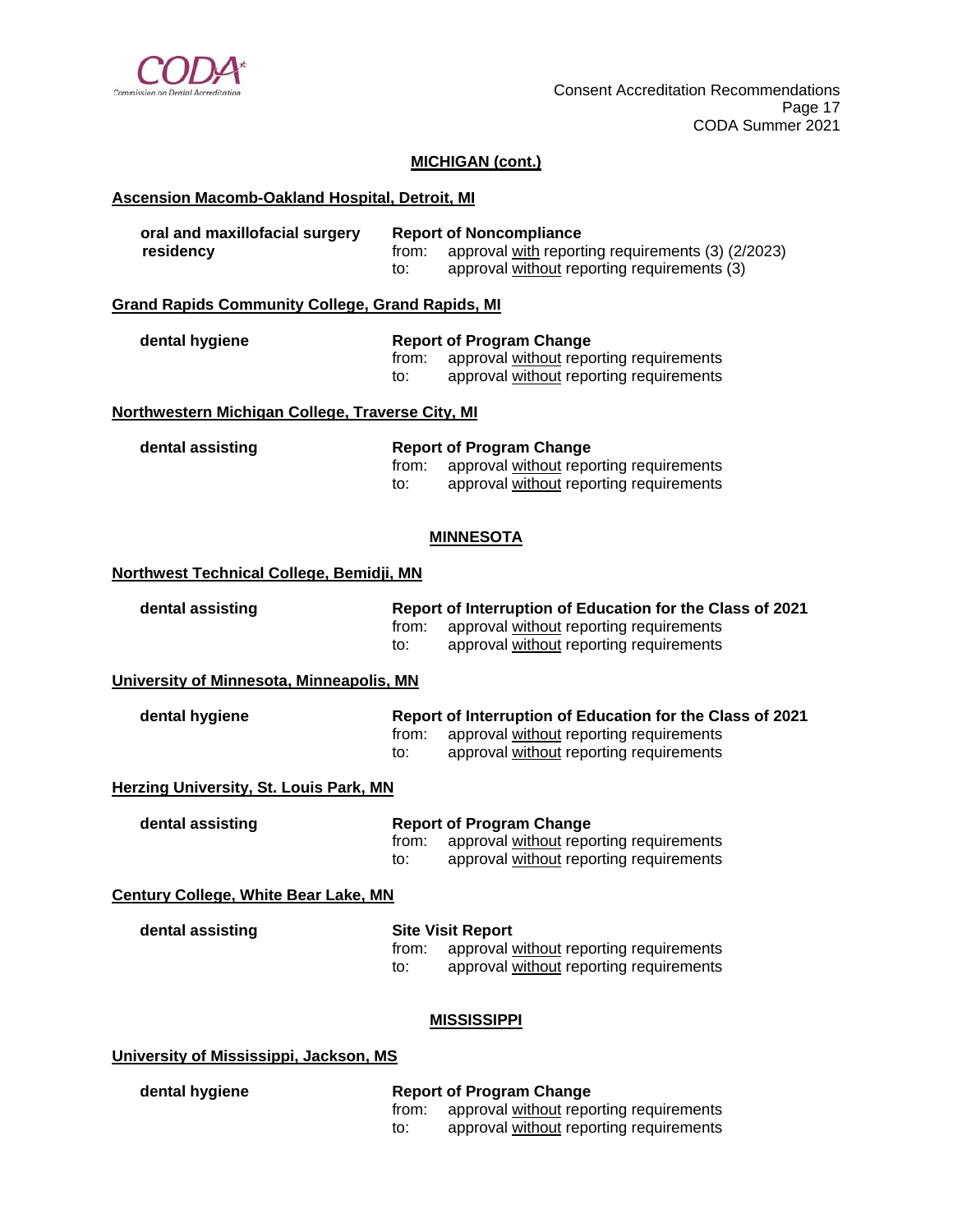## MICHIGAN (cont.)

**Ascension Macomb-Oakland Hospital, Detroit, MI**

**oral and maxillofacial surgery residency**

**Report of Noncompliance**
from: approval with reporting requirements (3) (2/2023)
to: approval without reporting requirements (3)

**Grand Rapids Community College, Grand Rapids, MI**

**dental hygiene**

**Report of Program Change**
from: approval without reporting requirements
to: approval without reporting requirements

**Northwestern Michigan College, Traverse City, MI**

**dental assisting**

**Report of Program Change**
from: approval without reporting requirements
to: approval without reporting requirements

## MINNESOTA

**Northwest Technical College, Bemidji, MN**

**dental assisting**

**Report of Interruption of Education for the Class of 2021**
from: approval without reporting requirements
to: approval without reporting requirements

**University of Minnesota, Minneapolis, MN**

**dental hygiene**

**Report of Interruption of Education for the Class of 2021**
from: approval without reporting requirements
to: approval without reporting requirements

**Herzing University, St. Louis Park, MN**

**dental assisting**

**Report of Program Change**
from: approval without reporting requirements
to: approval without reporting requirements

**Century College, White Bear Lake, MN**

**dental assisting**

**Site Visit Report**
from: approval without reporting requirements
to: approval without reporting requirements

## MISSISSIPPI

**University of Mississippi, Jackson, MS**

**dental hygiene**

**Report of Program Change**
from: approval without reporting requirements
to: approval without reporting requirements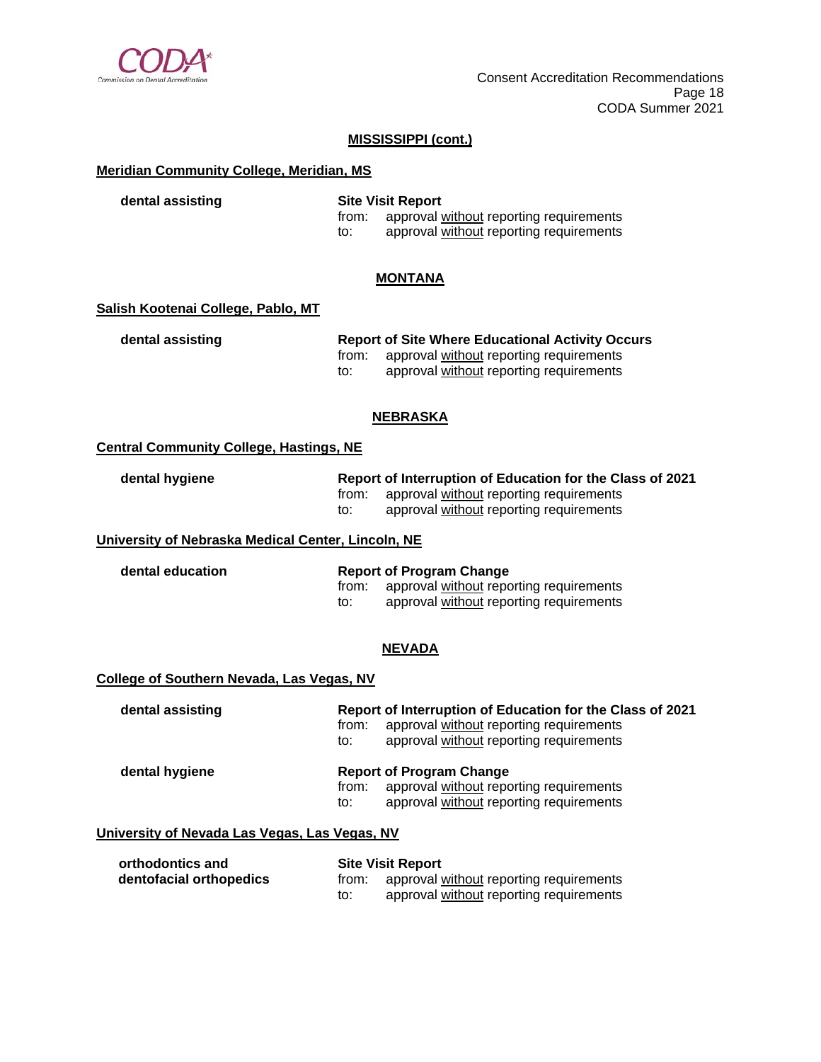**MISSISSIPPI (cont.)**

**Meridian Community College, Meridian, MS**

**dental assisting**

**Site Visit Report**
from: approval without reporting requirements
to: approval without reporting requirements

**MONTANA**

**Salish Kootenai College, Pablo, MT**

**dental assisting**

**Report of Site Where Educational Activity Occurs**
from: approval without reporting requirements
to: approval without reporting requirements

**NEBRASKA**

**Central Community College, Hastings, NE**

**dental hygiene**

**Report of Interruption of Education for the Class of 2021**
from: approval without reporting requirements
to: approval without reporting requirements

**University of Nebraska Medical Center, Lincoln, NE**

**dental education**

**Report of Program Change**
from: approval without reporting requirements
to: approval without reporting requirements

**NEVADA**

**College of Southern Nevada, Las Vegas, NV**

**dental assisting**

**Report of Interruption of Education for the Class of 2021**
from: approval without reporting requirements
to: approval without reporting requirements

**dental hygiene**

**Report of Program Change**
from: approval without reporting requirements
to: approval without reporting requirements

**University of Nevada Las Vegas, Las Vegas, NV**

**orthodontics and dentofacial orthopedics**

**Site Visit Report**
from: approval without reporting requirements
to: approval without reporting requirements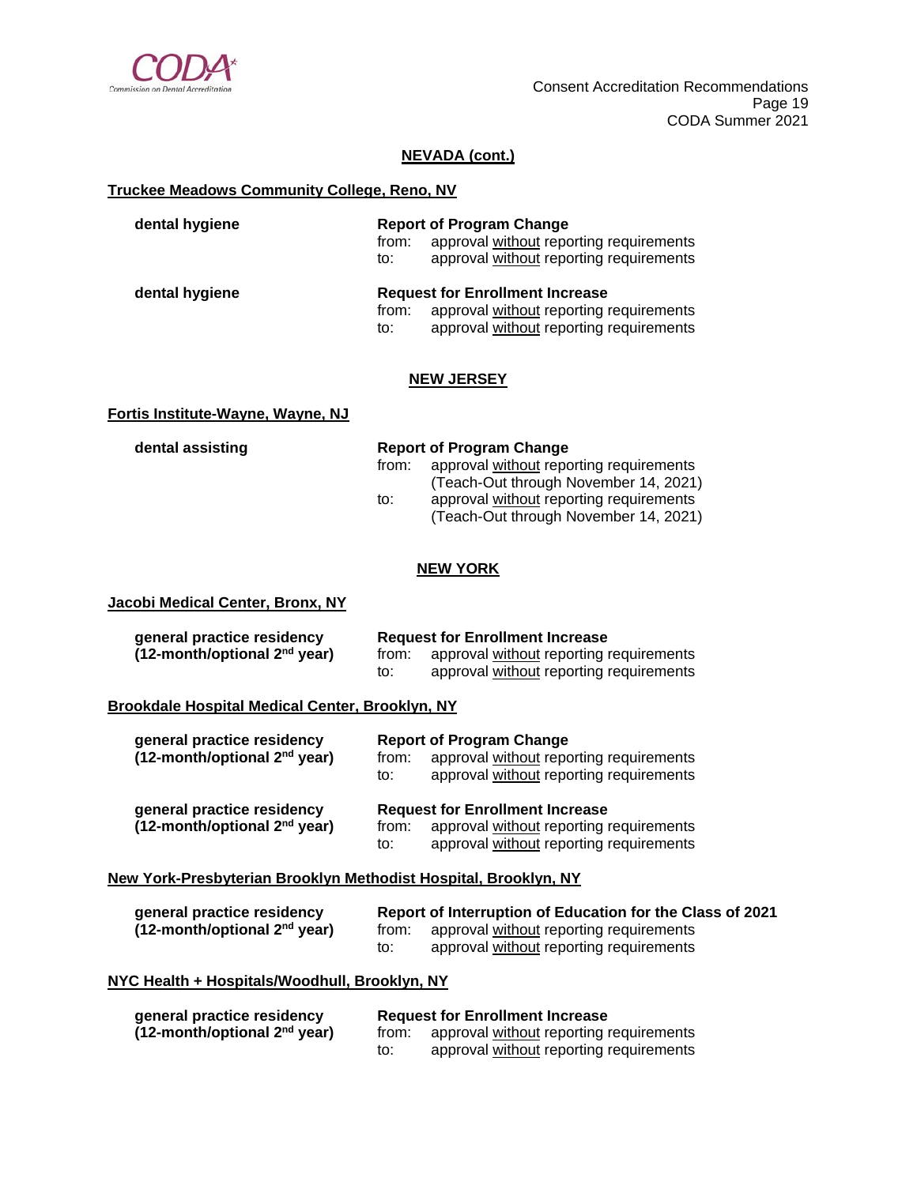## NEVADA (cont.)

### Truckee Meadows Community College, Reno, NV

**dental hygiene**

**Report of Program Change**
from: approval without reporting requirements
to: approval without reporting requirements

**dental hygiene**

**Request for Enrollment Increase**
from: approval without reporting requirements
to: approval without reporting requirements

## NEW JERSEY

### Fortis Institute-Wayne, Wayne, NJ

**dental assisting**

**Report of Program Change**
from: approval without reporting requirements (Teach-Out through November 14, 2021)
to: approval without reporting requirements (Teach-Out through November 14, 2021)

## NEW YORK

### Jacobi Medical Center, Bronx, NY

**general practice residency (12-month/optional 2nd year)**

**Request for Enrollment Increase**
from: approval without reporting requirements
to: approval without reporting requirements

### Brookdale Hospital Medical Center, Brooklyn, NY

**general practice residency (12-month/optional 2nd year)**

**Report of Program Change**
from: approval without reporting requirements
to: approval without reporting requirements

**general practice residency (12-month/optional 2nd year)**

**Request for Enrollment Increase**
from: approval without reporting requirements
to: approval without reporting requirements

### New York-Presbyterian Brooklyn Methodist Hospital, Brooklyn, NY

**general practice residency (12-month/optional 2nd year)**

**Report of Interruption of Education for the Class of 2021**
from: approval without reporting requirements
to: approval without reporting requirements

### NYC Health + Hospitals/Woodhull, Brooklyn, NY

**general practice residency (12-month/optional 2nd year)**

**Request for Enrollment Increase**
from: approval without reporting requirements
to: approval without reporting requirements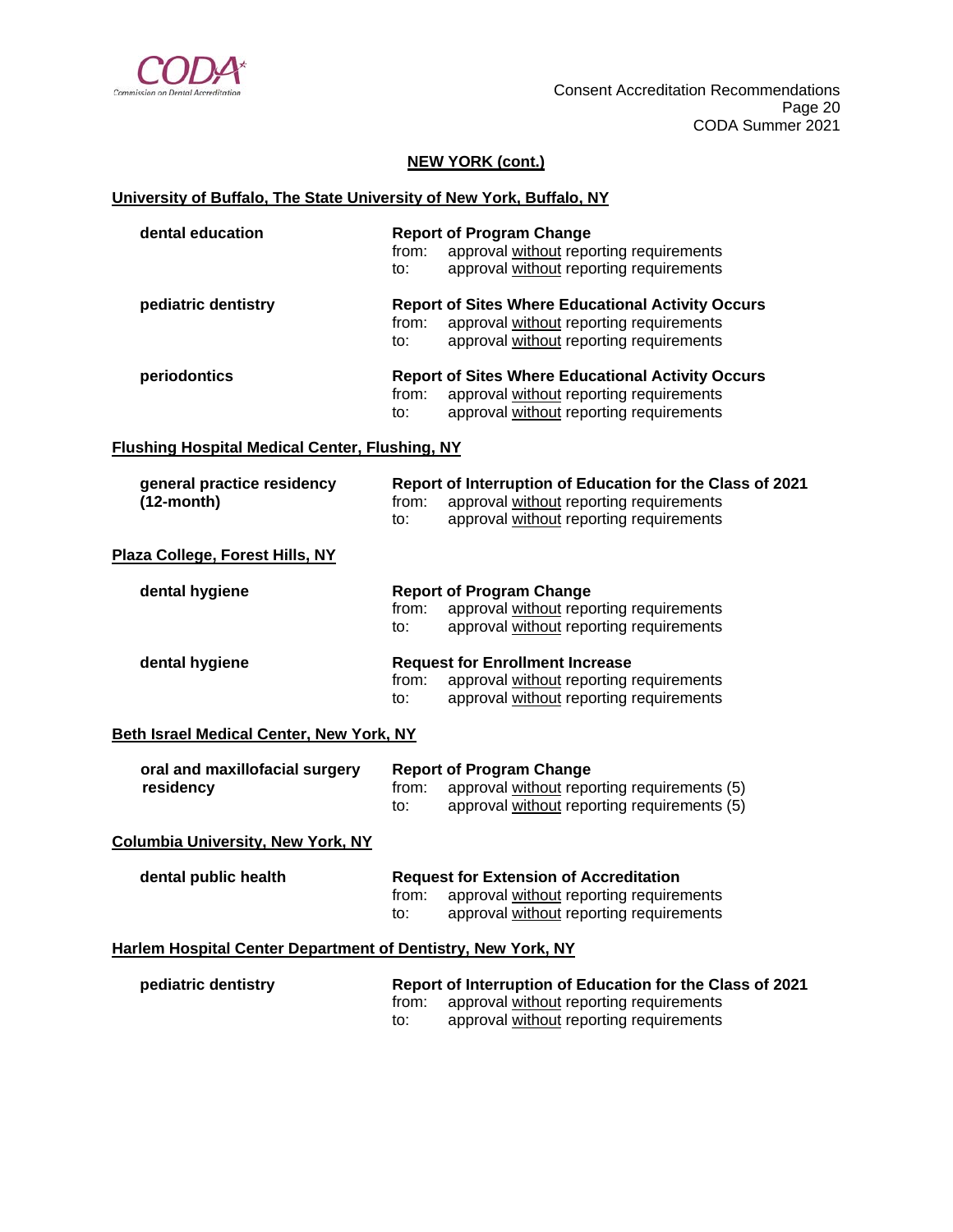**NEW YORK (cont.)**

**University of Buffalo, The State University of New York, Buffalo, NY**

| | |
|---|---|
| **dental education** | **Report of Program Change**<br>from: approval without reporting requirements<br>to: approval without reporting requirements |
| **pediatric dentistry** | **Report of Sites Where Educational Activity Occurs**<br>from: approval without reporting requirements<br>to: approval without reporting requirements |
| **periodontics** | **Report of Sites Where Educational Activity Occurs**<br>from: approval without reporting requirements<br>to: approval without reporting requirements |

**Flushing Hospital Medical Center, Flushing, NY**

| | |
|---|---|
| **general practice residency (12-month)** | **Report of Interruption of Education for the Class of 2021**<br>from: approval without reporting requirements<br>to: approval without reporting requirements |

**Plaza College, Forest Hills, NY**

| | |
|---|---|
| **dental hygiene** | **Report of Program Change**<br>from: approval without reporting requirements<br>to: approval without reporting requirements |
| **dental hygiene** | **Request for Enrollment Increase**<br>from: approval without reporting requirements<br>to: approval without reporting requirements |

**Beth Israel Medical Center, New York, NY**

| | |
|---|---|
| **oral and maxillofacial surgery residency** | **Report of Program Change**<br>from: approval without reporting requirements (5)<br>to: approval without reporting requirements (5) |

**Columbia University, New York, NY**

| | |
|---|---|
| **dental public health** | **Request for Extension of Accreditation**<br>from: approval without reporting requirements<br>to: approval without reporting requirements |

**Harlem Hospital Center Department of Dentistry, New York, NY**

| | |
|---|---|
| **pediatric dentistry** | **Report of Interruption of Education for the Class of 2021**<br>from: approval without reporting requirements<br>to: approval without reporting requirements |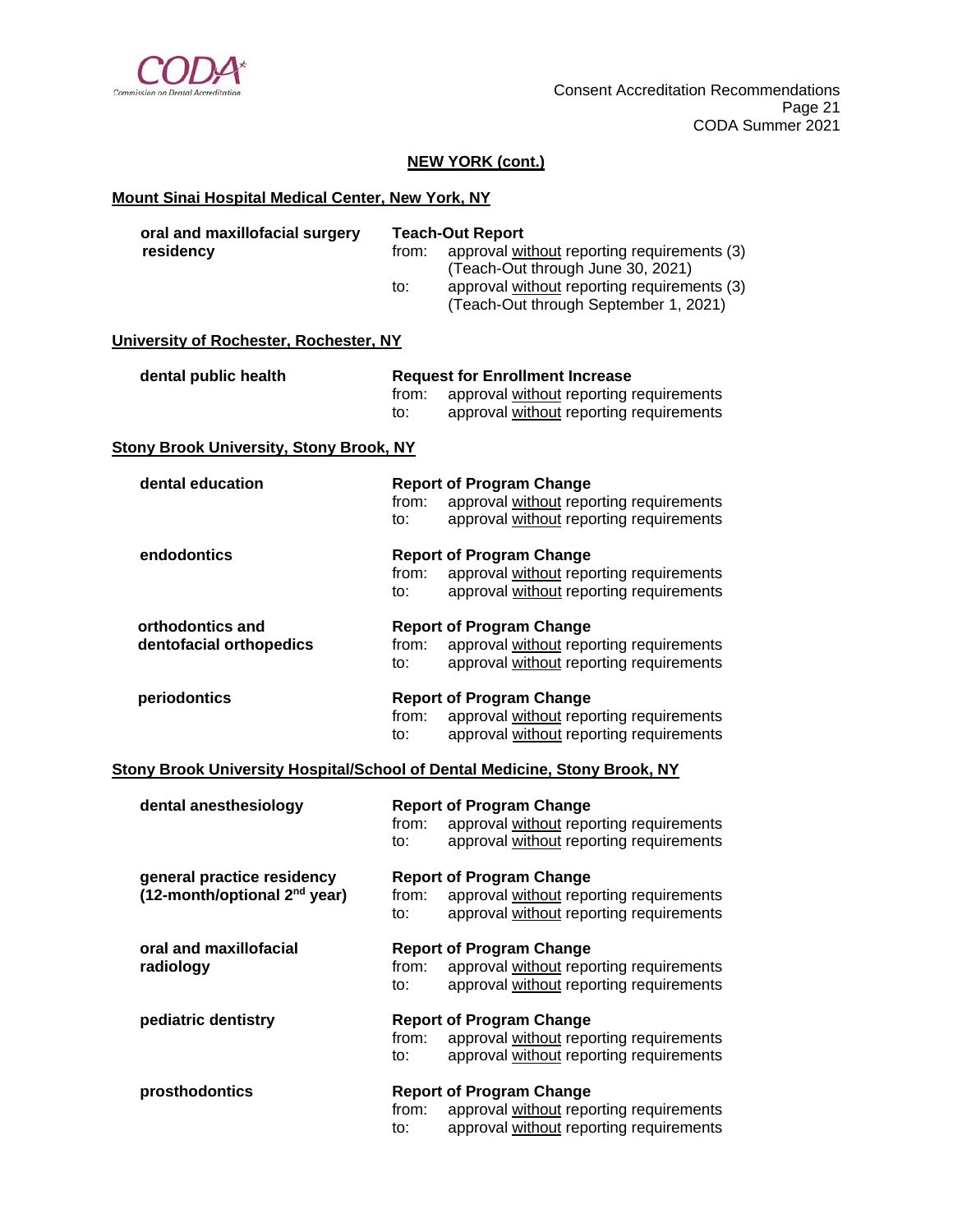## NEW YORK (cont.)

### Mount Sinai Hospital Medical Center, New York, NY

**oral and maxillofacial surgery residency**

**Teach-Out Report**
from: approval without reporting requirements (3) (Teach-Out through June 30, 2021)
to: approval without reporting requirements (3) (Teach-Out through September 1, 2021)

### University of Rochester, Rochester, NY

**dental public health**

**Request for Enrollment Increase**
from: approval without reporting requirements
to: approval without reporting requirements

### Stony Brook University, Stony Brook, NY

**dental education**

**Report of Program Change**
from: approval without reporting requirements
to: approval without reporting requirements

**endodontics**

**Report of Program Change**
from: approval without reporting requirements
to: approval without reporting requirements

**orthodontics and dentofacial orthopedics**

**Report of Program Change**
from: approval without reporting requirements
to: approval without reporting requirements

**periodontics**

**Report of Program Change**
from: approval without reporting requirements
to: approval without reporting requirements

### Stony Brook University Hospital/School of Dental Medicine, Stony Brook, NY

**dental anesthesiology**

**Report of Program Change**
from: approval without reporting requirements
to: approval without reporting requirements

**general practice residency (12-month/optional 2nd year)**

**Report of Program Change**
from: approval without reporting requirements
to: approval without reporting requirements

**oral and maxillofacial radiology**

**Report of Program Change**
from: approval without reporting requirements
to: approval without reporting requirements

**pediatric dentistry**

**Report of Program Change**
from: approval without reporting requirements
to: approval without reporting requirements

**prosthodontics**

**Report of Program Change**
from: approval without reporting requirements
to: approval without reporting requirements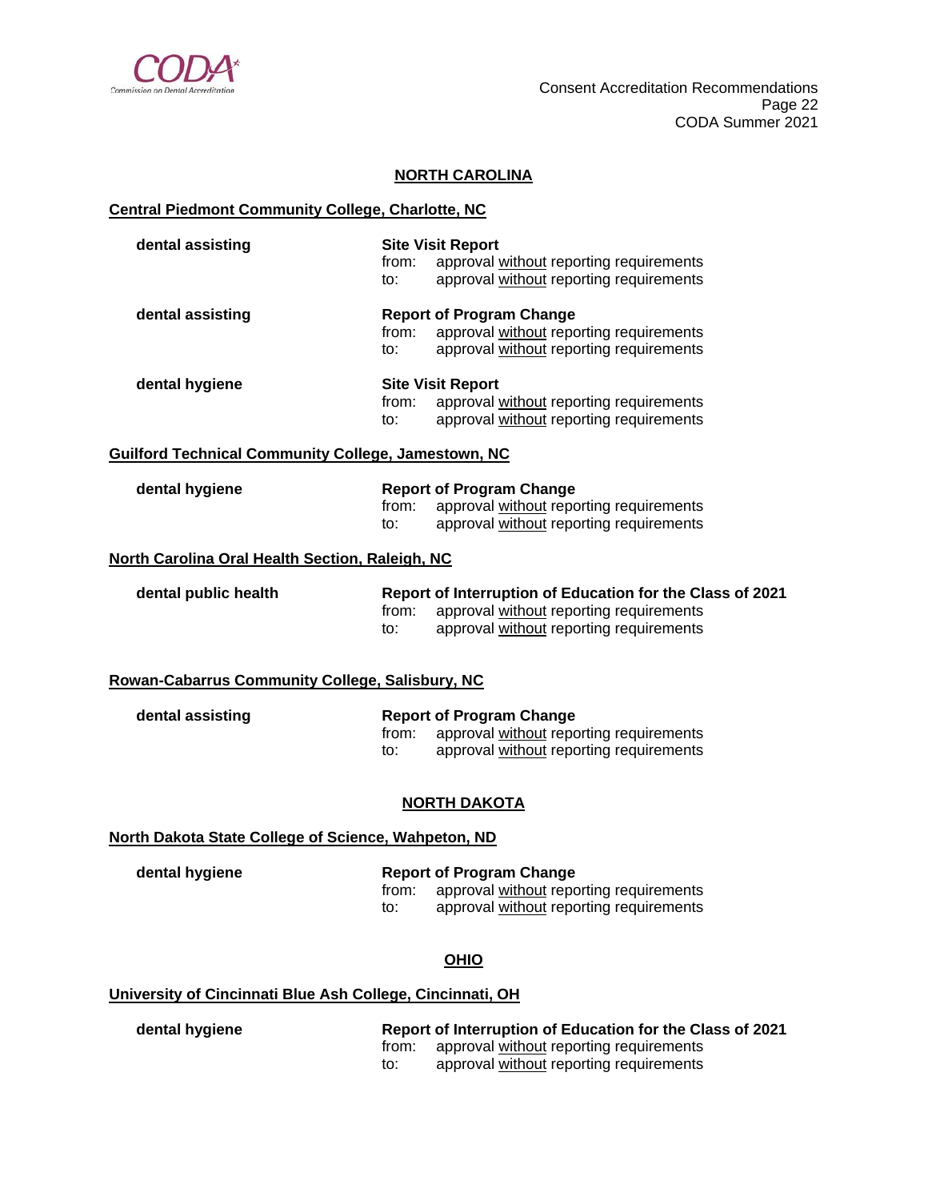## NORTH CAROLINA

### Central Piedmont Community College, Charlotte, NC

**dental assisting**

**Site Visit Report**
from: approval without reporting requirements
to: approval without reporting requirements

**dental assisting**

**Report of Program Change**
from: approval without reporting requirements
to: approval without reporting requirements

**dental hygiene**

**Site Visit Report**
from: approval without reporting requirements
to: approval without reporting requirements

### Guilford Technical Community College, Jamestown, NC

**dental hygiene**

**Report of Program Change**
from: approval without reporting requirements
to: approval without reporting requirements

### North Carolina Oral Health Section, Raleigh, NC

**dental public health**

**Report of Interruption of Education for the Class of 2021**
from: approval without reporting requirements
to: approval without reporting requirements

### Rowan-Cabarrus Community College, Salisbury, NC

**dental assisting**

**Report of Program Change**
from: approval without reporting requirements
to: approval without reporting requirements

## NORTH DAKOTA

### North Dakota State College of Science, Wahpeton, ND

**dental hygiene**

**Report of Program Change**
from: approval without reporting requirements
to: approval without reporting requirements

## OHIO

### University of Cincinnati Blue Ash College, Cincinnati, OH

**dental hygiene**

**Report of Interruption of Education for the Class of 2021**
from: approval without reporting requirements
to: approval without reporting requirements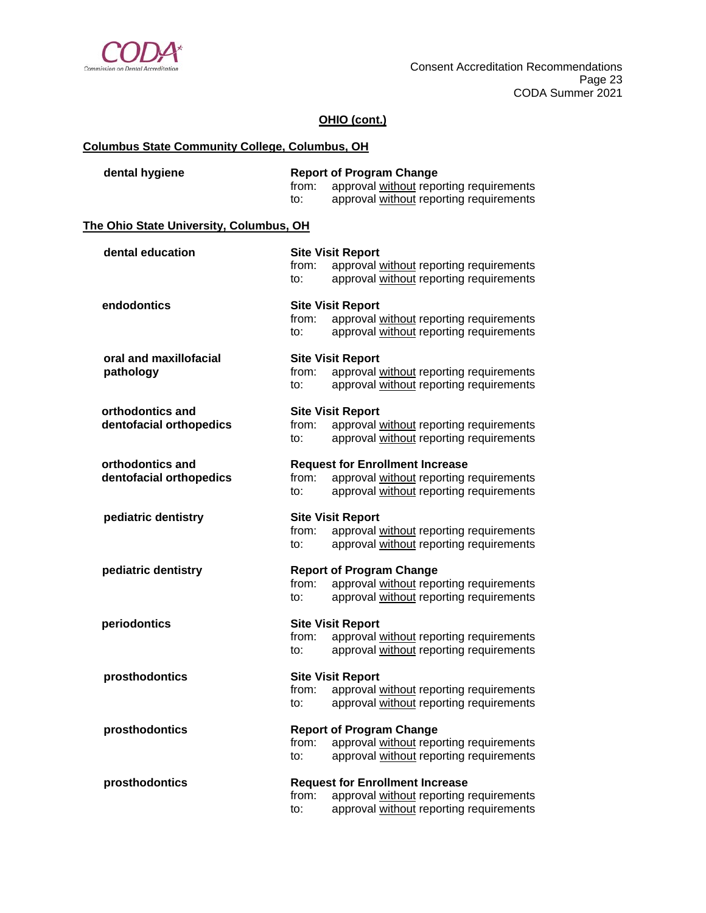## OHIO (cont.)

### Columbus State Community College, Columbus, OH

| | |
|---|---|
| **dental hygiene** | **Report of Program Change**<br>from: approval without reporting requirements<br>to: approval without reporting requirements |

### The Ohio State University, Columbus, OH

| | |
|---|---|
| **dental education** | **Site Visit Report**<br>from: approval without reporting requirements<br>to: approval without reporting requirements |
| **endodontics** | **Site Visit Report**<br>from: approval without reporting requirements<br>to: approval without reporting requirements |
| **oral and maxillofacial pathology** | **Site Visit Report**<br>from: approval without reporting requirements<br>to: approval without reporting requirements |
| **orthodontics and dentofacial orthopedics** | **Site Visit Report**<br>from: approval without reporting requirements<br>to: approval without reporting requirements |
| **orthodontics and dentofacial orthopedics** | **Request for Enrollment Increase**<br>from: approval without reporting requirements<br>to: approval without reporting requirements |
| **pediatric dentistry** | **Site Visit Report**<br>from: approval without reporting requirements<br>to: approval without reporting requirements |
| **pediatric dentistry** | **Report of Program Change**<br>from: approval without reporting requirements<br>to: approval without reporting requirements |
| **periodontics** | **Site Visit Report**<br>from: approval without reporting requirements<br>to: approval without reporting requirements |
| **prosthodontics** | **Site Visit Report**<br>from: approval without reporting requirements<br>to: approval without reporting requirements |
| **prosthodontics** | **Report of Program Change**<br>from: approval without reporting requirements<br>to: approval without reporting requirements |
| **prosthodontics** | **Request for Enrollment Increase**<br>from: approval without reporting requirements<br>to: approval without reporting requirements |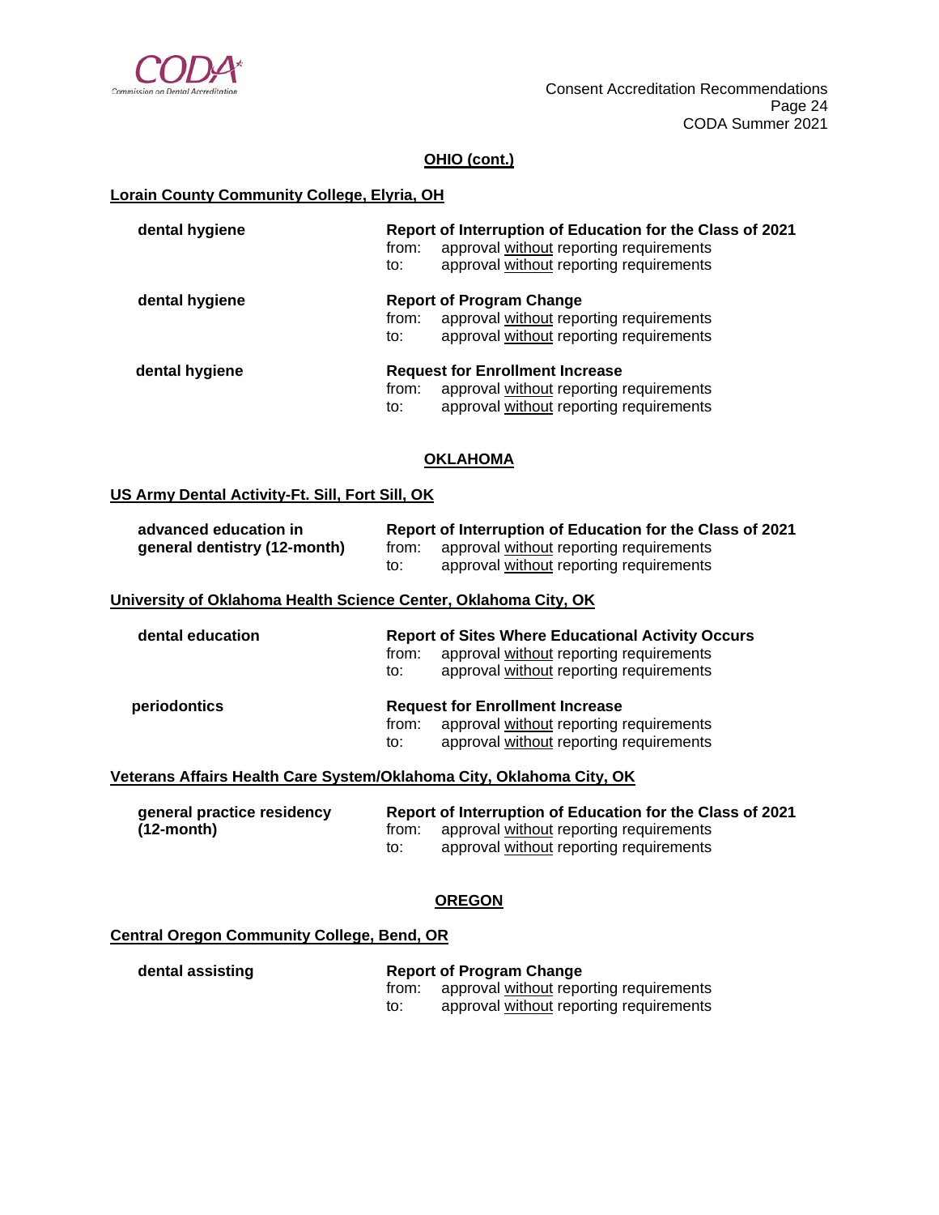## OHIO (cont.)

**Lorain County Community College, Elyria, OH**

| | |
|---|---|
| **dental hygiene** | **Report of Interruption of Education for the Class of 2021**<br>from: approval without reporting requirements<br>to: approval without reporting requirements |
| **dental hygiene** | **Report of Program Change**<br>from: approval without reporting requirements<br>to: approval without reporting requirements |
| **dental hygiene** | **Request for Enrollment Increase**<br>from: approval without reporting requirements<br>to: approval without reporting requirements |

## OKLAHOMA

**US Army Dental Activity-Ft. Sill, Fort Sill, OK**

| | |
|---|---|
| **advanced education in general dentistry (12-month)** | **Report of Interruption of Education for the Class of 2021**<br>from: approval without reporting requirements<br>to: approval without reporting requirements |

**University of Oklahoma Health Science Center, Oklahoma City, OK**

| | |
|---|---|
| **dental education** | **Report of Sites Where Educational Activity Occurs**<br>from: approval without reporting requirements<br>to: approval without reporting requirements |
| **periodontics** | **Request for Enrollment Increase**<br>from: approval without reporting requirements<br>to: approval without reporting requirements |

**Veterans Affairs Health Care System/Oklahoma City, Oklahoma City, OK**

| | |
|---|---|
| **general practice residency (12-month)** | **Report of Interruption of Education for the Class of 2021**<br>from: approval without reporting requirements<br>to: approval without reporting requirements |

## OREGON

**Central Oregon Community College, Bend, OR**

| | |
|---|---|
| **dental assisting** | **Report of Program Change**<br>from: approval without reporting requirements<br>to: approval without reporting requirements |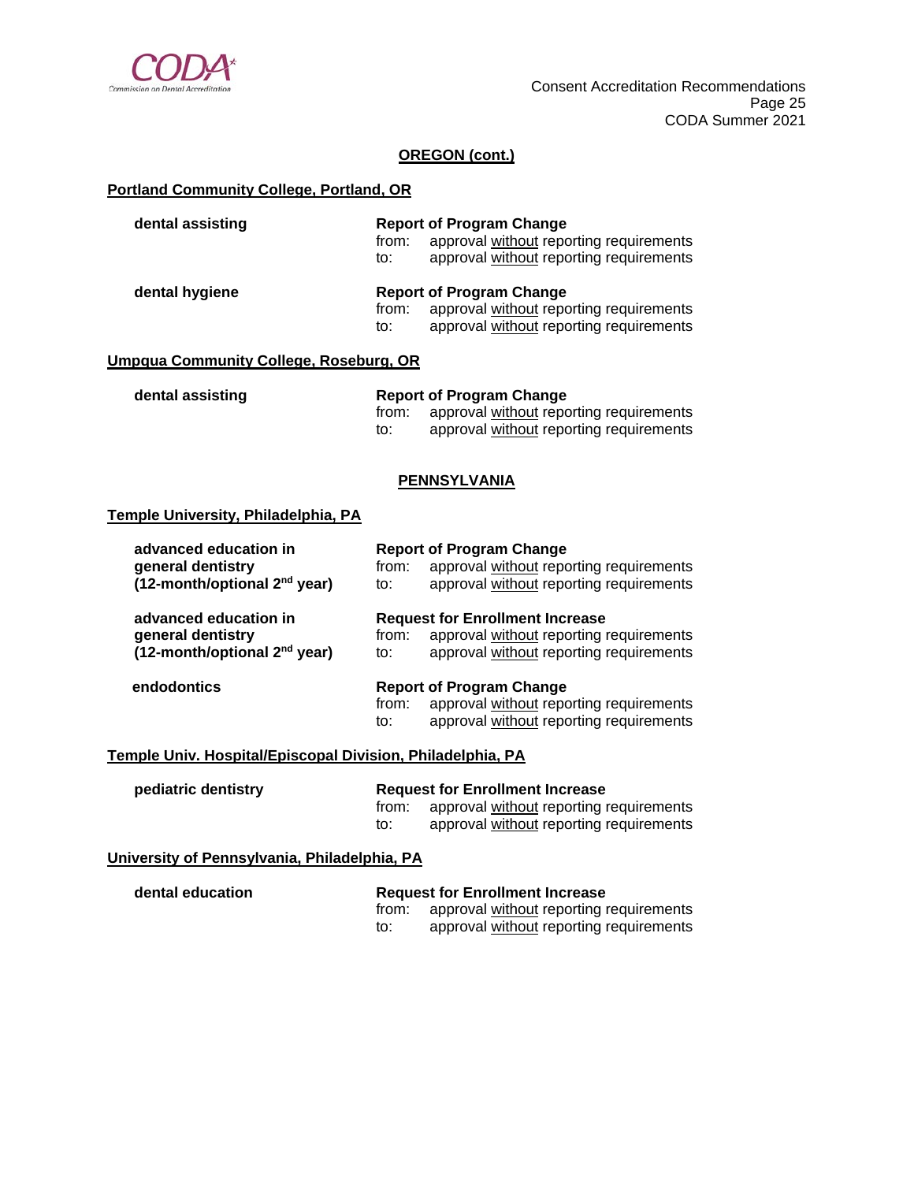## OREGON (cont.)

**Portland Community College, Portland, OR**

| | |
|---|---|
| **dental assisting** | **Report of Program Change**<br>from: approval without reporting requirements<br>to: approval without reporting requirements |
| **dental hygiene** | **Report of Program Change**<br>from: approval without reporting requirements<br>to: approval without reporting requirements |

**Umpqua Community College, Roseburg, OR**

| | |
|---|---|
| **dental assisting** | **Report of Program Change**<br>from: approval without reporting requirements<br>to: approval without reporting requirements |

## PENNSYLVANIA

**Temple University, Philadelphia, PA**

| | |
|---|---|
| **advanced education in general dentistry (12-month/optional 2nd year)** | **Report of Program Change**<br>from: approval without reporting requirements<br>to: approval without reporting requirements |
| **advanced education in general dentistry (12-month/optional 2nd year)** | **Request for Enrollment Increase**<br>from: approval without reporting requirements<br>to: approval without reporting requirements |
| **endodontics** | **Report of Program Change**<br>from: approval without reporting requirements<br>to: approval without reporting requirements |

**Temple Univ. Hospital/Episcopal Division, Philadelphia, PA**

| | |
|---|---|
| **pediatric dentistry** | **Request for Enrollment Increase**<br>from: approval without reporting requirements<br>to: approval without reporting requirements |

**University of Pennsylvania, Philadelphia, PA**

| | |
|---|---|
| **dental education** | **Request for Enrollment Increase**<br>from: approval without reporting requirements<br>to: approval without reporting requirements |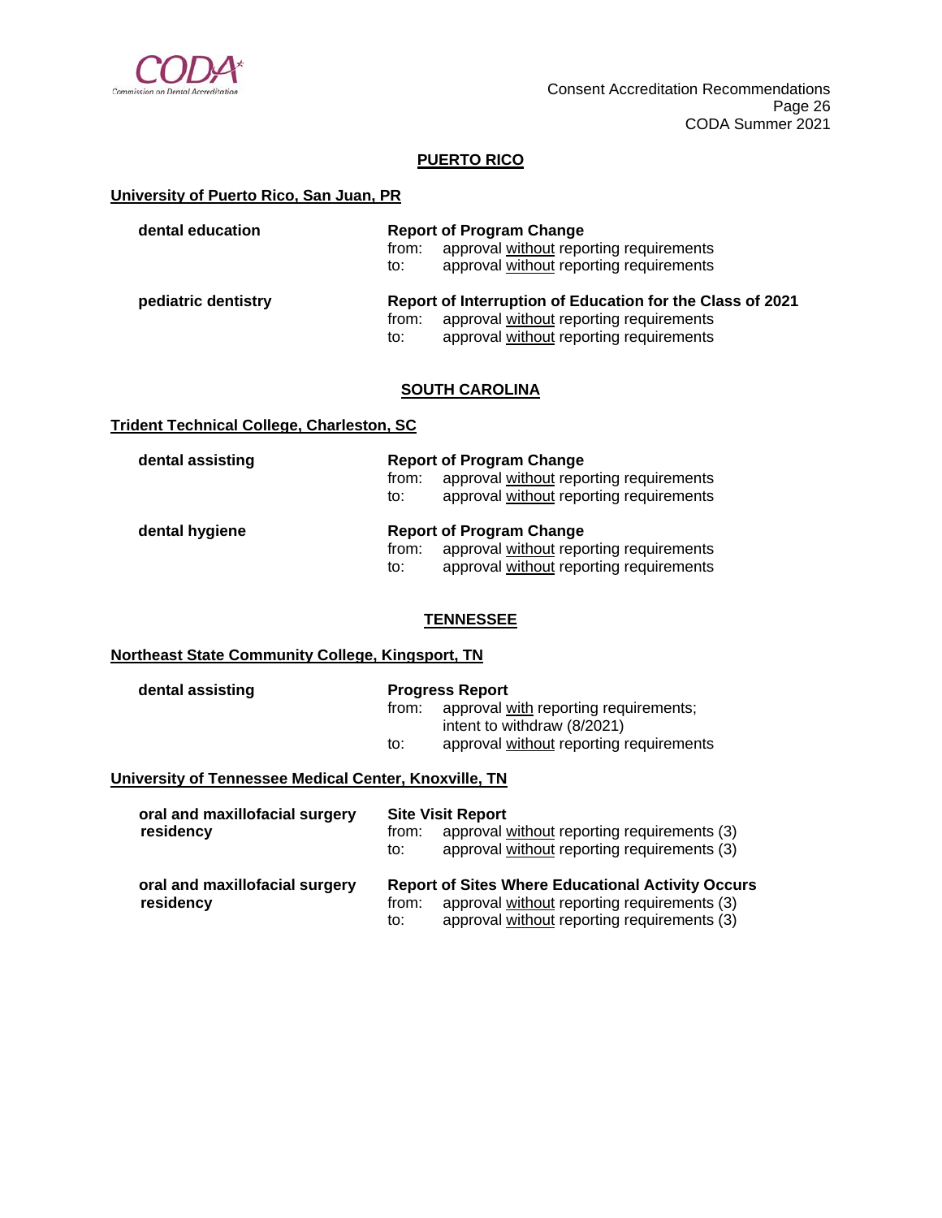## PUERTO RICO

### University of Puerto Rico, San Juan, PR

**dental education** — **Report of Program Change**
from: approval without reporting requirements
to: approval without reporting requirements

**pediatric dentistry** — **Report of Interruption of Education for the Class of 2021**
from: approval without reporting requirements
to: approval without reporting requirements

## SOUTH CAROLINA

### Trident Technical College, Charleston, SC

**dental assisting** — **Report of Program Change**
from: approval without reporting requirements
to: approval without reporting requirements

**dental hygiene** — **Report of Program Change**
from: approval without reporting requirements
to: approval without reporting requirements

## TENNESSEE

### Northeast State Community College, Kingsport, TN

**dental assisting** — **Progress Report**
from: approval with reporting requirements; intent to withdraw (8/2021)
to: approval without reporting requirements

### University of Tennessee Medical Center, Knoxville, TN

**oral and maxillofacial surgery residency** — **Site Visit Report**
from: approval without reporting requirements (3)
to: approval without reporting requirements (3)

**oral and maxillofacial surgery residency** — **Report of Sites Where Educational Activity Occurs**
from: approval without reporting requirements (3)
to: approval without reporting requirements (3)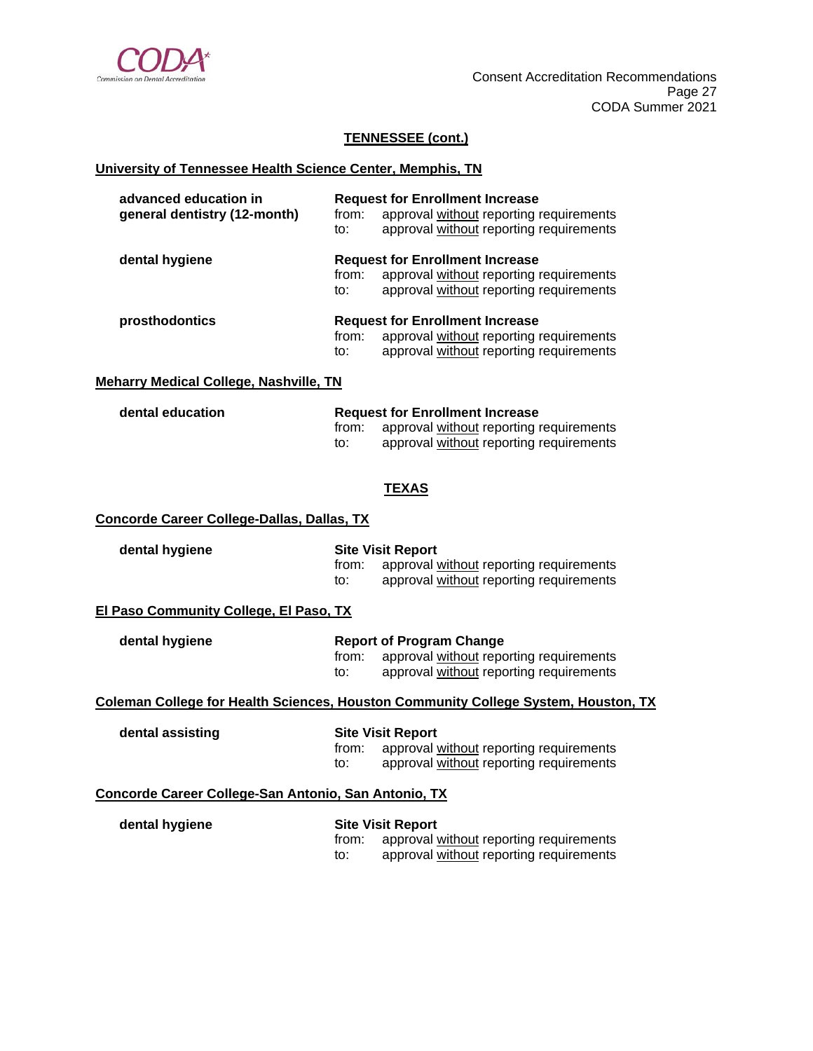## TENNESSEE (cont.)

### University of Tennessee Health Science Center, Memphis, TN

**advanced education in general dentistry (12-month)**

**Request for Enrollment Increase**
from: approval without reporting requirements
to: approval without reporting requirements

**dental hygiene**

**Request for Enrollment Increase**
from: approval without reporting requirements
to: approval without reporting requirements

**prosthodontics**

**Request for Enrollment Increase**
from: approval without reporting requirements
to: approval without reporting requirements

### Meharry Medical College, Nashville, TN

**dental education**

**Request for Enrollment Increase**
from: approval without reporting requirements
to: approval without reporting requirements

## TEXAS

### Concorde Career College-Dallas, Dallas, TX

**dental hygiene**

**Site Visit Report**
from: approval without reporting requirements
to: approval without reporting requirements

### El Paso Community College, El Paso, TX

**dental hygiene**

**Report of Program Change**
from: approval without reporting requirements
to: approval without reporting requirements

### Coleman College for Health Sciences, Houston Community College System, Houston, TX

**dental assisting**

**Site Visit Report**
from: approval without reporting requirements
to: approval without reporting requirements

### Concorde Career College-San Antonio, San Antonio, TX

**dental hygiene**

**Site Visit Report**
from: approval without reporting requirements
to: approval without reporting requirements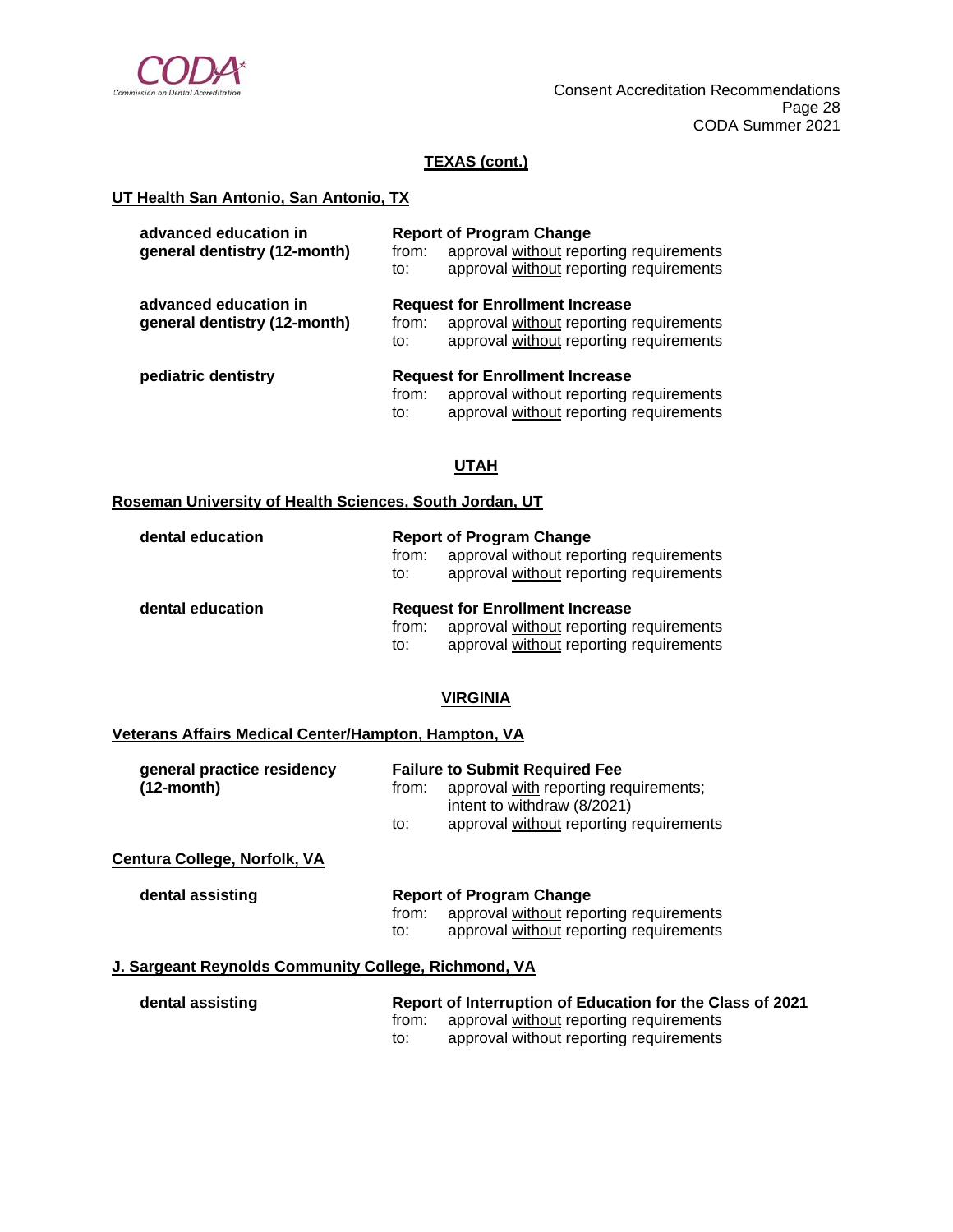## TEXAS (cont.)

### UT Health San Antonio, San Antonio, TX

**advanced education in general dentistry (12-month)**

**Report of Program Change**
from: approval without reporting requirements
to: approval without reporting requirements

**advanced education in general dentistry (12-month)**

**Request for Enrollment Increase**
from: approval without reporting requirements
to: approval without reporting requirements

**pediatric dentistry**

**Request for Enrollment Increase**
from: approval without reporting requirements
to: approval without reporting requirements

## UTAH

### Roseman University of Health Sciences, South Jordan, UT

**dental education**

**Report of Program Change**
from: approval without reporting requirements
to: approval without reporting requirements

**dental education**

**Request for Enrollment Increase**
from: approval without reporting requirements
to: approval without reporting requirements

## VIRGINIA

### Veterans Affairs Medical Center/Hampton, Hampton, VA

**general practice residency (12-month)**

**Failure to Submit Required Fee**
from: approval with reporting requirements; intent to withdraw (8/2021)
to: approval without reporting requirements

### Centura College, Norfolk, VA

**dental assisting**

**Report of Program Change**
from: approval without reporting requirements
to: approval without reporting requirements

### J. Sargeant Reynolds Community College, Richmond, VA

**dental assisting**

**Report of Interruption of Education for the Class of 2021**
from: approval without reporting requirements
to: approval without reporting requirements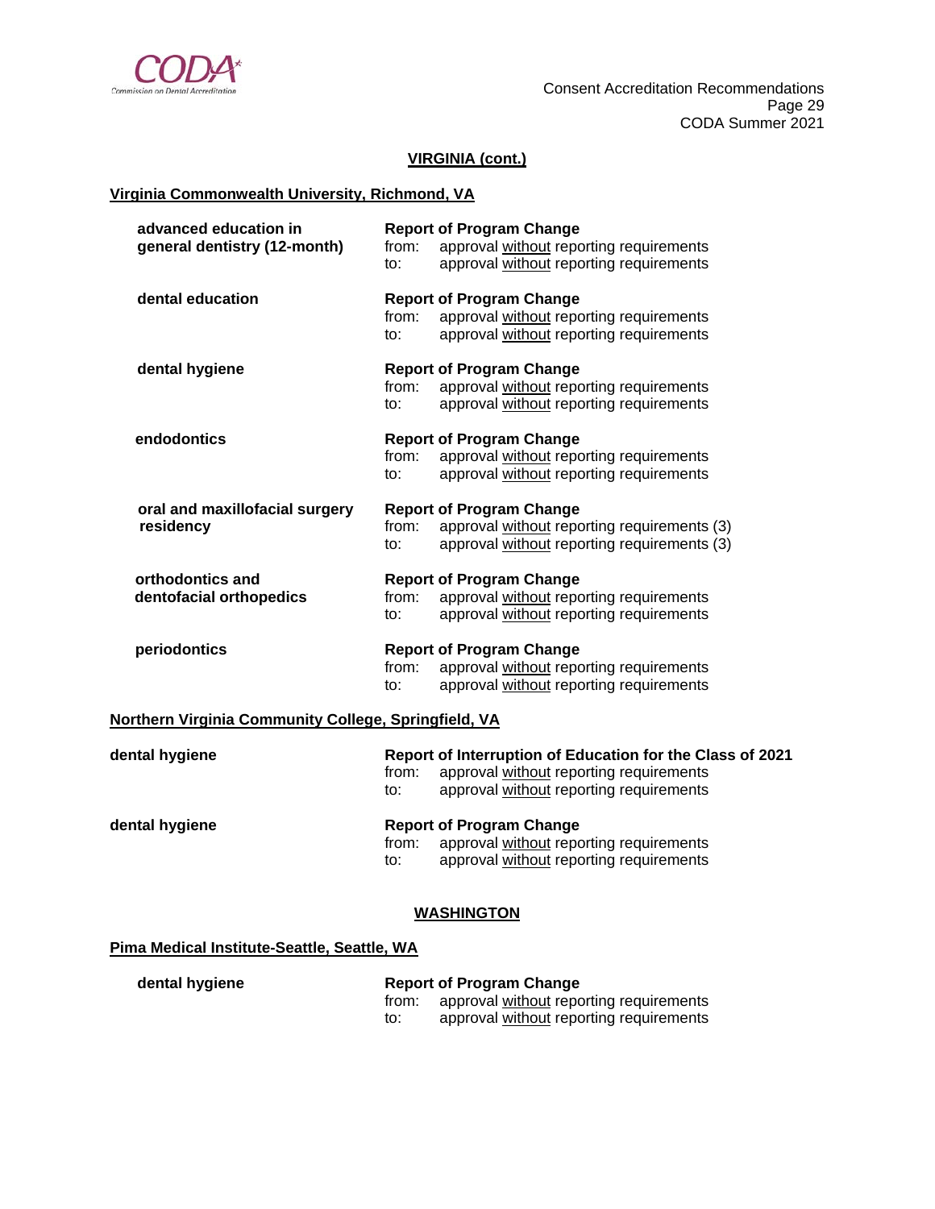## VIRGINIA (cont.)

### Virginia Commonwealth University, Richmond, VA

**advanced education in general dentistry (12-month)**
**Report of Program Change**
from: approval without reporting requirements
to: approval without reporting requirements

**dental education**
**Report of Program Change**
from: approval without reporting requirements
to: approval without reporting requirements

**dental hygiene**
**Report of Program Change**
from: approval without reporting requirements
to: approval without reporting requirements

**endodontics**
**Report of Program Change**
from: approval without reporting requirements
to: approval without reporting requirements

**oral and maxillofacial surgery residency**
**Report of Program Change**
from: approval without reporting requirements (3)
to: approval without reporting requirements (3)

**orthodontics and dentofacial orthopedics**
**Report of Program Change**
from: approval without reporting requirements
to: approval without reporting requirements

**periodontics**
**Report of Program Change**
from: approval without reporting requirements
to: approval without reporting requirements

### Northern Virginia Community College, Springfield, VA

**dental hygiene**
**Report of Interruption of Education for the Class of 2021**
from: approval without reporting requirements
to: approval without reporting requirements

**dental hygiene**
**Report of Program Change**
from: approval without reporting requirements
to: approval without reporting requirements

## WASHINGTON

### Pima Medical Institute-Seattle, Seattle, WA

**dental hygiene**
**Report of Program Change**
from: approval without reporting requirements
to: approval without reporting requirements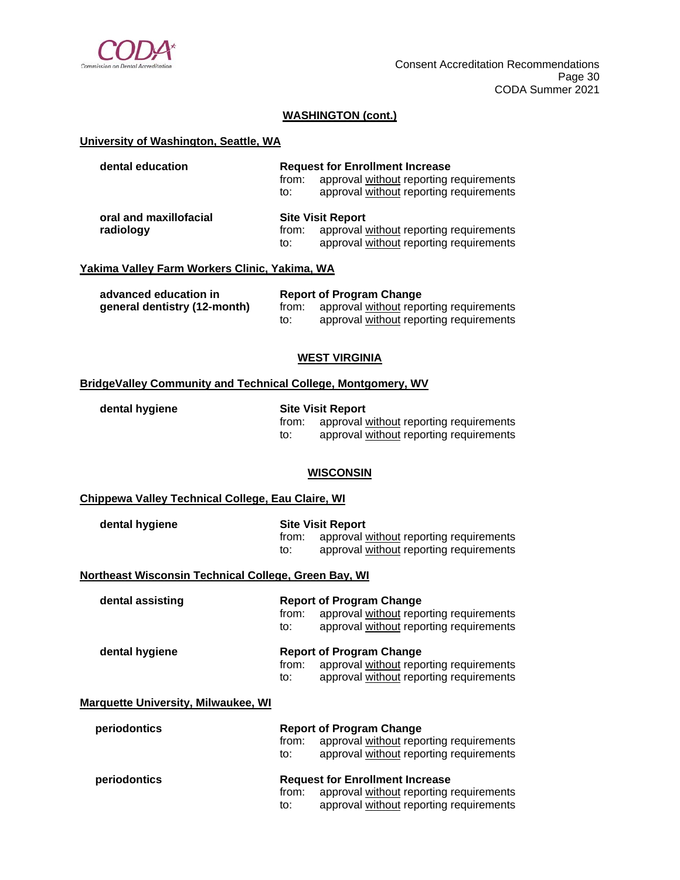## WASHINGTON (cont.)

### University of Washington, Seattle, WA

**dental education**

**Request for Enrollment Increase**
from: approval without reporting requirements
to: approval without reporting requirements

**oral and maxillofacial radiology**

**Site Visit Report**
from: approval without reporting requirements
to: approval without reporting requirements

### Yakima Valley Farm Workers Clinic, Yakima, WA

**advanced education in general dentistry (12-month)**

**Report of Program Change**
from: approval without reporting requirements
to: approval without reporting requirements

## WEST VIRGINIA

### BridgeValley Community and Technical College, Montgomery, WV

**dental hygiene**

**Site Visit Report**
from: approval without reporting requirements
to: approval without reporting requirements

## WISCONSIN

### Chippewa Valley Technical College, Eau Claire, WI

**dental hygiene**

**Site Visit Report**
from: approval without reporting requirements
to: approval without reporting requirements

### Northeast Wisconsin Technical College, Green Bay, WI

**dental assisting**

**Report of Program Change**
from: approval without reporting requirements
to: approval without reporting requirements

**dental hygiene**

**Report of Program Change**
from: approval without reporting requirements
to: approval without reporting requirements

### Marquette University, Milwaukee, WI

**periodontics**

**Report of Program Change**
from: approval without reporting requirements
to: approval without reporting requirements

**periodontics**

**Request for Enrollment Increase**
from: approval without reporting requirements
to: approval without reporting requirements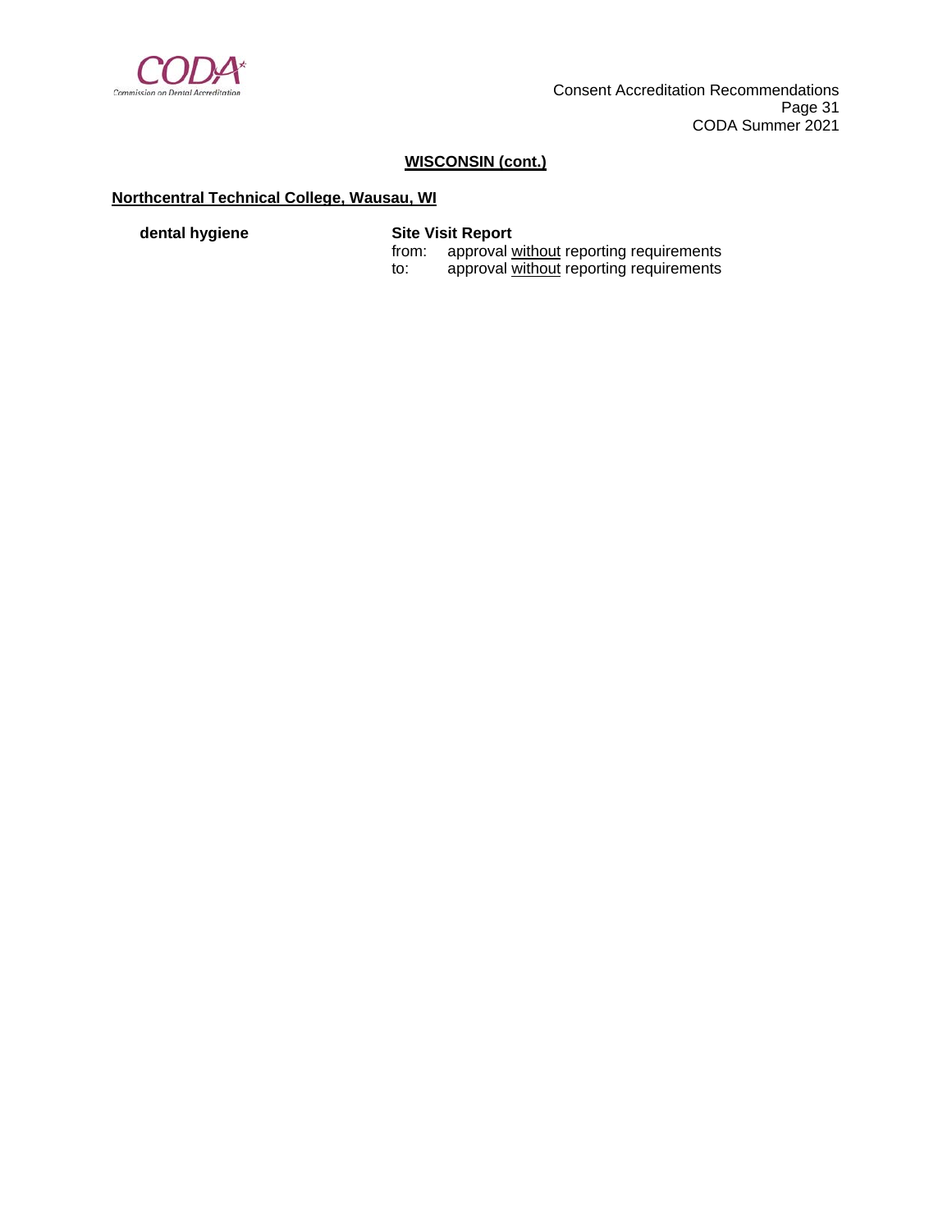**WISCONSIN (cont.)**

**Northcentral Technical College, Wausau, WI**

**dental hygiene**

**Site Visit Report**

from: approval without reporting requirements
to: approval without reporting requirements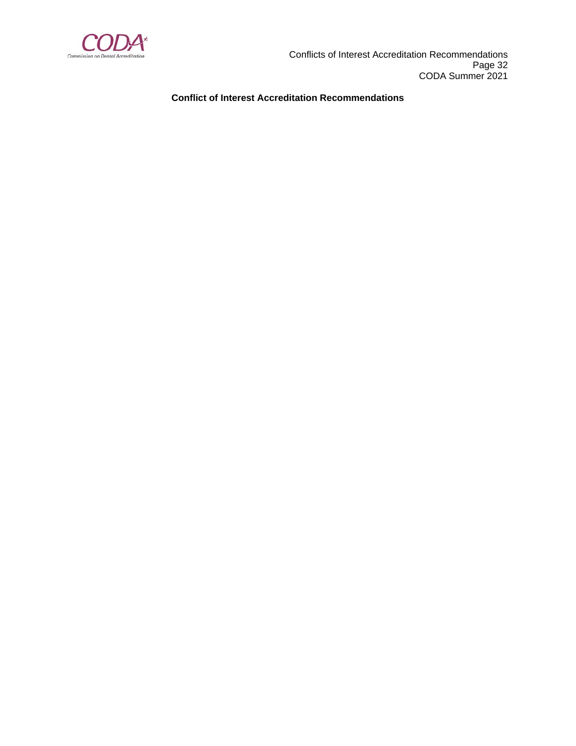**Conflict of Interest Accreditation Recommendations**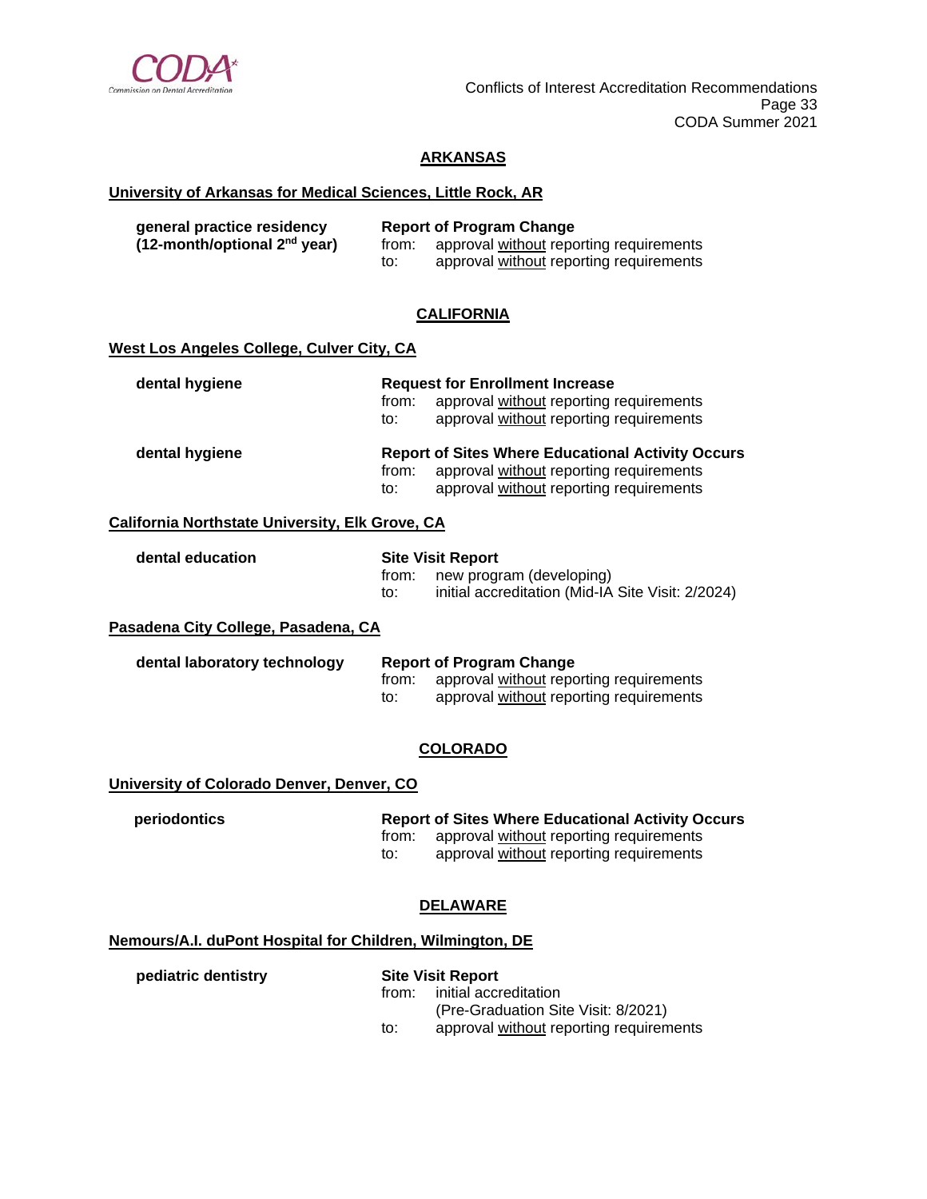## ARKANSAS

**University of Arkansas for Medical Sciences, Little Rock, AR**

**general practice residency (12-month/optional 2nd year)**

**Report of Program Change**
from: approval without reporting requirements
to: approval without reporting requirements

## CALIFORNIA

**West Los Angeles College, Culver City, CA**

**dental hygiene**

**Request for Enrollment Increase**
from: approval without reporting requirements
to: approval without reporting requirements

**dental hygiene**

**Report of Sites Where Educational Activity Occurs**
from: approval without reporting requirements
to: approval without reporting requirements

**California Northstate University, Elk Grove, CA**

**dental education**

**Site Visit Report**
from: new program (developing)
to: initial accreditation (Mid-IA Site Visit: 2/2024)

**Pasadena City College, Pasadena, CA**

**dental laboratory technology**

**Report of Program Change**
from: approval without reporting requirements
to: approval without reporting requirements

## COLORADO

**University of Colorado Denver, Denver, CO**

**periodontics**

**Report of Sites Where Educational Activity Occurs**
from: approval without reporting requirements
to: approval without reporting requirements

## DELAWARE

**Nemours/A.I. duPont Hospital for Children, Wilmington, DE**

**pediatric dentistry**

**Site Visit Report**
from: initial accreditation (Pre-Graduation Site Visit: 8/2021)
to: approval without reporting requirements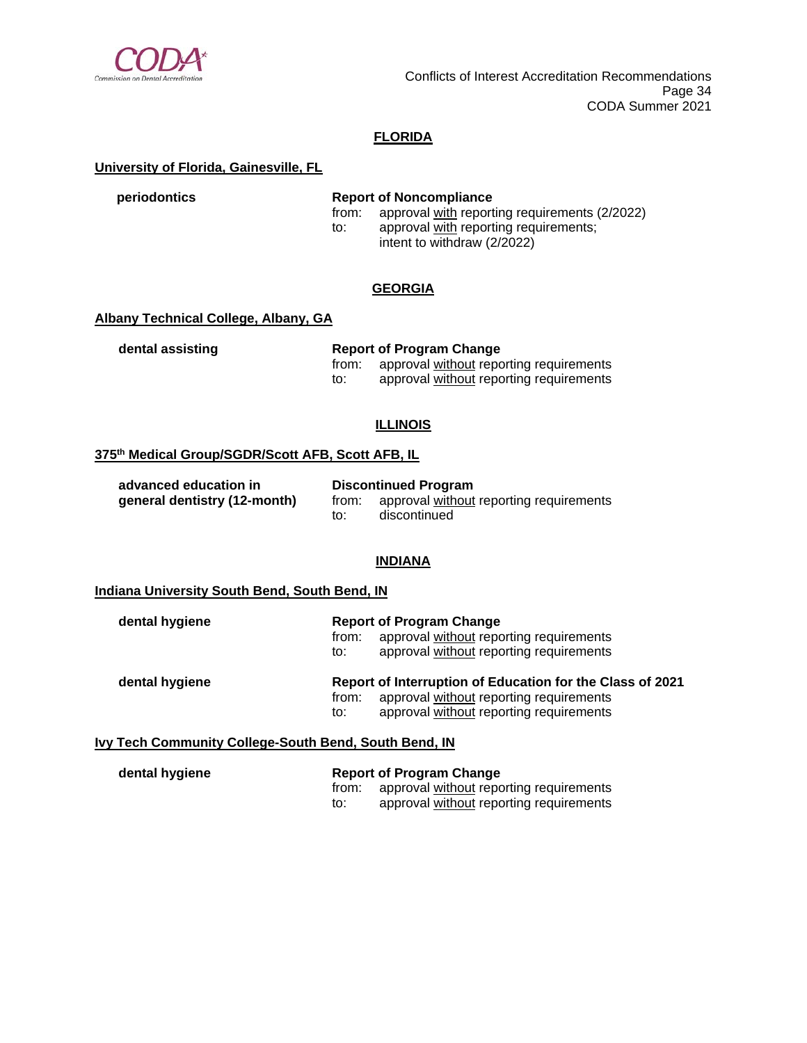## FLORIDA

**University of Florida, Gainesville, FL**

**periodontics**

**Report of Noncompliance**
from: approval with reporting requirements (2/2022)
to: approval with reporting requirements; intent to withdraw (2/2022)

## GEORGIA

**Albany Technical College, Albany, GA**

**dental assisting**

**Report of Program Change**
from: approval without reporting requirements
to: approval without reporting requirements

## ILLINOIS

**375th Medical Group/SGDR/Scott AFB, Scott AFB, IL**

**advanced education in general dentistry (12-month)**

**Discontinued Program**
from: approval without reporting requirements
to: discontinued

## INDIANA

**Indiana University South Bend, South Bend, IN**

**dental hygiene**

**Report of Program Change**
from: approval without reporting requirements
to: approval without reporting requirements

**dental hygiene**

**Report of Interruption of Education for the Class of 2021**
from: approval without reporting requirements
to: approval without reporting requirements

**Ivy Tech Community College-South Bend, South Bend, IN**

**dental hygiene**

**Report of Program Change**
from: approval without reporting requirements
to: approval without reporting requirements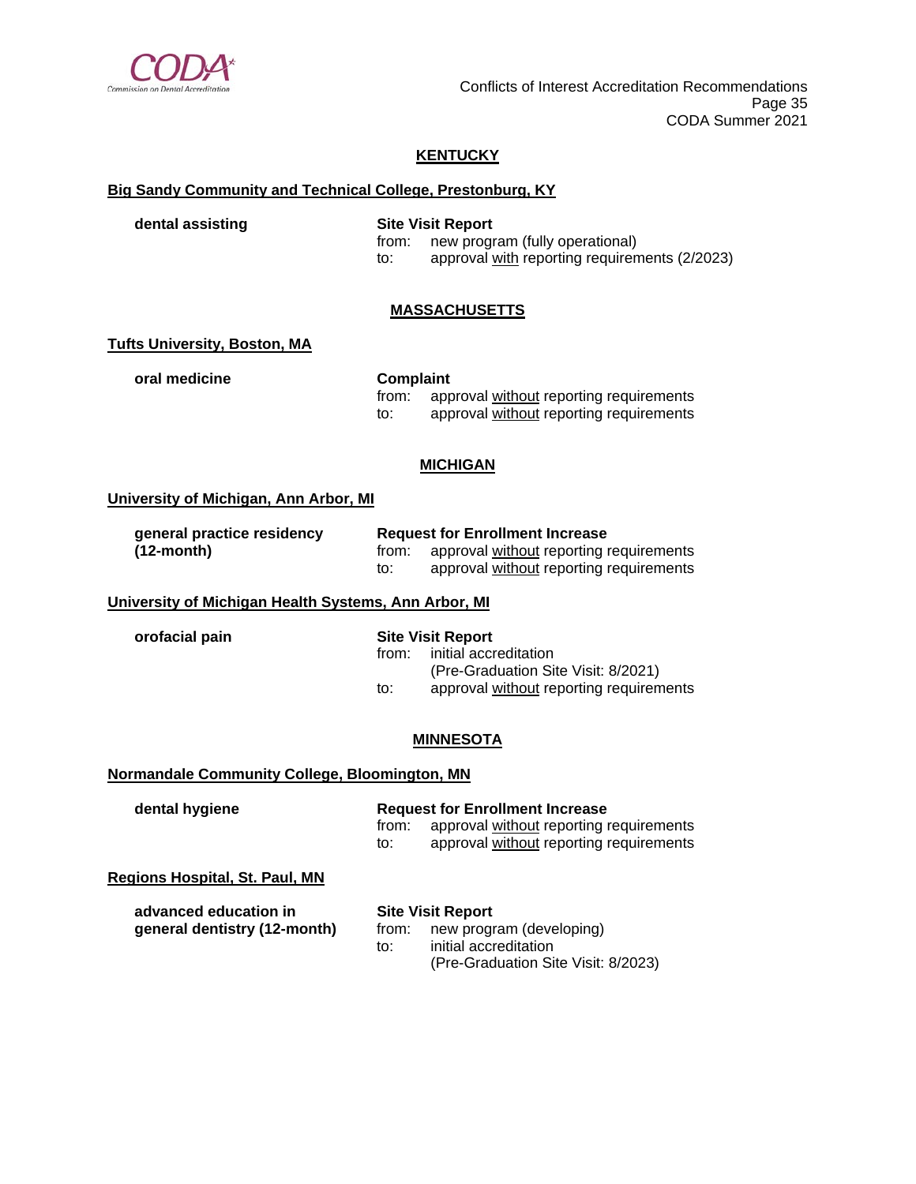## KENTUCKY

**Big Sandy Community and Technical College, Prestonburg, KY**

**dental assisting**

**Site Visit Report**
from: new program (fully operational)
to: approval with reporting requirements (2/2023)

## MASSACHUSETTS

**Tufts University, Boston, MA**

**oral medicine**

**Complaint**
from: approval without reporting requirements
to: approval without reporting requirements

## MICHIGAN

**University of Michigan, Ann Arbor, MI**

**general practice residency (12-month)**

**Request for Enrollment Increase**
from: approval without reporting requirements
to: approval without reporting requirements

**University of Michigan Health Systems, Ann Arbor, MI**

**orofacial pain**

**Site Visit Report**
from: initial accreditation (Pre-Graduation Site Visit: 8/2021)
to: approval without reporting requirements

## MINNESOTA

**Normandale Community College, Bloomington, MN**

**dental hygiene**

**Request for Enrollment Increase**
from: approval without reporting requirements
to: approval without reporting requirements

**Regions Hospital, St. Paul, MN**

**advanced education in general dentistry (12-month)**

**Site Visit Report**
from: new program (developing)
to: initial accreditation (Pre-Graduation Site Visit: 8/2023)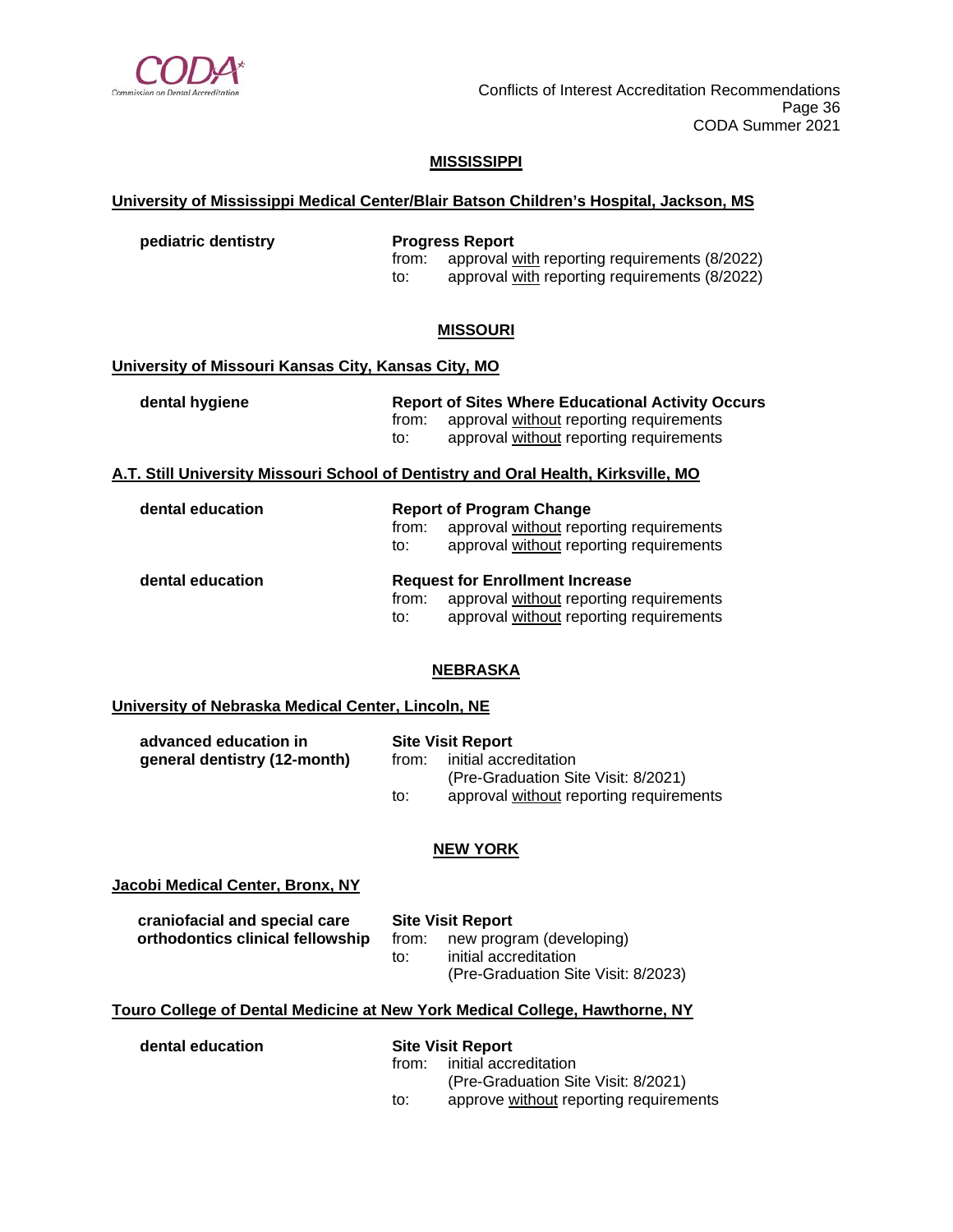## MISSISSIPPI

### University of Mississippi Medical Center/Blair Batson Children's Hospital, Jackson, MS

| | |
|---|---|
| **pediatric dentistry** | **Progress Report**<br>from: approval with reporting requirements (8/2022)<br>to: approval with reporting requirements (8/2022) |

## MISSOURI

### University of Missouri Kansas City, Kansas City, MO

| | |
|---|---|
| **dental hygiene** | **Report of Sites Where Educational Activity Occurs**<br>from: approval without reporting requirements<br>to: approval without reporting requirements |

### A.T. Still University Missouri School of Dentistry and Oral Health, Kirksville, MO

| | |
|---|---|
| **dental education** | **Report of Program Change**<br>from: approval without reporting requirements<br>to: approval without reporting requirements |
| **dental education** | **Request for Enrollment Increase**<br>from: approval without reporting requirements<br>to: approval without reporting requirements |

## NEBRASKA

### University of Nebraska Medical Center, Lincoln, NE

| | |
|---|---|
| **advanced education in general dentistry (12-month)** | **Site Visit Report**<br>from: initial accreditation (Pre-Graduation Site Visit: 8/2021)<br>to: approval without reporting requirements |

## NEW YORK

### Jacobi Medical Center, Bronx, NY

| | |
|---|---|
| **craniofacial and special care orthodontics clinical fellowship** | **Site Visit Report**<br>from: new program (developing)<br>to: initial accreditation (Pre-Graduation Site Visit: 8/2023) |

### Touro College of Dental Medicine at New York Medical College, Hawthorne, NY

| | |
|---|---|
| **dental education** | **Site Visit Report**<br>from: initial accreditation (Pre-Graduation Site Visit: 8/2021)<br>to: approve without reporting requirements |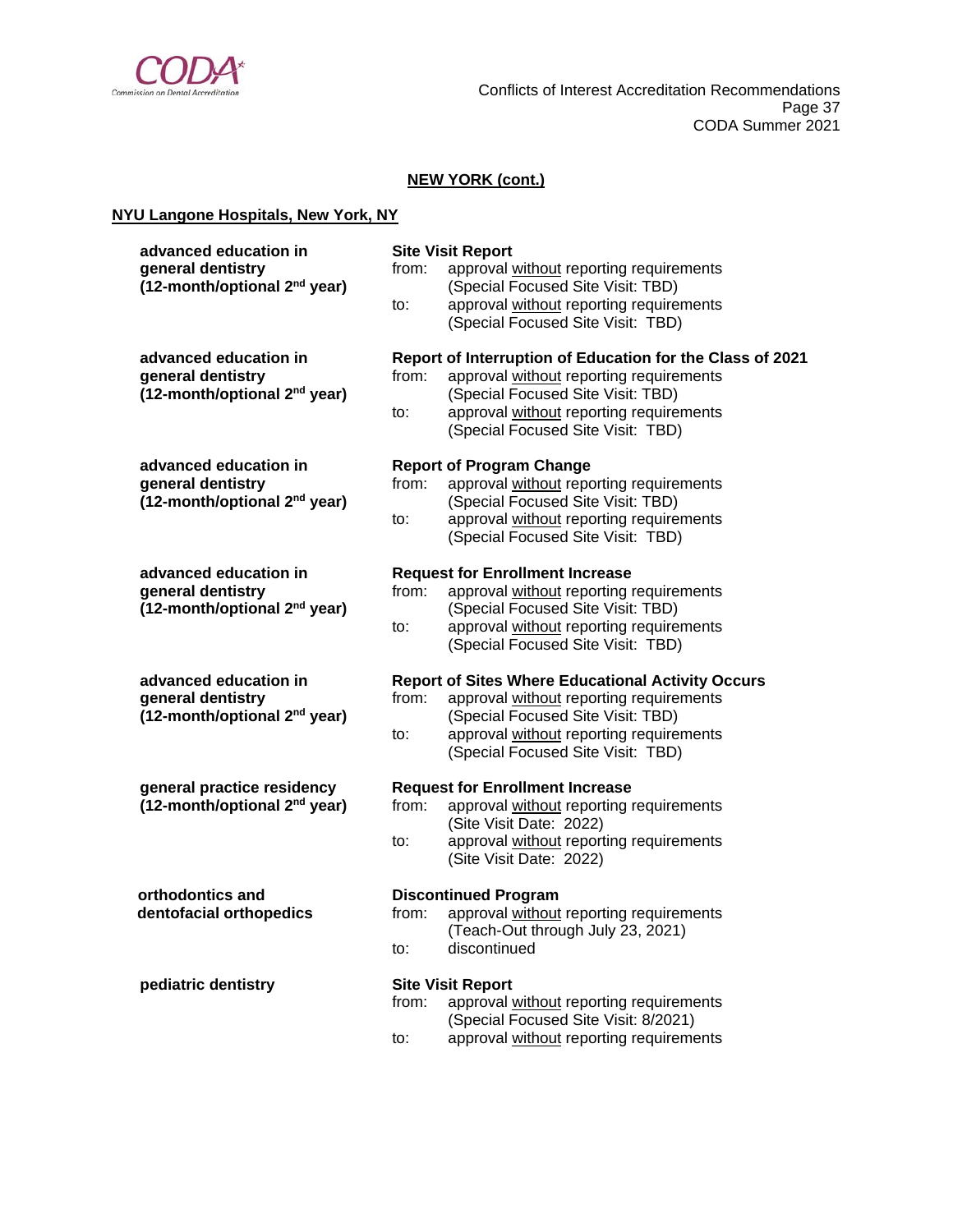## NEW YORK (cont.)

### NYU Langone Hospitals, New York, NY

**advanced education in general dentistry (12-month/optional 2nd year)**

**Site Visit Report**
from: approval without reporting requirements (Special Focused Site Visit: TBD)
to: approval without reporting requirements (Special Focused Site Visit: TBD)

**advanced education in general dentistry (12-month/optional 2nd year)**

**Report of Interruption of Education for the Class of 2021**
from: approval without reporting requirements (Special Focused Site Visit: TBD)
to: approval without reporting requirements (Special Focused Site Visit: TBD)

**advanced education in general dentistry (12-month/optional 2nd year)**

**Report of Program Change**
from: approval without reporting requirements (Special Focused Site Visit: TBD)
to: approval without reporting requirements (Special Focused Site Visit: TBD)

**advanced education in general dentistry (12-month/optional 2nd year)**

**Request for Enrollment Increase**
from: approval without reporting requirements (Special Focused Site Visit: TBD)
to: approval without reporting requirements (Special Focused Site Visit: TBD)

**advanced education in general dentistry (12-month/optional 2nd year)**

**Report of Sites Where Educational Activity Occurs**
from: approval without reporting requirements (Special Focused Site Visit: TBD)
to: approval without reporting requirements (Special Focused Site Visit: TBD)

**general practice residency (12-month/optional 2nd year)**

**Request for Enrollment Increase**
from: approval without reporting requirements (Site Visit Date: 2022)
to: approval without reporting requirements (Site Visit Date: 2022)

**orthodontics and dentofacial orthopedics**

**Discontinued Program**
from: approval without reporting requirements (Teach-Out through July 23, 2021)
to: discontinued

**pediatric dentistry**

**Site Visit Report**
from: approval without reporting requirements (Special Focused Site Visit: 8/2021)
to: approval without reporting requirements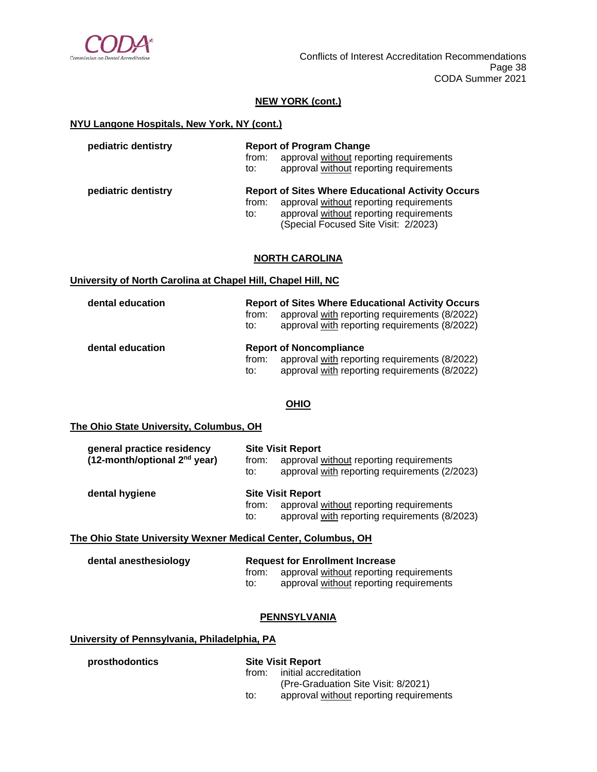## NEW YORK (cont.)

**NYU Langone Hospitals, New York, NY (cont.)**

**pediatric dentistry**

**Report of Program Change**
from: approval without reporting requirements
to: approval without reporting requirements

**pediatric dentistry**

**Report of Sites Where Educational Activity Occurs**
from: approval without reporting requirements
to: approval without reporting requirements
(Special Focused Site Visit: 2/2023)

## NORTH CAROLINA

**University of North Carolina at Chapel Hill, Chapel Hill, NC**

**dental education**

**Report of Sites Where Educational Activity Occurs**
from: approval with reporting requirements (8/2022)
to: approval with reporting requirements (8/2022)

**dental education**

**Report of Noncompliance**
from: approval with reporting requirements (8/2022)
to: approval with reporting requirements (8/2022)

## OHIO

**The Ohio State University, Columbus, OH**

**general practice residency (12-month/optional 2nd year)**

**Site Visit Report**
from: approval without reporting requirements
to: approval with reporting requirements (2/2023)

**dental hygiene**

**Site Visit Report**
from: approval without reporting requirements
to: approval with reporting requirements (8/2023)

**The Ohio State University Wexner Medical Center, Columbus, OH**

**dental anesthesiology**

**Request for Enrollment Increase**
from: approval without reporting requirements
to: approval without reporting requirements

## PENNSYLVANIA

**University of Pennsylvania, Philadelphia, PA**

**prosthodontics**

**Site Visit Report**
from: initial accreditation
(Pre-Graduation Site Visit: 8/2021)
to: approval without reporting requirements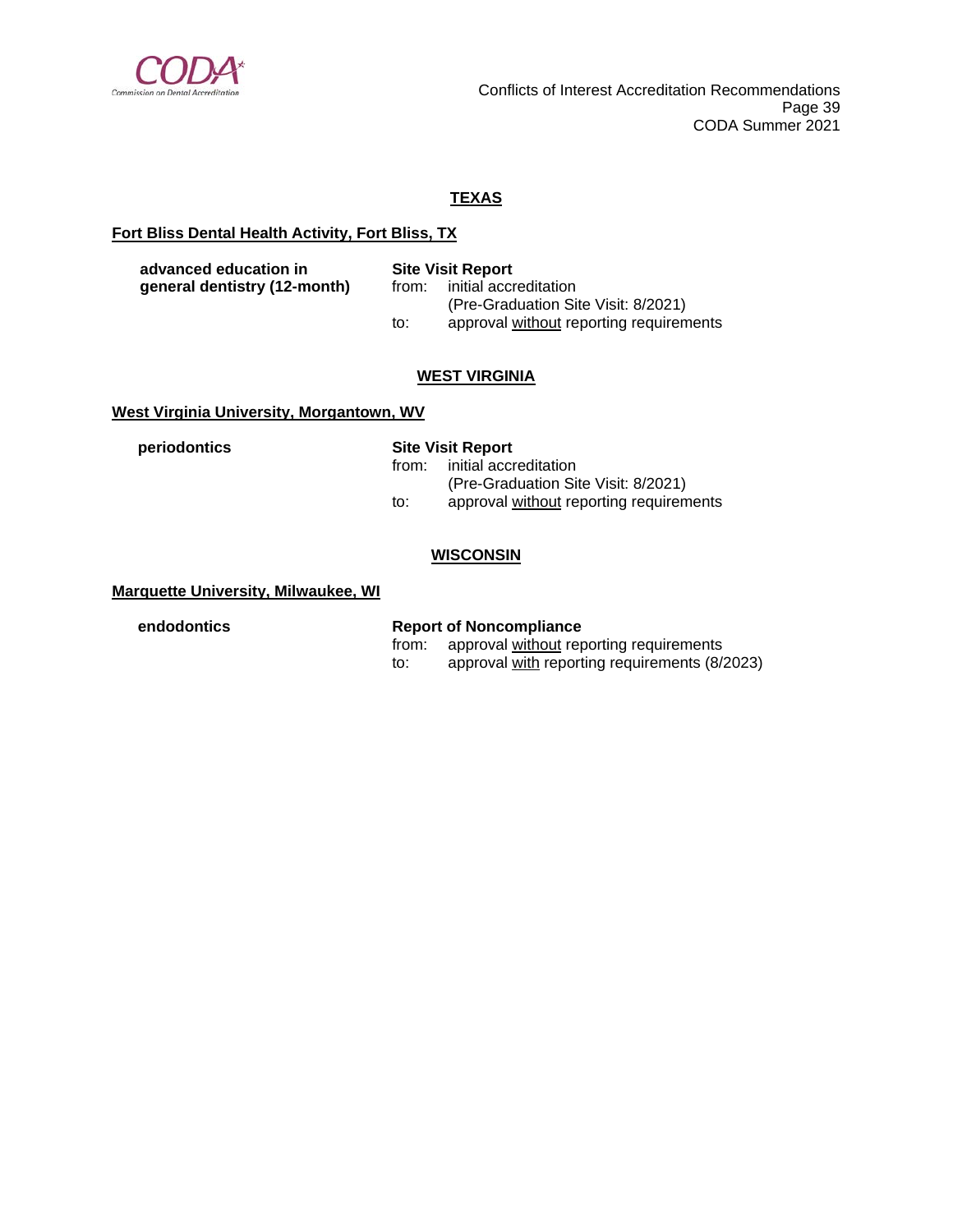## TEXAS

**Fort Bliss Dental Health Activity, Fort Bliss, TX**

| | |
|---|---|
| **advanced education in general dentistry (12-month)** | **Site Visit Report**<br>from: initial accreditation (Pre-Graduation Site Visit: 8/2021)<br>to: approval without reporting requirements |

## WEST VIRGINIA

**West Virginia University, Morgantown, WV**

| | |
|---|---|
| **periodontics** | **Site Visit Report**<br>from: initial accreditation (Pre-Graduation Site Visit: 8/2021)<br>to: approval without reporting requirements |

## WISCONSIN

**Marquette University, Milwaukee, WI**

| | |
|---|---|
| **endodontics** | **Report of Noncompliance**<br>from: approval without reporting requirements<br>to: approval with reporting requirements (8/2023) |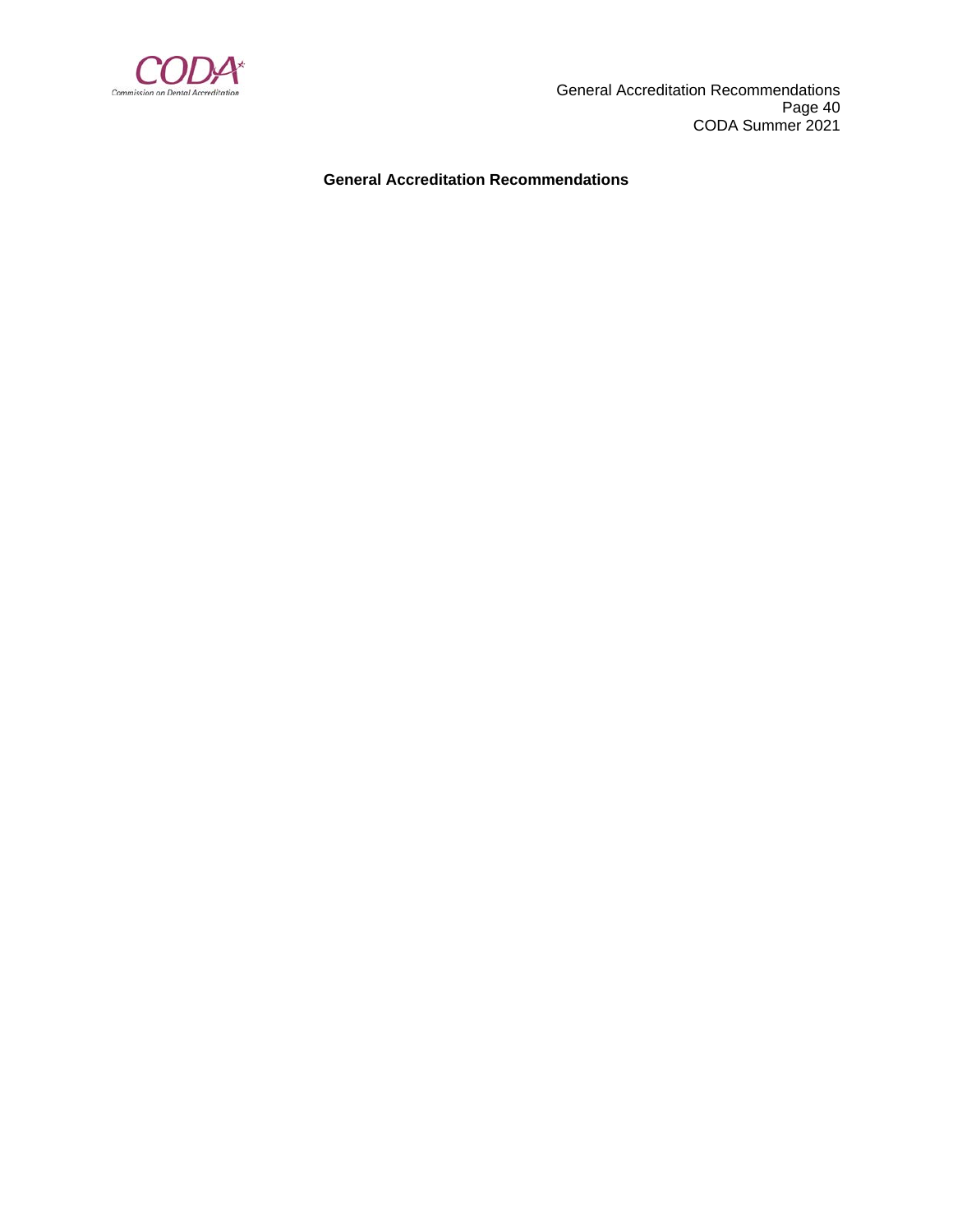**General Accreditation Recommendations**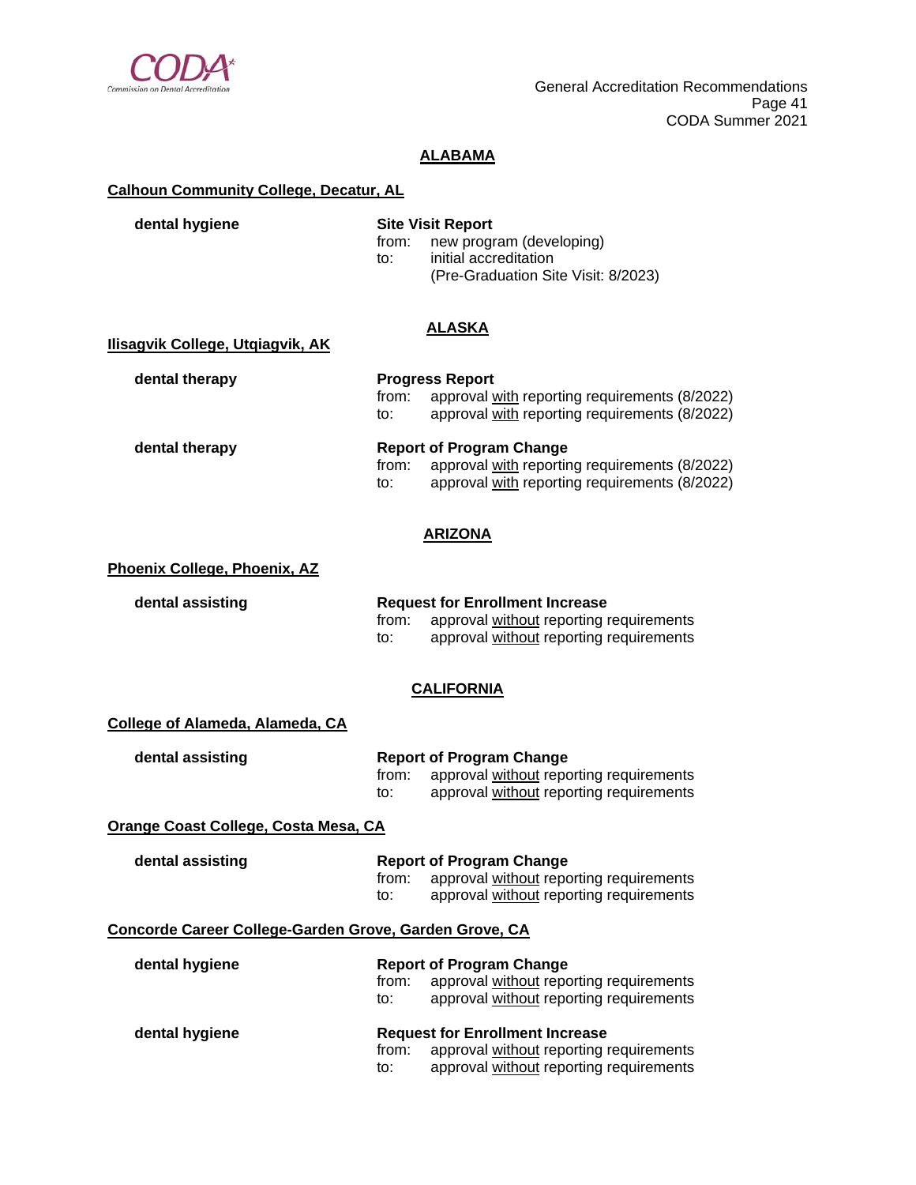## ALABAMA

**Calhoun Community College, Decatur, AL**

**dental hygiene**

**Site Visit Report**
from: new program (developing)
to: initial accreditation
(Pre-Graduation Site Visit: 8/2023)

## ALASKA

**Ilisagvik College, Utqiagvik, AK**

**dental therapy**

**Progress Report**
from: approval with reporting requirements (8/2022)
to: approval with reporting requirements (8/2022)

**dental therapy**

**Report of Program Change**
from: approval with reporting requirements (8/2022)
to: approval with reporting requirements (8/2022)

## ARIZONA

**Phoenix College, Phoenix, AZ**

**dental assisting**

**Request for Enrollment Increase**
from: approval without reporting requirements
to: approval without reporting requirements

## CALIFORNIA

**College of Alameda, Alameda, CA**

**dental assisting**

**Report of Program Change**
from: approval without reporting requirements
to: approval without reporting requirements

**Orange Coast College, Costa Mesa, CA**

**dental assisting**

**Report of Program Change**
from: approval without reporting requirements
to: approval without reporting requirements

**Concorde Career College-Garden Grove, Garden Grove, CA**

**dental hygiene**

**Report of Program Change**
from: approval without reporting requirements
to: approval without reporting requirements

**dental hygiene**

**Request for Enrollment Increase**
from: approval without reporting requirements
to: approval without reporting requirements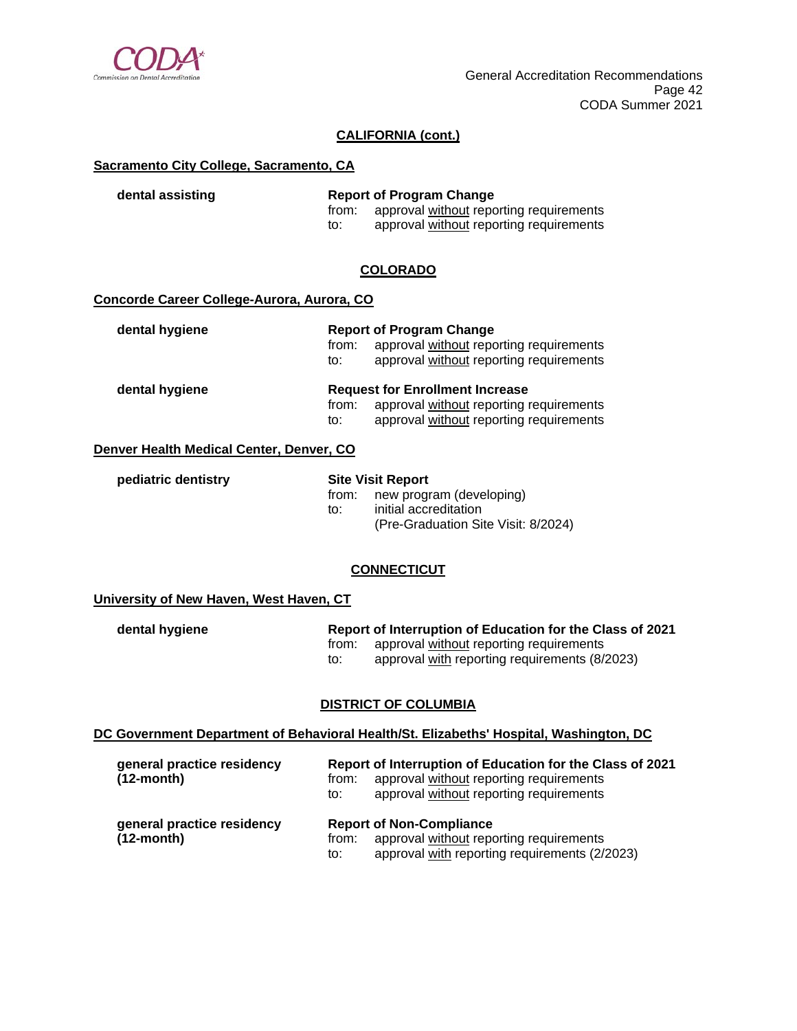## CALIFORNIA (cont.)

**Sacramento City College, Sacramento, CA**

| | |
|---|---|
| **dental assisting** | **Report of Program Change**<br>from: approval without reporting requirements<br>to: approval without reporting requirements |

## COLORADO

**Concorde Career College-Aurora, Aurora, CO**

| | |
|---|---|
| **dental hygiene** | **Report of Program Change**<br>from: approval without reporting requirements<br>to: approval without reporting requirements |
| **dental hygiene** | **Request for Enrollment Increase**<br>from: approval without reporting requirements<br>to: approval without reporting requirements |

**Denver Health Medical Center, Denver, CO**

| | |
|---|---|
| **pediatric dentistry** | **Site Visit Report**<br>from: new program (developing)<br>to: initial accreditation<br>(Pre-Graduation Site Visit: 8/2024) |

## CONNECTICUT

**University of New Haven, West Haven, CT**

| | |
|---|---|
| **dental hygiene** | **Report of Interruption of Education for the Class of 2021**<br>from: approval without reporting requirements<br>to: approval with reporting requirements (8/2023) |

## DISTRICT OF COLUMBIA

**DC Government Department of Behavioral Health/St. Elizabeths' Hospital, Washington, DC**

| | |
|---|---|
| **general practice residency (12-month)** | **Report of Interruption of Education for the Class of 2021**<br>from: approval without reporting requirements<br>to: approval without reporting requirements |
| **general practice residency (12-month)** | **Report of Non-Compliance**<br>from: approval without reporting requirements<br>to: approval with reporting requirements (2/2023) |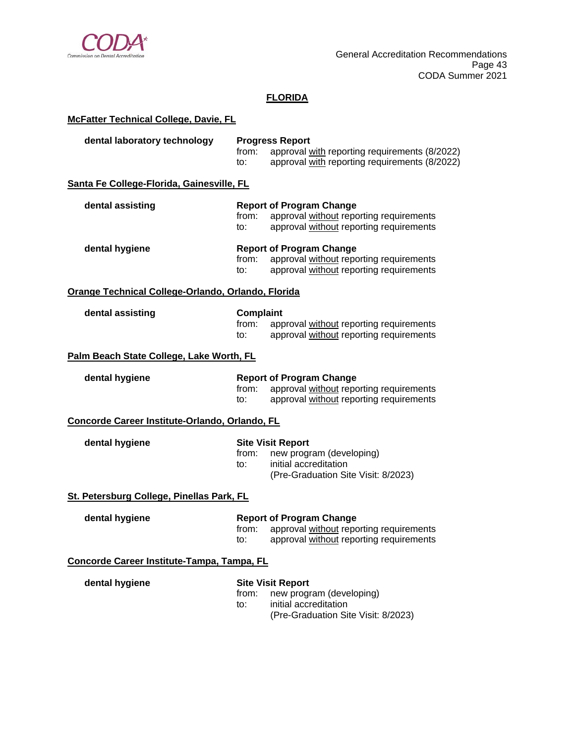## FLORIDA

**McFatter Technical College, Davie, FL**

**dental laboratory technology** — **Progress Report**
from: approval with reporting requirements (8/2022)
to: approval with reporting requirements (8/2022)

**Santa Fe College-Florida, Gainesville, FL**

**dental assisting** — **Report of Program Change**
from: approval without reporting requirements
to: approval without reporting requirements

**dental hygiene** — **Report of Program Change**
from: approval without reporting requirements
to: approval without reporting requirements

**Orange Technical College-Orlando, Orlando, Florida**

**dental assisting** — **Complaint**
from: approval without reporting requirements
to: approval without reporting requirements

**Palm Beach State College, Lake Worth, FL**

**dental hygiene** — **Report of Program Change**
from: approval without reporting requirements
to: approval without reporting requirements

**Concorde Career Institute-Orlando, Orlando, FL**

**dental hygiene** — **Site Visit Report**
from: new program (developing)
to: initial accreditation
(Pre-Graduation Site Visit: 8/2023)

**St. Petersburg College, Pinellas Park, FL**

**dental hygiene** — **Report of Program Change**
from: approval without reporting requirements
to: approval without reporting requirements

**Concorde Career Institute-Tampa, Tampa, FL**

**dental hygiene** — **Site Visit Report**
from: new program (developing)
to: initial accreditation
(Pre-Graduation Site Visit: 8/2023)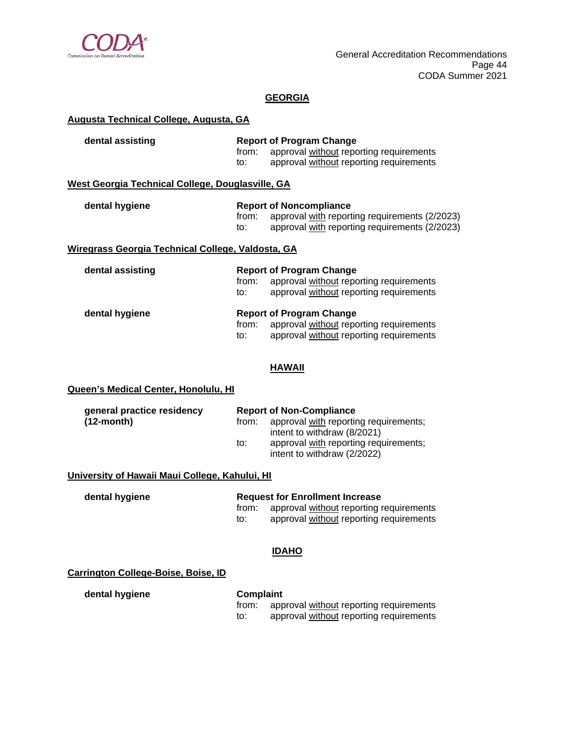## GEORGIA

**Augusta Technical College, Augusta, GA**

**dental assisting**

**Report of Program Change**
from: approval without reporting requirements
to: approval without reporting requirements

**West Georgia Technical College, Douglasville, GA**

**dental hygiene**

**Report of Noncompliance**
from: approval with reporting requirements (2/2023)
to: approval with reporting requirements (2/2023)

**Wiregrass Georgia Technical College, Valdosta, GA**

**dental assisting**

**Report of Program Change**
from: approval without reporting requirements
to: approval without reporting requirements

**dental hygiene**

**Report of Program Change**
from: approval without reporting requirements
to: approval without reporting requirements

## HAWAII

**Queen's Medical Center, Honolulu, HI**

**general practice residency (12-month)**

**Report of Non-Compliance**
from: approval with reporting requirements; intent to withdraw (8/2021)
to: approval with reporting requirements; intent to withdraw (2/2022)

**University of Hawaii Maui College, Kahului, HI**

**dental hygiene**

**Request for Enrollment Increase**
from: approval without reporting requirements
to: approval without reporting requirements

## IDAHO

**Carrington College-Boise, Boise, ID**

**dental hygiene**

**Complaint**
from: approval without reporting requirements
to: approval without reporting requirements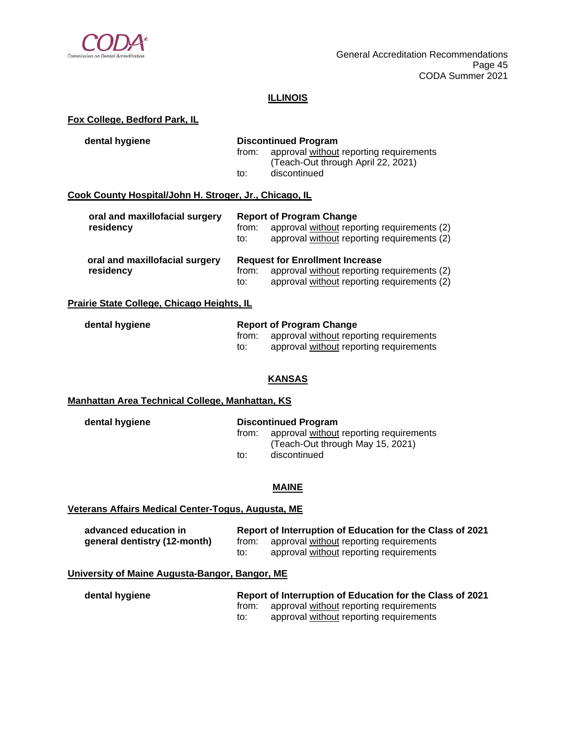## ILLINOIS

**Fox College, Bedford Park, IL**

| | |
|---|---|
| **dental hygiene** | **Discontinued Program**<br>from: approval without reporting requirements (Teach-Out through April 22, 2021)<br>to: discontinued |

**Cook County Hospital/John H. Stroger, Jr., Chicago, IL**

| | |
|---|---|
| **oral and maxillofacial surgery residency** | **Report of Program Change**<br>from: approval without reporting requirements (2)<br>to: approval without reporting requirements (2) |
| **oral and maxillofacial surgery residency** | **Request for Enrollment Increase**<br>from: approval without reporting requirements (2)<br>to: approval without reporting requirements (2) |

**Prairie State College, Chicago Heights, IL**

| | |
|---|---|
| **dental hygiene** | **Report of Program Change**<br>from: approval without reporting requirements<br>to: approval without reporting requirements |

## KANSAS

**Manhattan Area Technical College, Manhattan, KS**

| | |
|---|---|
| **dental hygiene** | **Discontinued Program**<br>from: approval without reporting requirements (Teach-Out through May 15, 2021)<br>to: discontinued |

## MAINE

**Veterans Affairs Medical Center-Togus, Augusta, ME**

| | |
|---|---|
| **advanced education in general dentistry (12-month)** | **Report of Interruption of Education for the Class of 2021**<br>from: approval without reporting requirements<br>to: approval without reporting requirements |

**University of Maine Augusta-Bangor, Bangor, ME**

| | |
|---|---|
| **dental hygiene** | **Report of Interruption of Education for the Class of 2021**<br>from: approval without reporting requirements<br>to: approval without reporting requirements |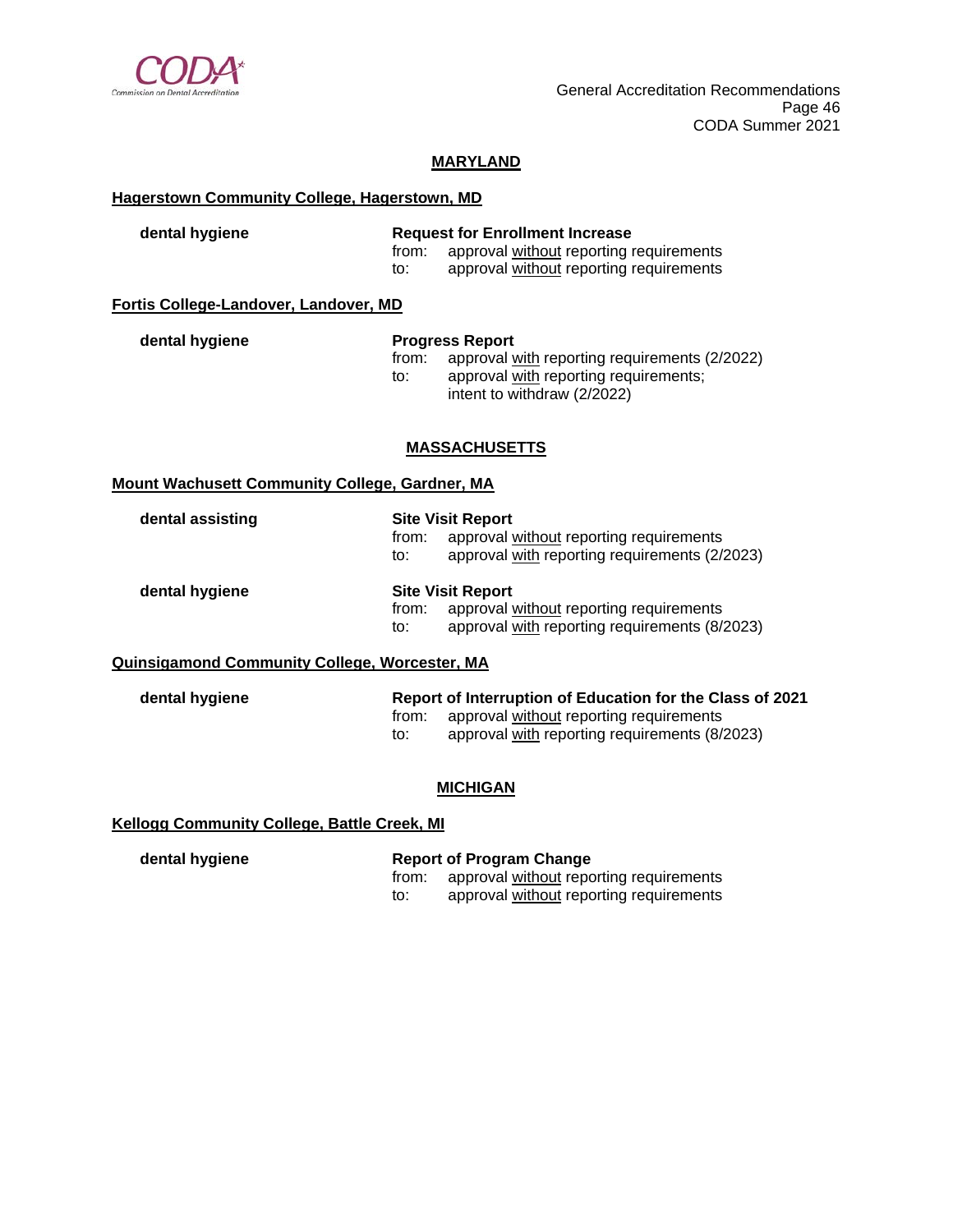## MARYLAND

**Hagerstown Community College, Hagerstown, MD**

**dental hygiene**

**Request for Enrollment Increase**
from: approval without reporting requirements
to: approval without reporting requirements

**Fortis College-Landover, Landover, MD**

**dental hygiene**

**Progress Report**
from: approval with reporting requirements (2/2022)
to: approval with reporting requirements; intent to withdraw (2/2022)

## MASSACHUSETTS

**Mount Wachusett Community College, Gardner, MA**

**dental assisting**

**Site Visit Report**
from: approval without reporting requirements
to: approval with reporting requirements (2/2023)

**dental hygiene**

**Site Visit Report**
from: approval without reporting requirements
to: approval with reporting requirements (8/2023)

**Quinsigamond Community College, Worcester, MA**

**dental hygiene**

**Report of Interruption of Education for the Class of 2021**
from: approval without reporting requirements
to: approval with reporting requirements (8/2023)

## MICHIGAN

**Kellogg Community College, Battle Creek, MI**

**dental hygiene**

**Report of Program Change**
from: approval without reporting requirements
to: approval without reporting requirements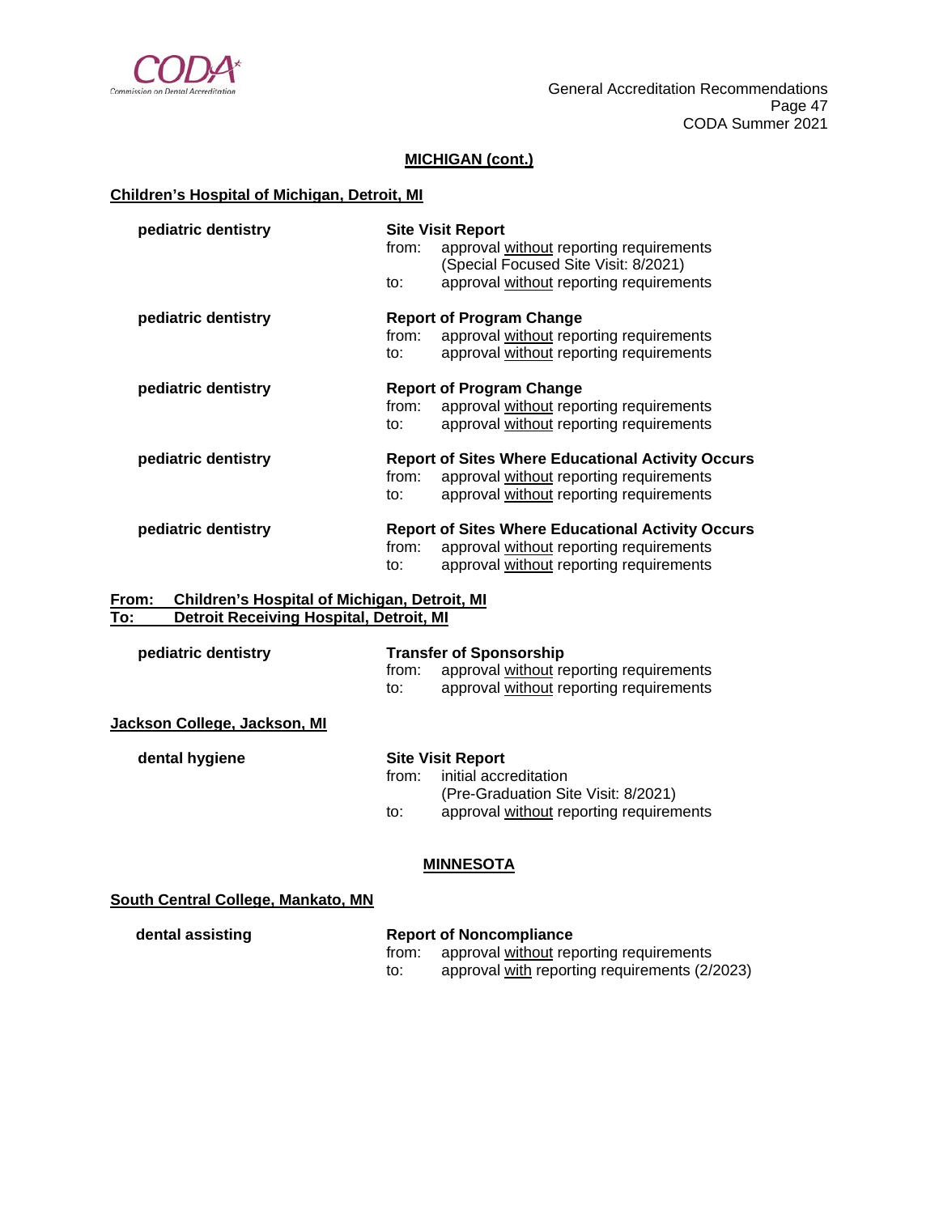## MICHIGAN (cont.)

### Children's Hospital of Michigan, Detroit, MI

**pediatric dentistry**

**Site Visit Report**
from: approval without reporting requirements
(Special Focused Site Visit: 8/2021)
to: approval without reporting requirements

**pediatric dentistry**

**Report of Program Change**
from: approval without reporting requirements
to: approval without reporting requirements

**pediatric dentistry**

**Report of Program Change**
from: approval without reporting requirements
to: approval without reporting requirements

**pediatric dentistry**

**Report of Sites Where Educational Activity Occurs**
from: approval without reporting requirements
to: approval without reporting requirements

**pediatric dentistry**

**Report of Sites Where Educational Activity Occurs**
from: approval without reporting requirements
to: approval without reporting requirements

### From: Children's Hospital of Michigan, Detroit, MI
### To: Detroit Receiving Hospital, Detroit, MI

**pediatric dentistry**

**Transfer of Sponsorship**
from: approval without reporting requirements
to: approval without reporting requirements

### Jackson College, Jackson, MI

**dental hygiene**

**Site Visit Report**
from: initial accreditation
(Pre-Graduation Site Visit: 8/2021)
to: approval without reporting requirements

## MINNESOTA

### South Central College, Mankato, MN

**dental assisting**

**Report of Noncompliance**
from: approval without reporting requirements
to: approval with reporting requirements (2/2023)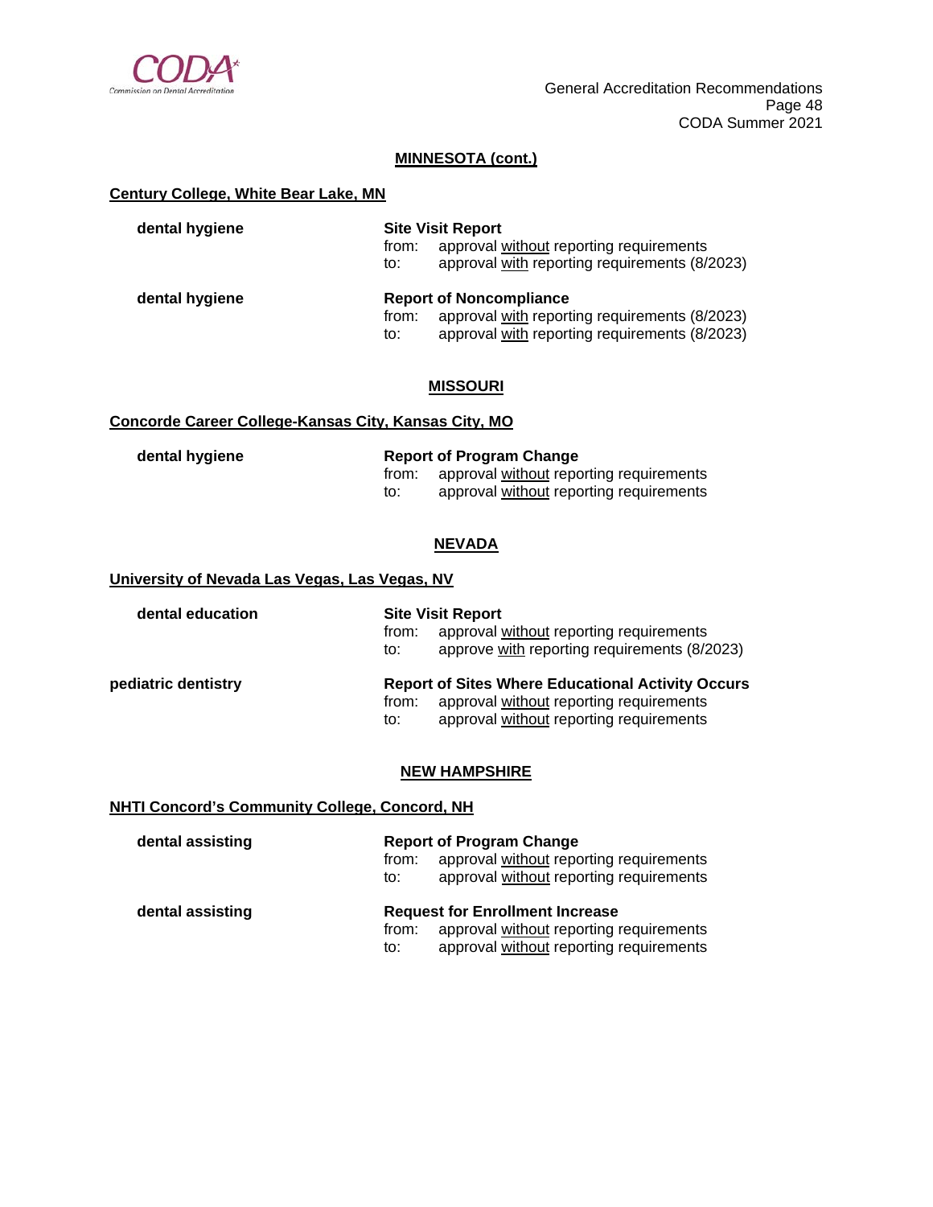## MINNESOTA (cont.)

### Century College, White Bear Lake, MN

**dental hygiene**

**Site Visit Report**
from: approval without reporting requirements
to: approval with reporting requirements (8/2023)

**dental hygiene**

**Report of Noncompliance**
from: approval with reporting requirements (8/2023)
to: approval with reporting requirements (8/2023)

## MISSOURI

### Concorde Career College-Kansas City, Kansas City, MO

**dental hygiene**

**Report of Program Change**
from: approval without reporting requirements
to: approval without reporting requirements

## NEVADA

### University of Nevada Las Vegas, Las Vegas, NV

**dental education**

**Site Visit Report**
from: approval without reporting requirements
to: approve with reporting requirements (8/2023)

**pediatric dentistry**

**Report of Sites Where Educational Activity Occurs**
from: approval without reporting requirements
to: approval without reporting requirements

## NEW HAMPSHIRE

### NHTI Concord's Community College, Concord, NH

**dental assisting**

**Report of Program Change**
from: approval without reporting requirements
to: approval without reporting requirements

**dental assisting**

**Request for Enrollment Increase**
from: approval without reporting requirements
to: approval without reporting requirements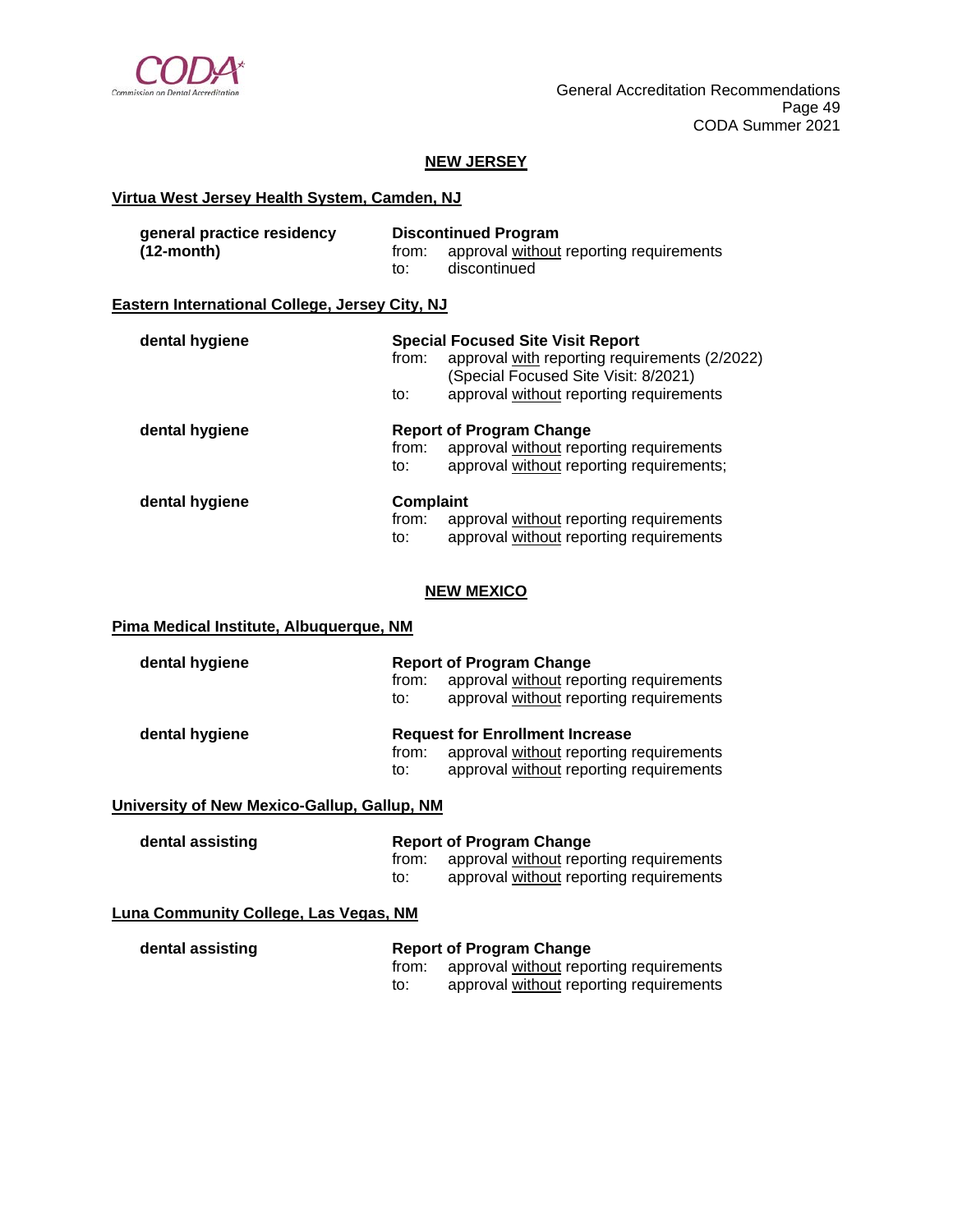## NEW JERSEY

**Virtua West Jersey Health System, Camden, NJ**

| | |
|---|---|
| **general practice residency (12-month)** | **Discontinued Program**<br>from: approval <u>without</u> reporting requirements<br>to: discontinued |

**Eastern International College, Jersey City, NJ**

| | |
|---|---|
| **dental hygiene** | **Special Focused Site Visit Report**<br>from: approval <u>with</u> reporting requirements (2/2022) (Special Focused Site Visit: 8/2021)<br>to: approval <u>without</u> reporting requirements |
| **dental hygiene** | **Report of Program Change**<br>from: approval <u>without</u> reporting requirements<br>to: approval <u>without</u> reporting requirements; |
| **dental hygiene** | **Complaint**<br>from: approval <u>without</u> reporting requirements<br>to: approval <u>without</u> reporting requirements |

## NEW MEXICO

**Pima Medical Institute, Albuquerque, NM**

| | |
|---|---|
| **dental hygiene** | **Report of Program Change**<br>from: approval <u>without</u> reporting requirements<br>to: approval <u>without</u> reporting requirements |
| **dental hygiene** | **Request for Enrollment Increase**<br>from: approval <u>without</u> reporting requirements<br>to: approval <u>without</u> reporting requirements |

**University of New Mexico-Gallup, Gallup, NM**

| | |
|---|---|
| **dental assisting** | **Report of Program Change**<br>from: approval <u>without</u> reporting requirements<br>to: approval <u>without</u> reporting requirements |

**Luna Community College, Las Vegas, NM**

| | |
|---|---|
| **dental assisting** | **Report of Program Change**<br>from: approval <u>without</u> reporting requirements<br>to: approval <u>without</u> reporting requirements |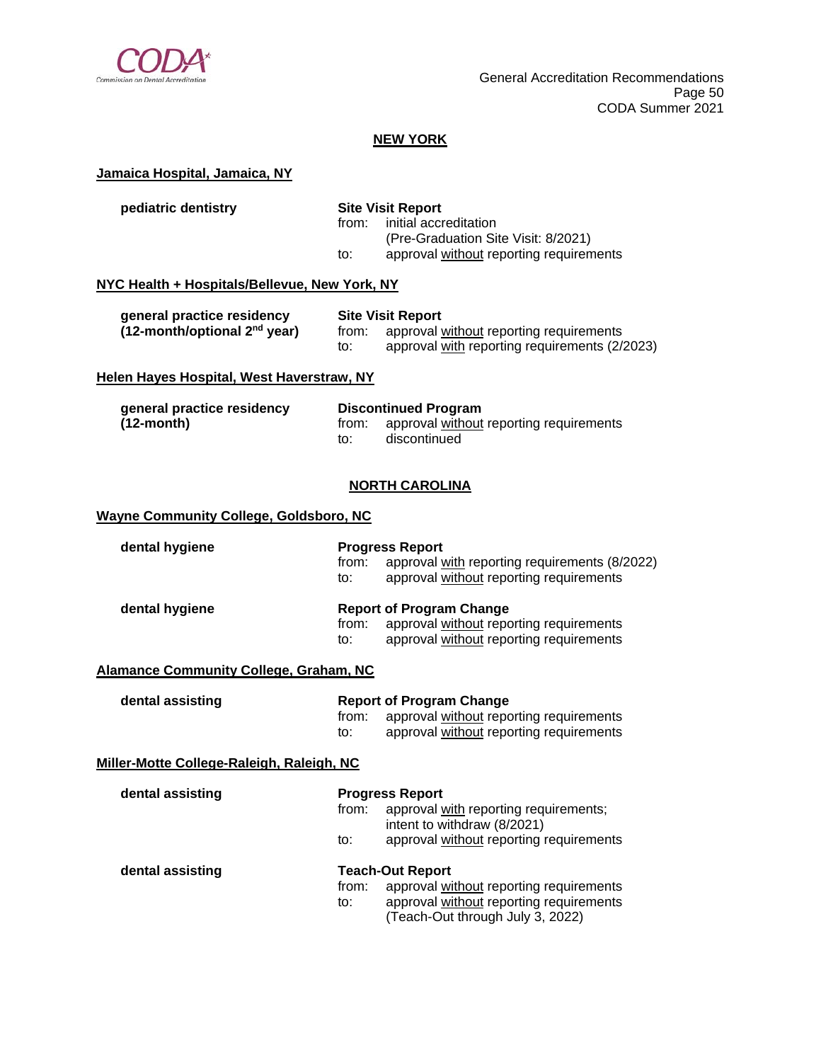## NEW YORK

**Jamaica Hospital, Jamaica, NY**

| | |
|---|---|
| **pediatric dentistry** | **Site Visit Report**<br>from: initial accreditation (Pre-Graduation Site Visit: 8/2021)<br>to: approval without reporting requirements |

**NYC Health + Hospitals/Bellevue, New York, NY**

| | |
|---|---|
| **general practice residency (12-month/optional 2nd year)** | **Site Visit Report**<br>from: approval without reporting requirements<br>to: approval with reporting requirements (2/2023) |

**Helen Hayes Hospital, West Haverstraw, NY**

| | |
|---|---|
| **general practice residency (12-month)** | **Discontinued Program**<br>from: approval without reporting requirements<br>to: discontinued |

## NORTH CAROLINA

**Wayne Community College, Goldsboro, NC**

| | |
|---|---|
| **dental hygiene** | **Progress Report**<br>from: approval with reporting requirements (8/2022)<br>to: approval without reporting requirements |
| **dental hygiene** | **Report of Program Change**<br>from: approval without reporting requirements<br>to: approval without reporting requirements |

**Alamance Community College, Graham, NC**

| | |
|---|---|
| **dental assisting** | **Report of Program Change**<br>from: approval without reporting requirements<br>to: approval without reporting requirements |

**Miller-Motte College-Raleigh, Raleigh, NC**

| | |
|---|---|
| **dental assisting** | **Progress Report**<br>from: approval with reporting requirements; intent to withdraw (8/2021)<br>to: approval without reporting requirements |
| **dental assisting** | **Teach-Out Report**<br>from: approval without reporting requirements<br>to: approval without reporting requirements (Teach-Out through July 3, 2022) |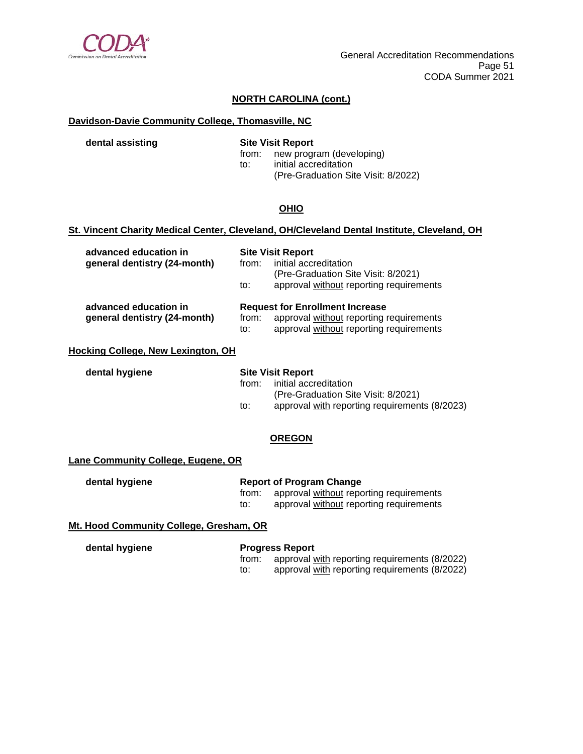## NORTH CAROLINA (cont.)

### Davidson-Davie Community College, Thomasville, NC

**dental assisting**

**Site Visit Report**
from: new program (developing)
to: initial accreditation
(Pre-Graduation Site Visit: 8/2022)

## OHIO

### St. Vincent Charity Medical Center, Cleveland, OH/Cleveland Dental Institute, Cleveland, OH

**advanced education in general dentistry (24-month)**

**Site Visit Report**
from: initial accreditation
(Pre-Graduation Site Visit: 8/2021)
to: approval without reporting requirements

**advanced education in general dentistry (24-month)**

**Request for Enrollment Increase**
from: approval without reporting requirements
to: approval without reporting requirements

### Hocking College, New Lexington, OH

**dental hygiene**

**Site Visit Report**
from: initial accreditation
(Pre-Graduation Site Visit: 8/2021)
to: approval with reporting requirements (8/2023)

## OREGON

### Lane Community College, Eugene, OR

**dental hygiene**

**Report of Program Change**
from: approval without reporting requirements
to: approval without reporting requirements

### Mt. Hood Community College, Gresham, OR

**dental hygiene**

**Progress Report**
from: approval with reporting requirements (8/2022)
to: approval with reporting requirements (8/2022)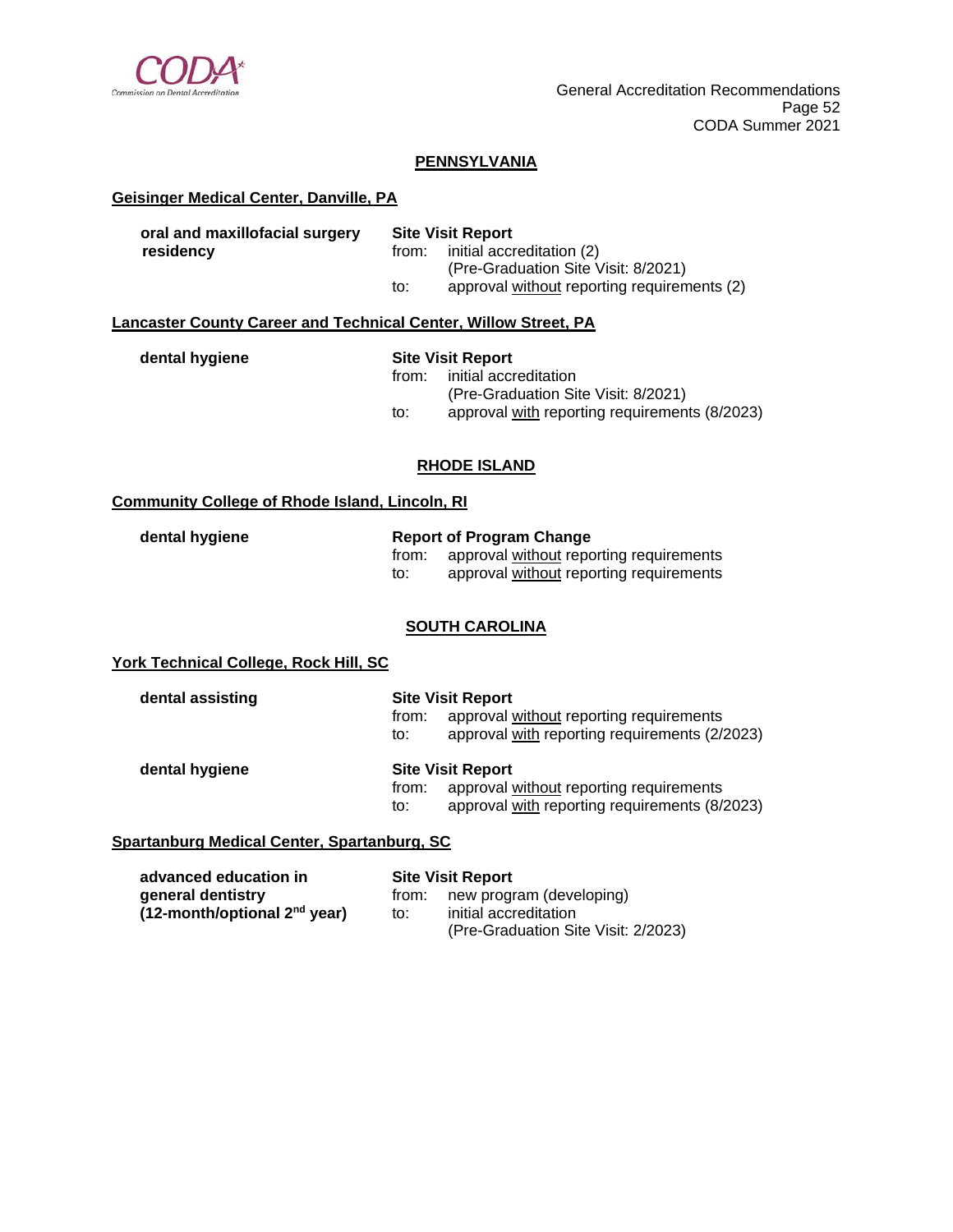## PENNSYLVANIA

### Geisinger Medical Center, Danville, PA

**oral and maxillofacial surgery residency**

**Site Visit Report**
from: initial accreditation (2)
(Pre-Graduation Site Visit: 8/2021)
to: approval without reporting requirements (2)

### Lancaster County Career and Technical Center, Willow Street, PA

**dental hygiene**

**Site Visit Report**
from: initial accreditation
(Pre-Graduation Site Visit: 8/2021)
to: approval with reporting requirements (8/2023)

## RHODE ISLAND

### Community College of Rhode Island, Lincoln, RI

**dental hygiene**

**Report of Program Change**
from: approval without reporting requirements
to: approval without reporting requirements

## SOUTH CAROLINA

### York Technical College, Rock Hill, SC

**dental assisting**

**Site Visit Report**
from: approval without reporting requirements
to: approval with reporting requirements (2/2023)

**dental hygiene**

**Site Visit Report**
from: approval without reporting requirements
to: approval with reporting requirements (8/2023)

### Spartanburg Medical Center, Spartanburg, SC

**advanced education in general dentistry (12-month/optional 2nd year)**

**Site Visit Report**
from: new program (developing)
to: initial accreditation
(Pre-Graduation Site Visit: 2/2023)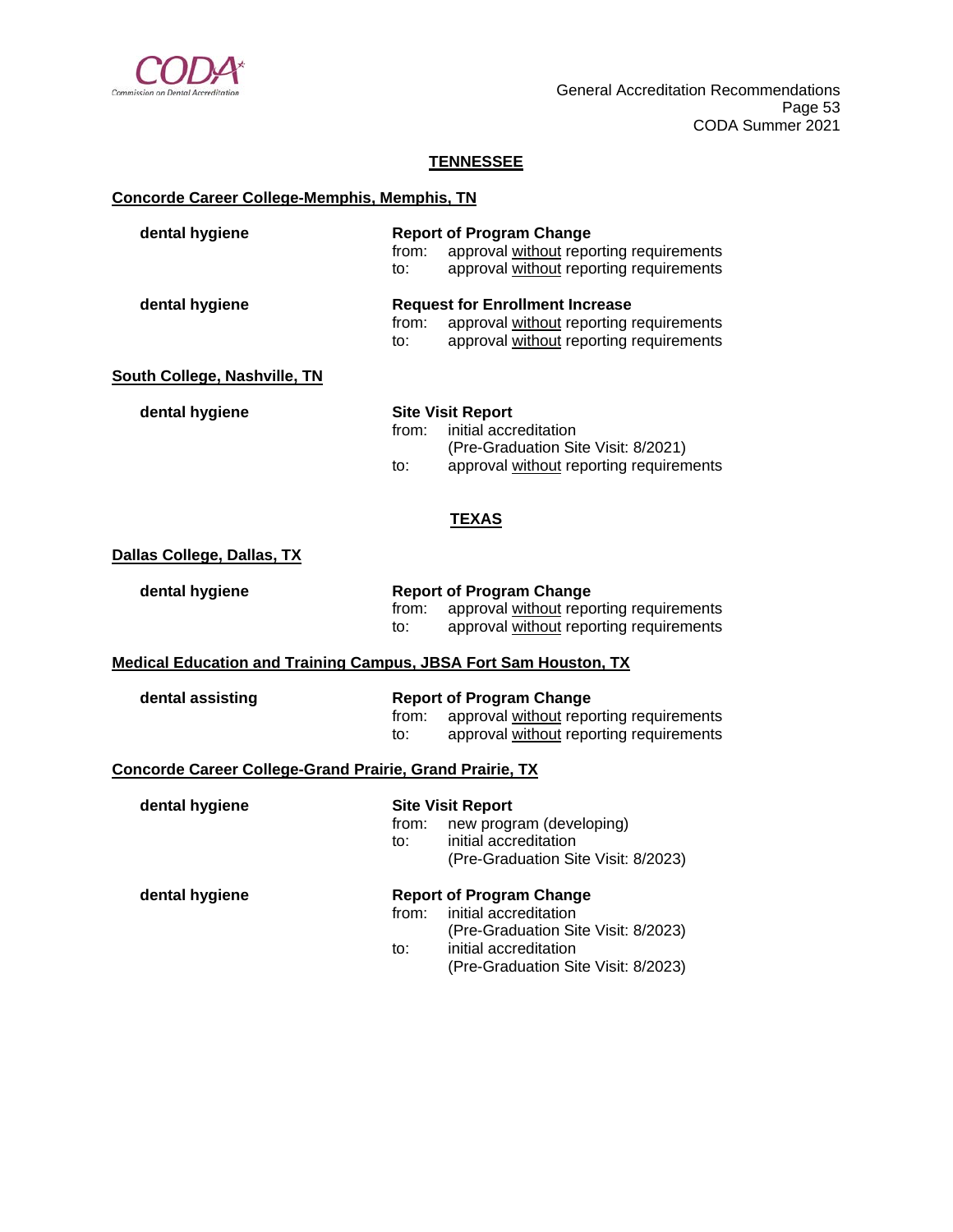## TENNESSEE

### Concorde Career College-Memphis, Memphis, TN

| | |
|---|---|
| **dental hygiene** | **Report of Program Change**<br>from: approval without reporting requirements<br>to: approval without reporting requirements |
| **dental hygiene** | **Request for Enrollment Increase**<br>from: approval without reporting requirements<br>to: approval without reporting requirements |

### South College, Nashville, TN

| | |
|---|---|
| **dental hygiene** | **Site Visit Report**<br>from: initial accreditation (Pre-Graduation Site Visit: 8/2021)<br>to: approval without reporting requirements |

## TEXAS

### Dallas College, Dallas, TX

| | |
|---|---|
| **dental hygiene** | **Report of Program Change**<br>from: approval without reporting requirements<br>to: approval without reporting requirements |

### Medical Education and Training Campus, JBSA Fort Sam Houston, TX

| | |
|---|---|
| **dental assisting** | **Report of Program Change**<br>from: approval without reporting requirements<br>to: approval without reporting requirements |

### Concorde Career College-Grand Prairie, Grand Prairie, TX

| | |
|---|---|
| **dental hygiene** | **Site Visit Report**<br>from: new program (developing)<br>to: initial accreditation (Pre-Graduation Site Visit: 8/2023) |
| **dental hygiene** | **Report of Program Change**<br>from: initial accreditation (Pre-Graduation Site Visit: 8/2023)<br>to: initial accreditation (Pre-Graduation Site Visit: 8/2023) |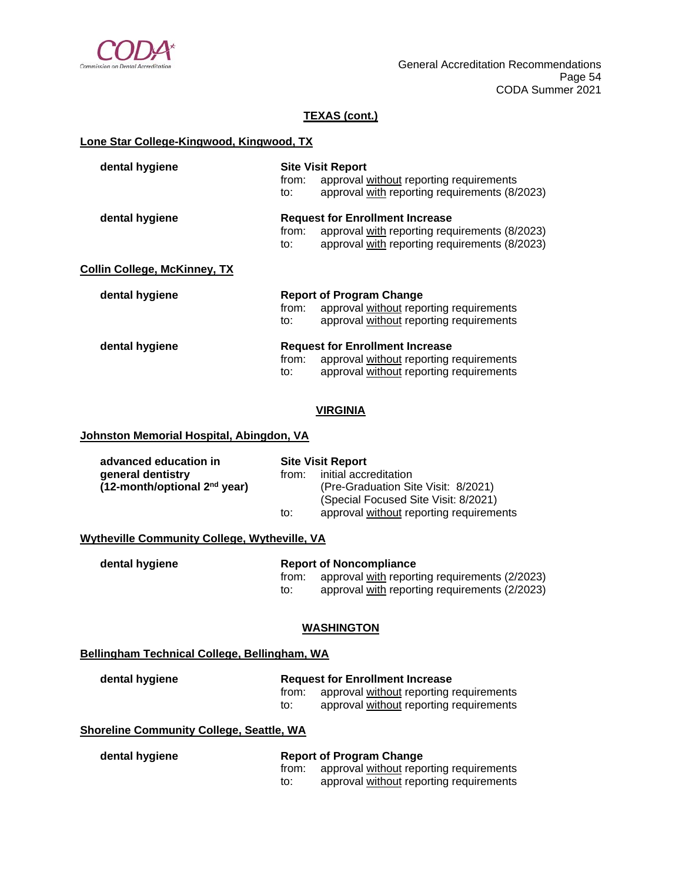## TEXAS (cont.)

### Lone Star College-Kingwood, Kingwood, TX

**dental hygiene**

**Site Visit Report**
from: approval without reporting requirements
to: approval with reporting requirements (8/2023)

**dental hygiene**

**Request for Enrollment Increase**
from: approval with reporting requirements (8/2023)
to: approval with reporting requirements (8/2023)

### Collin College, McKinney, TX

**dental hygiene**

**Report of Program Change**
from: approval without reporting requirements
to: approval without reporting requirements

**dental hygiene**

**Request for Enrollment Increase**
from: approval without reporting requirements
to: approval without reporting requirements

## VIRGINIA

### Johnston Memorial Hospital, Abingdon, VA

**advanced education in general dentistry (12-month/optional 2nd year)**

**Site Visit Report**
from: initial accreditation
(Pre-Graduation Site Visit: 8/2021)
(Special Focused Site Visit: 8/2021)
to: approval without reporting requirements

### Wytheville Community College, Wytheville, VA

**dental hygiene**

**Report of Noncompliance**
from: approval with reporting requirements (2/2023)
to: approval with reporting requirements (2/2023)

## WASHINGTON

### Bellingham Technical College, Bellingham, WA

**dental hygiene**

**Request for Enrollment Increase**
from: approval without reporting requirements
to: approval without reporting requirements

### Shoreline Community College, Seattle, WA

**dental hygiene**

**Report of Program Change**
from: approval without reporting requirements
to: approval without reporting requirements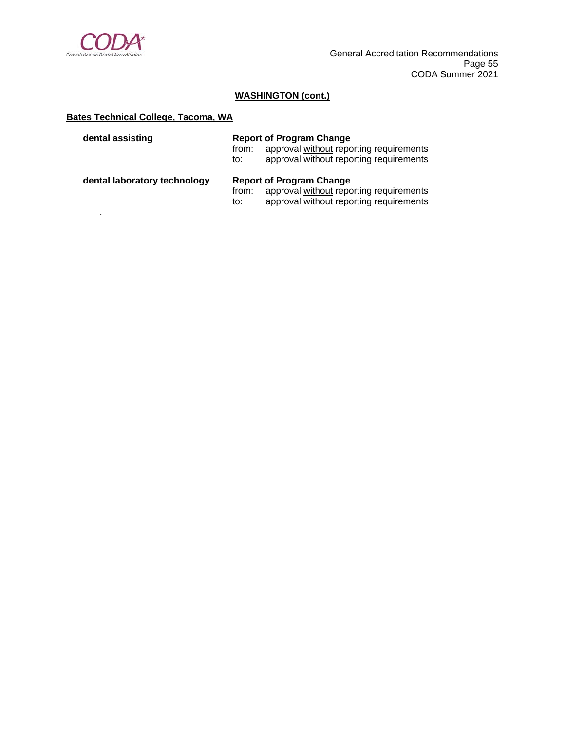**WASHINGTON (cont.)**

**Bates Technical College, Tacoma, WA**

**dental assisting**

**Report of Program Change**
from: approval without reporting requirements
to: approval without reporting requirements

**dental laboratory technology**

**Report of Program Change**
from: approval without reporting requirements
to: approval without reporting requirements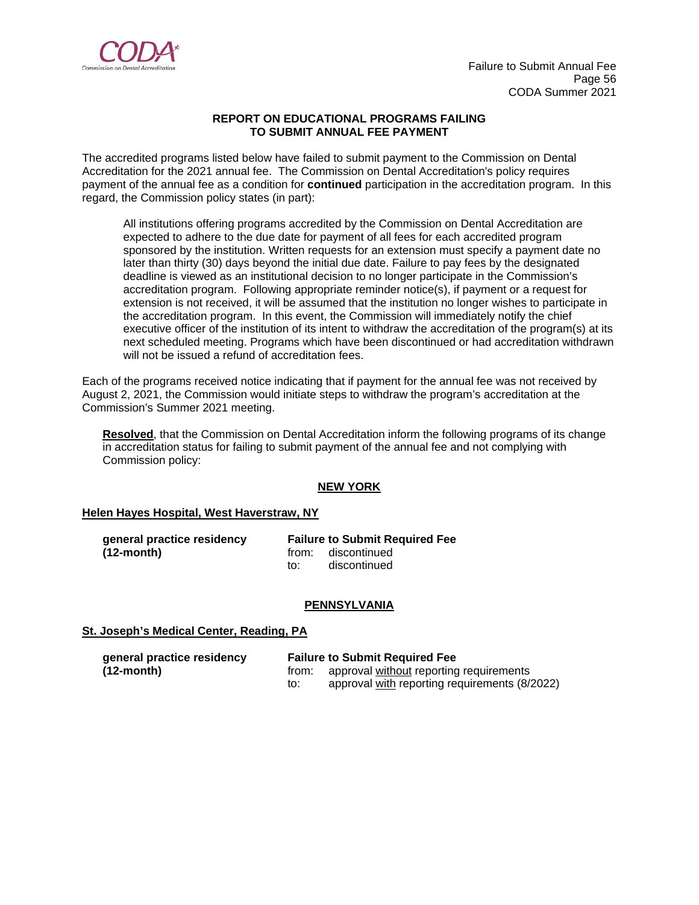**REPORT ON EDUCATIONAL PROGRAMS FAILING TO SUBMIT ANNUAL FEE PAYMENT**

The accredited programs listed below have failed to submit payment to the Commission on Dental Accreditation for the 2021 annual fee. The Commission on Dental Accreditation's policy requires payment of the annual fee as a condition for **continued** participation in the accreditation program. In this regard, the Commission policy states (in part):

> All institutions offering programs accredited by the Commission on Dental Accreditation are expected to adhere to the due date for payment of all fees for each accredited program sponsored by the institution. Written requests for an extension must specify a payment date no later than thirty (30) days beyond the initial due date. Failure to pay fees by the designated deadline is viewed as an institutional decision to no longer participate in the Commission's accreditation program. Following appropriate reminder notice(s), if payment or a request for extension is not received, it will be assumed that the institution no longer wishes to participate in the accreditation program. In this event, the Commission will immediately notify the chief executive officer of the institution of its intent to withdraw the accreditation of the program(s) at its next scheduled meeting. Programs which have been discontinued or had accreditation withdrawn will not be issued a refund of accreditation fees.

Each of the programs received notice indicating that if payment for the annual fee was not received by August 2, 2021, the Commission would initiate steps to withdraw the program's accreditation at the Commission's Summer 2021 meeting.

> **Resolved**, that the Commission on Dental Accreditation inform the following programs of its change in accreditation status for failing to submit payment of the annual fee and not complying with Commission policy:

**NEW YORK**

**Helen Hayes Hospital, West Haverstraw, NY**

**general practice residency (12-month)**

**Failure to Submit Required Fee**
from: discontinued
to: discontinued

**PENNSYLVANIA**

**St. Joseph's Medical Center, Reading, PA**

**general practice residency (12-month)**

**Failure to Submit Required Fee**
from: approval without reporting requirements
to: approval with reporting requirements (8/2022)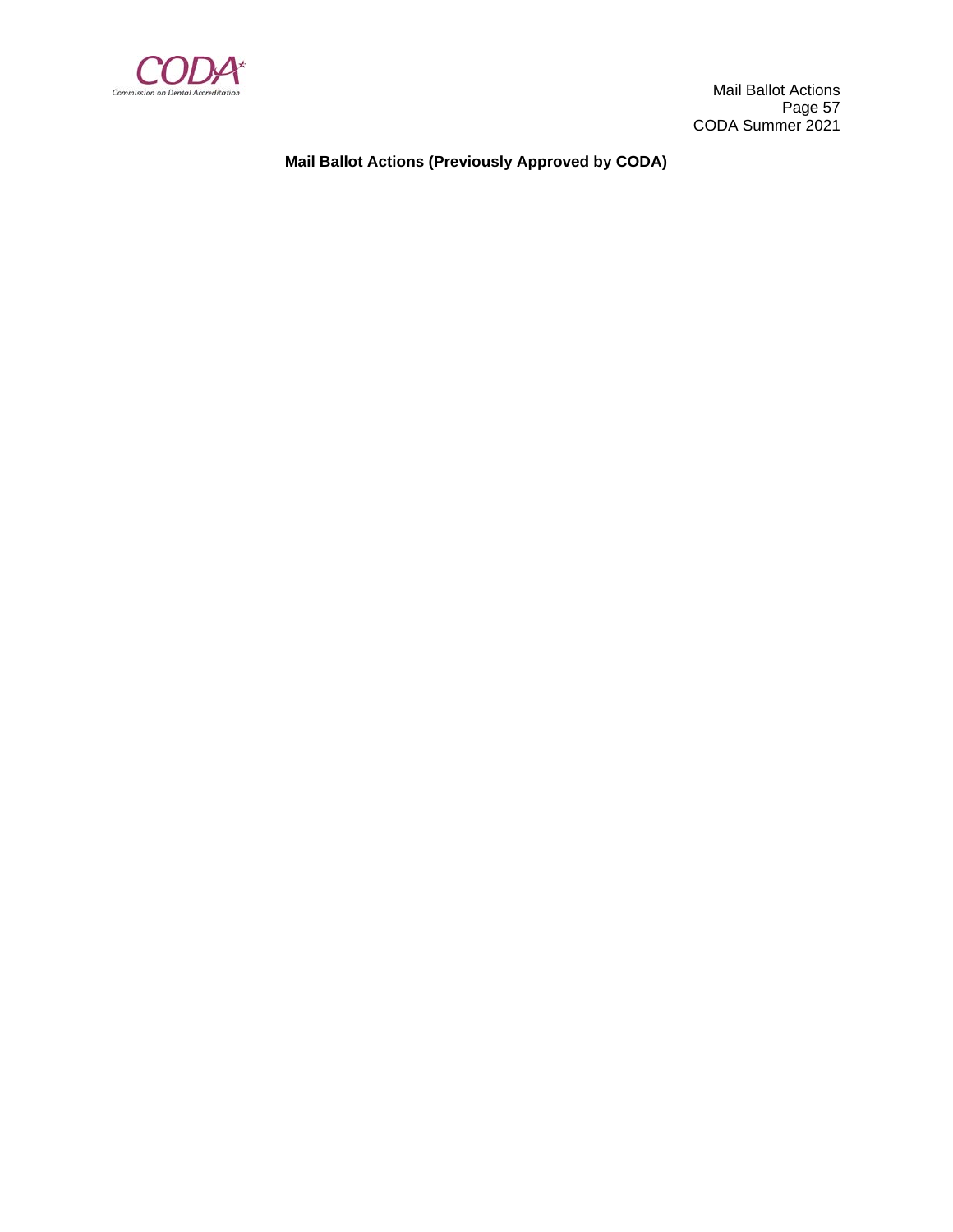**Mail Ballot Actions (Previously Approved by CODA)**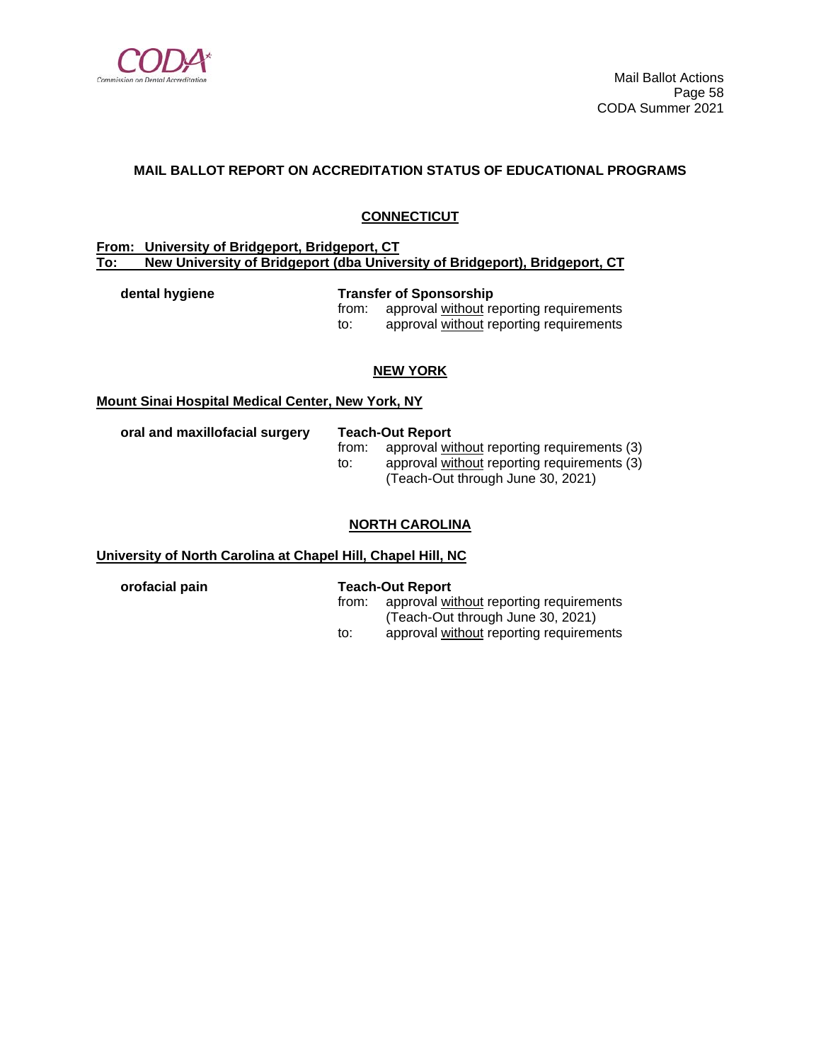## MAIL BALLOT REPORT ON ACCREDITATION STATUS OF EDUCATIONAL PROGRAMS

### CONNECTICUT

**From: University of Bridgeport, Bridgeport, CT**
**To: New University of Bridgeport (dba University of Bridgeport), Bridgeport, CT**

**dental hygiene** — **Transfer of Sponsorship**

from: approval without reporting requirements
to: approval without reporting requirements

### NEW YORK

**Mount Sinai Hospital Medical Center, New York, NY**

**oral and maxillofacial surgery** — **Teach-Out Report**

from: approval without reporting requirements (3)
to: approval without reporting requirements (3)
(Teach-Out through June 30, 2021)

### NORTH CAROLINA

**University of North Carolina at Chapel Hill, Chapel Hill, NC**

**orofacial pain** — **Teach-Out Report**

from: approval without reporting requirements
(Teach-Out through June 30, 2021)
to: approval without reporting requirements